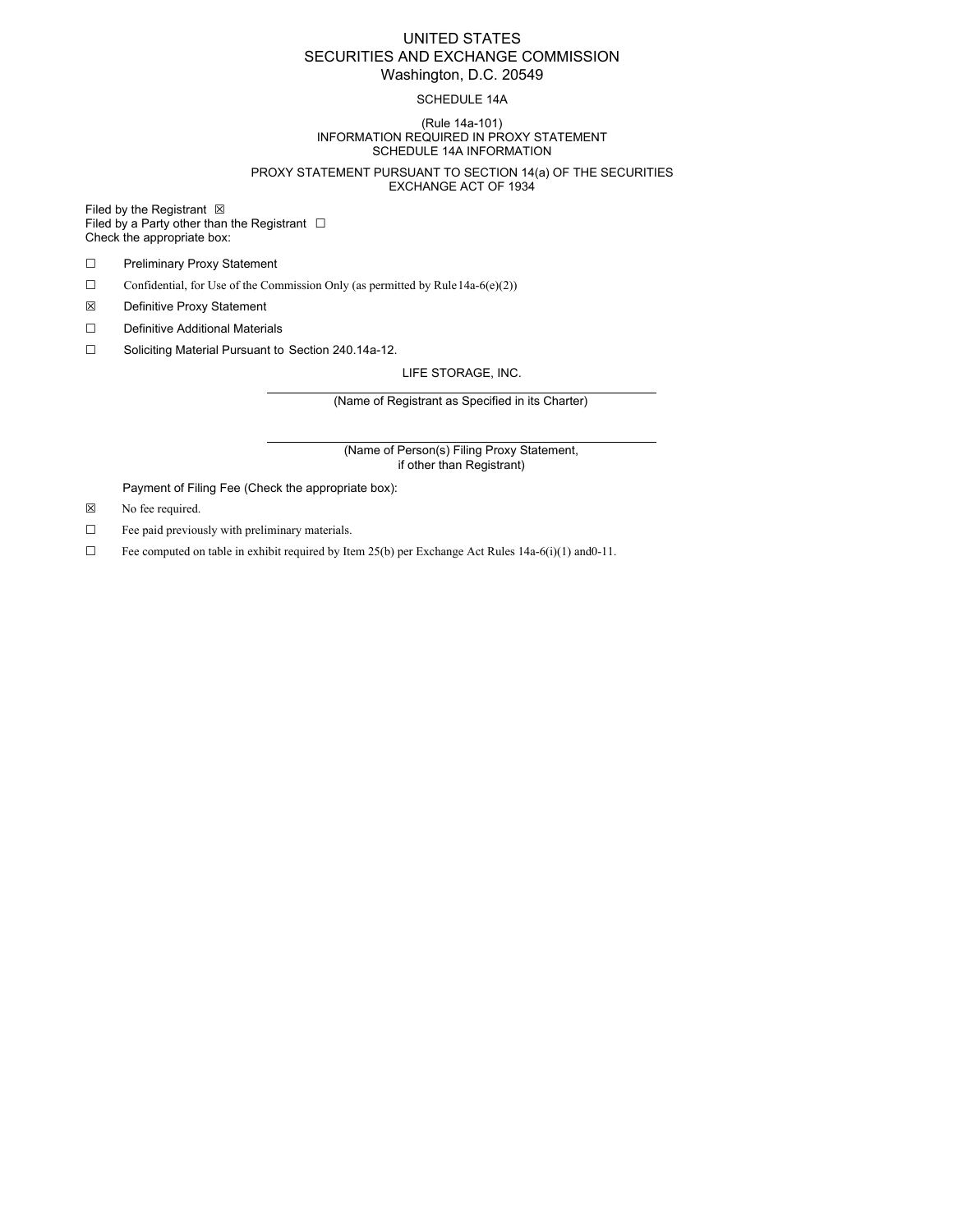# UNITED STATES
# SECURITIES AND EXCHANGE COMMISSION
Washington, D.C. 20549

SCHEDULE 14A

(Rule 14a-101)
INFORMATION REQUIRED IN PROXY STATEMENT
SCHEDULE 14A INFORMATION

PROXY STATEMENT PURSUANT TO SECTION 14(a) OF THE SECURITIES EXCHANGE ACT OF 1934

Filed by the Registrant ☒
Filed by a Party other than the Registrant ☐
Check the appropriate box:

☐ Preliminary Proxy Statement

☐ Confidential, for Use of the Commission Only (as permitted by Rule 14a-6(e)(2))

☒ Definitive Proxy Statement

☐ Definitive Additional Materials

☐ Soliciting Material Pursuant to Section 240.14a-12.

LIFE STORAGE, INC.

(Name of Registrant as Specified in its Charter)

(Name of Person(s) Filing Proxy Statement, if other than Registrant)

Payment of Filing Fee (Check the appropriate box):

☒ No fee required.

☐ Fee paid previously with preliminary materials.

☐ Fee computed on table in exhibit required by Item 25(b) per Exchange Act Rules 14a-6(i)(1) and 0-11.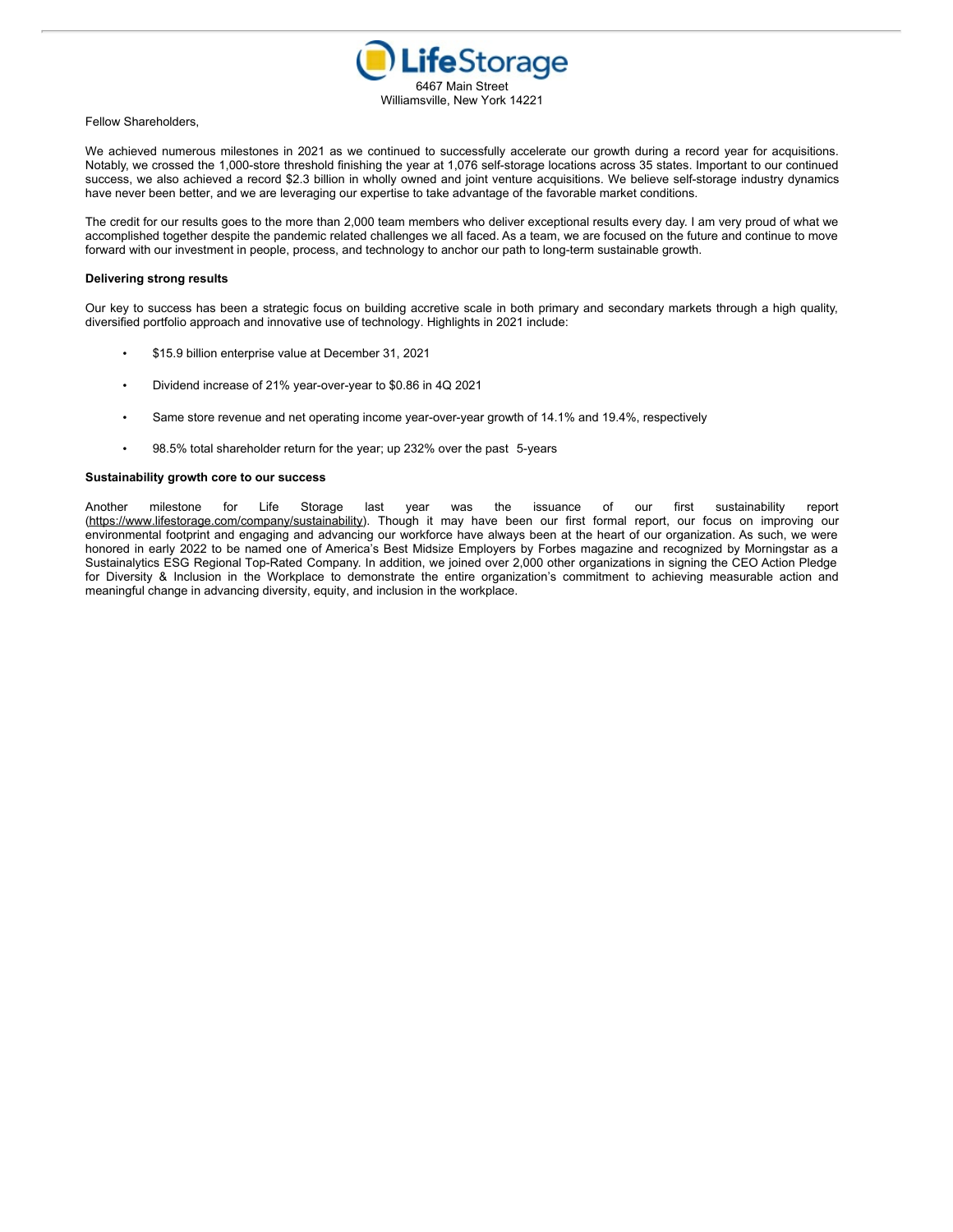LifeStorage
6467 Main Street
Williamsville, New York 14221

Fellow Shareholders,

We achieved numerous milestones in 2021 as we continued to successfully accelerate our growth during a record year for acquisitions. Notably, we crossed the 1,000-store threshold finishing the year at 1,076 self-storage locations across 35 states. Important to our continued success, we also achieved a record $2.3 billion in wholly owned and joint venture acquisitions. We believe self-storage industry dynamics have never been better, and we are leveraging our expertise to take advantage of the favorable market conditions.

The credit for our results goes to the more than 2,000 team members who deliver exceptional results every day. I am very proud of what we accomplished together despite the pandemic related challenges we all faced. As a team, we are focused on the future and continue to move forward with our investment in people, process, and technology to anchor our path to long-term sustainable growth.

**Delivering strong results**

Our key to success has been a strategic focus on building accretive scale in both primary and secondary markets through a high quality, diversified portfolio approach and innovative use of technology. Highlights in 2021 include:

- $15.9 billion enterprise value at December 31, 2021
- Dividend increase of 21% year-over-year to $0.86 in 4Q 2021
- Same store revenue and net operating income year-over-year growth of 14.1% and 19.4%, respectively
- 98.5% total shareholder return for the year; up 232% over the past 5-years

**Sustainability growth core to our success**

Another milestone for Life Storage last year was the issuance of our first sustainability report (https://www.lifestorage.com/company/sustainability). Though it may have been our first formal report, our focus on improving our environmental footprint and engaging and advancing our workforce have always been at the heart of our organization. As such, we were honored in early 2022 to be named one of America's Best Midsize Employers by Forbes magazine and recognized by Morningstar as a Sustainalytics ESG Regional Top-Rated Company. In addition, we joined over 2,000 other organizations in signing the CEO Action Pledge for Diversity & Inclusion in the Workplace to demonstrate the entire organization's commitment to achieving measurable action and meaningful change in advancing diversity, equity, and inclusion in the workplace.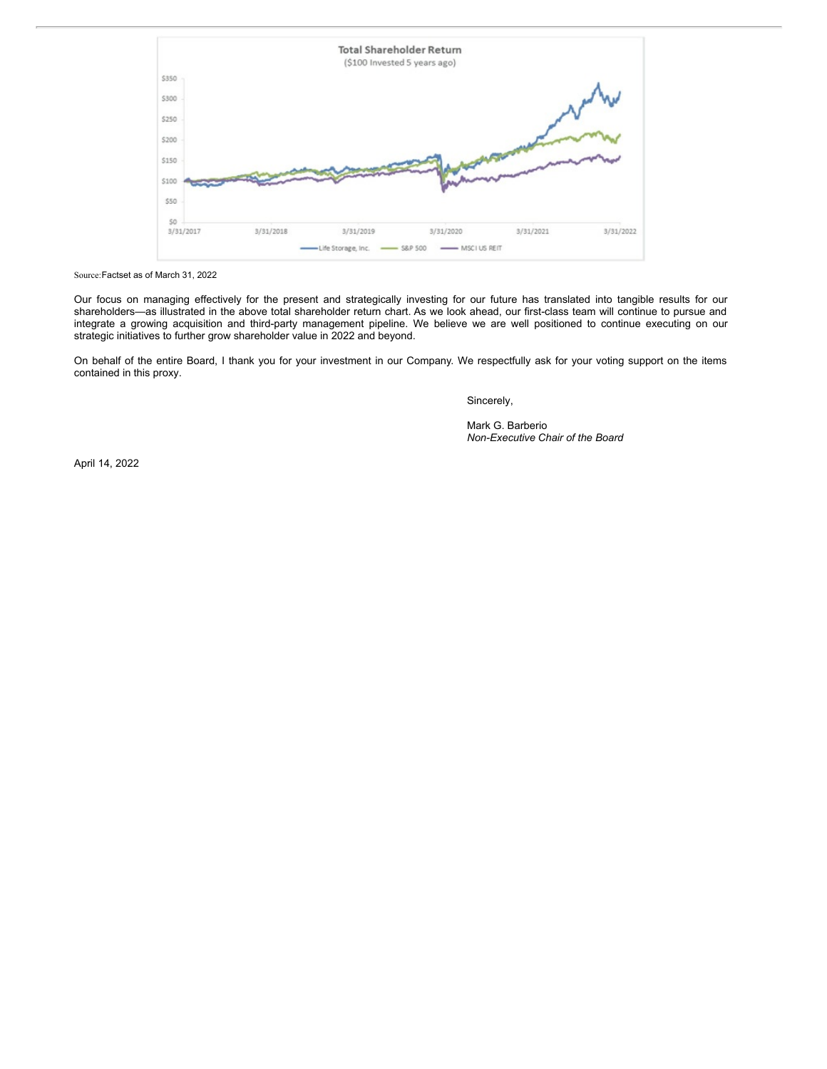Source:Factset as of March 31, 2022

Our focus on managing effectively for the present and strategically investing for our future has translated into tangible results for our shareholders—as illustrated in the above total shareholder return chart. As we look ahead, our first-class team will continue to pursue and integrate a growing acquisition and third-party management pipeline. We believe we are well positioned to continue executing on our strategic initiatives to further grow shareholder value in 2022 and beyond.

On behalf of the entire Board, I thank you for your investment in our Company. We respectfully ask for your voting support on the items contained in this proxy.

Sincerely,

Mark G. Barberio
*Non-Executive Chair of the Board*

April 14, 2022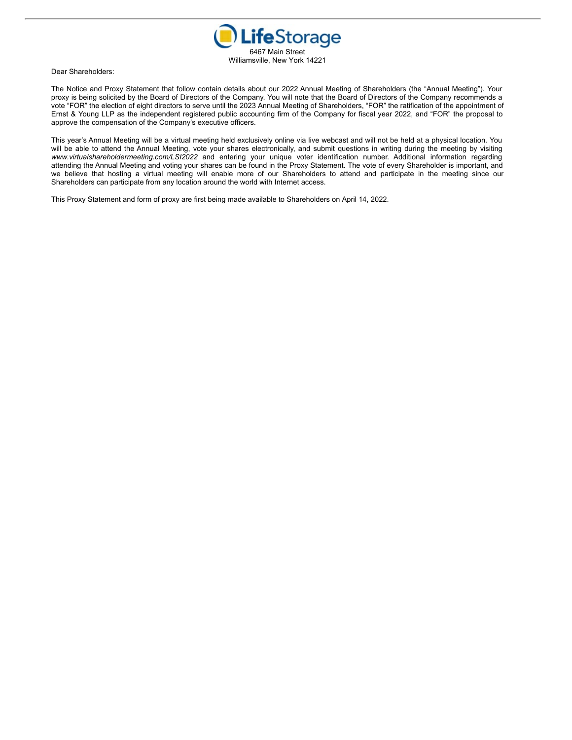**LifeStorage**

6467 Main Street
Williamsville, New York 14221

Dear Shareholders:

The Notice and Proxy Statement that follow contain details about our 2022 Annual Meeting of Shareholders (the "Annual Meeting"). Your proxy is being solicited by the Board of Directors of the Company. You will note that the Board of Directors of the Company recommends a vote "FOR" the election of eight directors to serve until the 2023 Annual Meeting of Shareholders, "FOR" the ratification of the appointment of Ernst & Young LLP as the independent registered public accounting firm of the Company for fiscal year 2022, and "FOR" the proposal to approve the compensation of the Company's executive officers.

This year's Annual Meeting will be a virtual meeting held exclusively online via live webcast and will not be held at a physical location. You will be able to attend the Annual Meeting, vote your shares electronically, and submit questions in writing during the meeting by visiting *www.virtualshareholdermeeting.com/LSI2022* and entering your unique voter identification number. Additional information regarding attending the Annual Meeting and voting your shares can be found in the Proxy Statement. The vote of every Shareholder is important, and we believe that hosting a virtual meeting will enable more of our Shareholders to attend and participate in the meeting since our Shareholders can participate from any location around the world with Internet access.

This Proxy Statement and form of proxy are first being made available to Shareholders on April 14, 2022.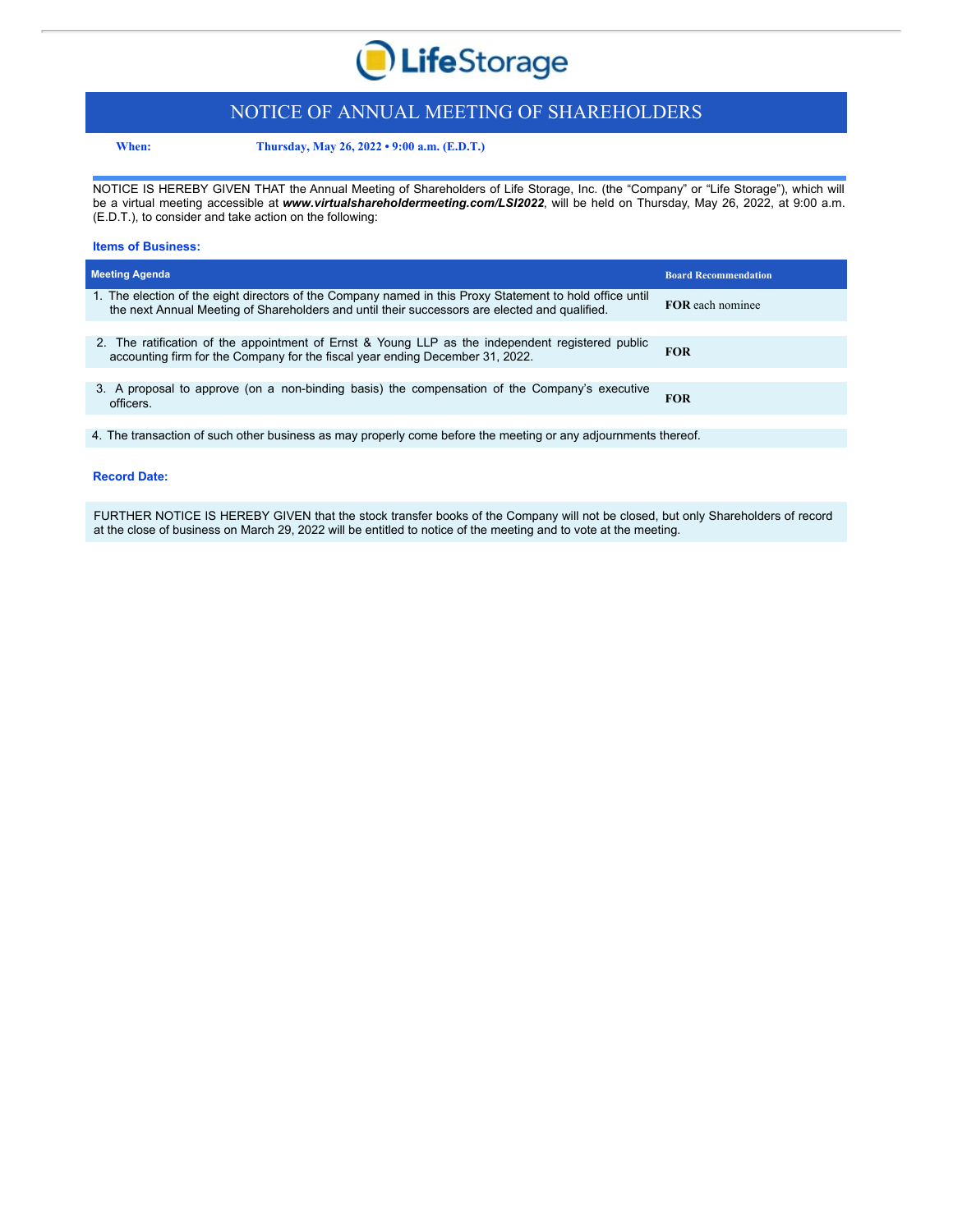# NOTICE OF ANNUAL MEETING OF SHAREHOLDERS

**When:** **Thursday, May 26, 2022 • 9:00 a.m. (E.D.T.)**

NOTICE IS HEREBY GIVEN THAT the Annual Meeting of Shareholders of Life Storage, Inc. (the "Company" or "Life Storage"), which will be a virtual meeting accessible at ***www.virtualshareholdermeeting.com/LSI2022***, will be held on Thursday, May 26, 2022, at 9:00 a.m. (E.D.T.), to consider and take action on the following:

### Items of Business:

| Meeting Agenda | Board Recommendation |
|---|---|
| 1. The election of the eight directors of the Company named in this Proxy Statement to hold office until the next Annual Meeting of Shareholders and until their successors are elected and qualified. | **FOR** each nominee |
| 2. The ratification of the appointment of Ernst & Young LLP as the independent registered public accounting firm for the Company for the fiscal year ending December 31, 2022. | **FOR** |
| 3. A proposal to approve (on a non-binding basis) the compensation of the Company's executive officers. | **FOR** |
| 4. The transaction of such other business as may properly come before the meeting or any adjournments thereof. | |

### Record Date:

FURTHER NOTICE IS HEREBY GIVEN that the stock transfer books of the Company will not be closed, but only Shareholders of record at the close of business on March 29, 2022 will be entitled to notice of the meeting and to vote at the meeting.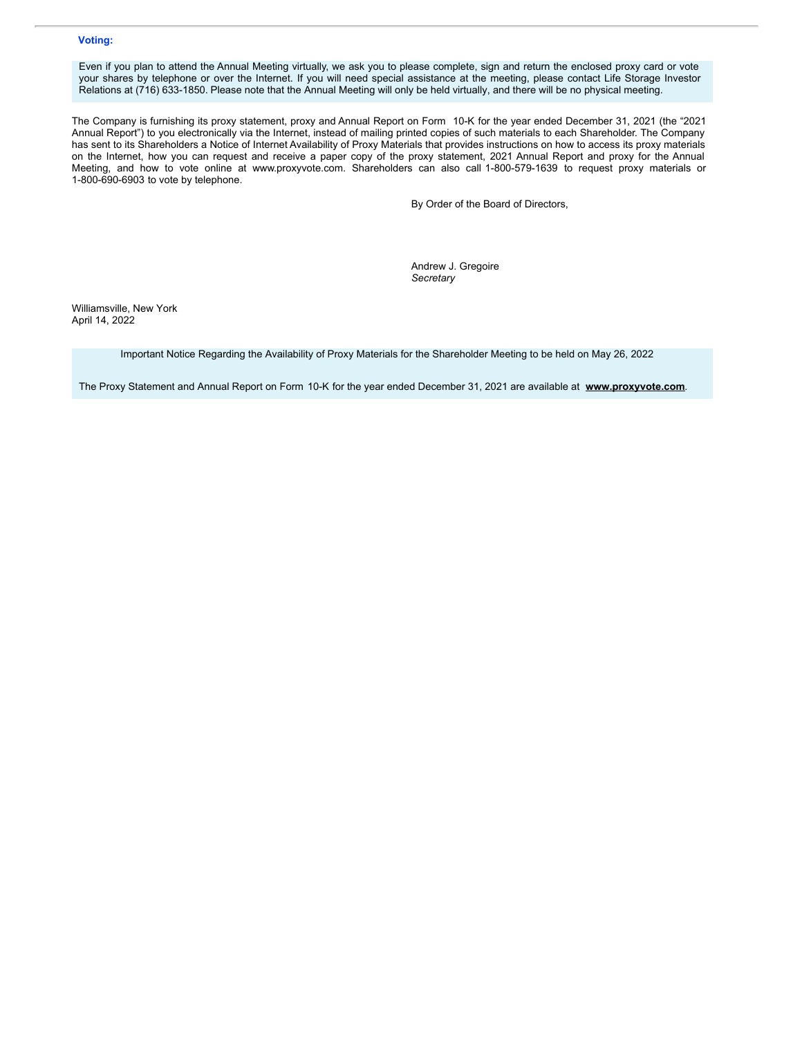**Voting:**

Even if you plan to attend the Annual Meeting virtually, we ask you to please complete, sign and return the enclosed proxy card or vote your shares by telephone or over the Internet. If you will need special assistance at the meeting, please contact Life Storage Investor Relations at (716) 633-1850. Please note that the Annual Meeting will only be held virtually, and there will be no physical meeting.

The Company is furnishing its proxy statement, proxy and Annual Report on Form 10-K for the year ended December 31, 2021 (the "2021 Annual Report") to you electronically via the Internet, instead of mailing printed copies of such materials to each Shareholder. The Company has sent to its Shareholders a Notice of Internet Availability of Proxy Materials that provides instructions on how to access its proxy materials on the Internet, how you can request and receive a paper copy of the proxy statement, 2021 Annual Report and proxy for the Annual Meeting, and how to vote online at www.proxyvote.com. Shareholders can also call 1-800-579-1639 to request proxy materials or 1-800-690-6903 to vote by telephone.

By Order of the Board of Directors,

Andrew J. Gregoire
*Secretary*

Williamsville, New York
April 14, 2022

Important Notice Regarding the Availability of Proxy Materials for the Shareholder Meeting to be held on May 26, 2022

The Proxy Statement and Annual Report on Form 10-K for the year ended December 31, 2021 are available at **www.proxyvote.com**.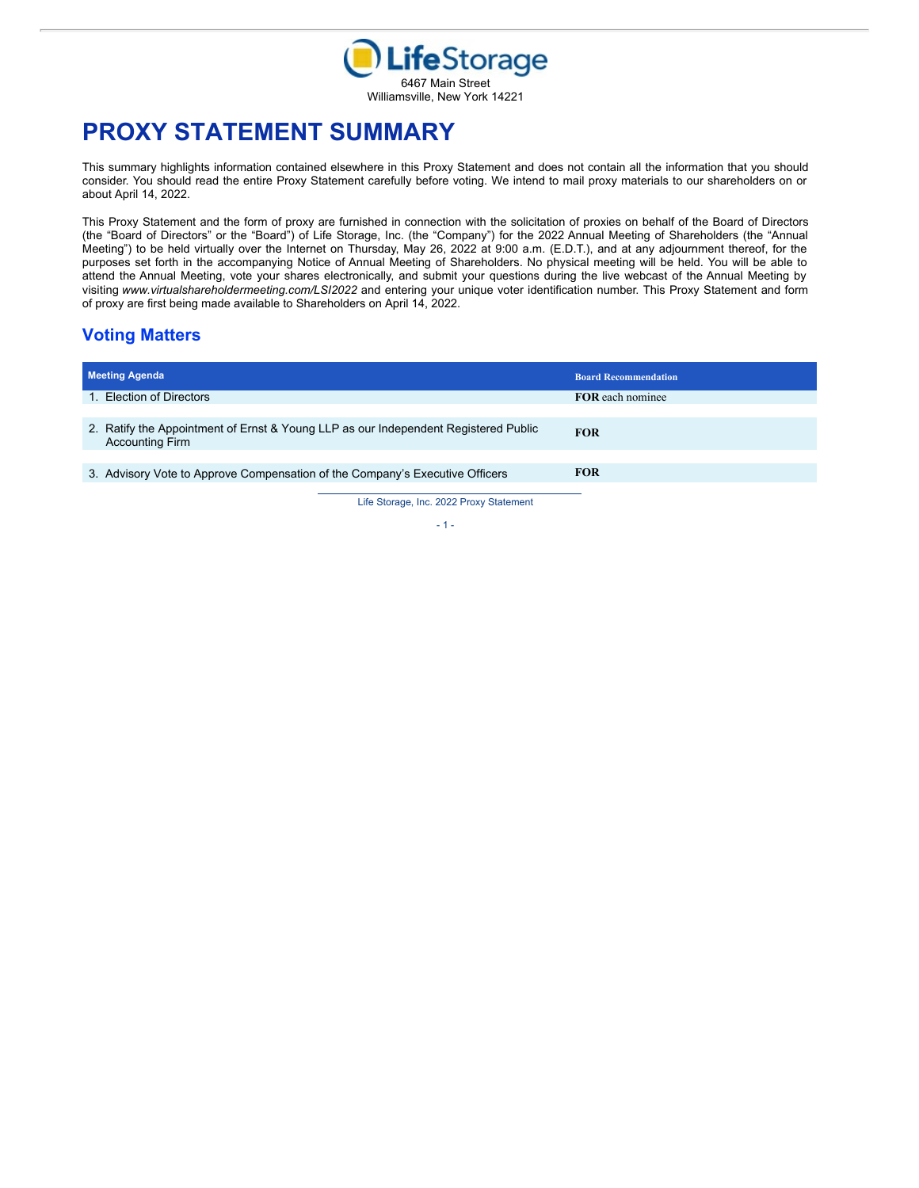LifeStorage

6467 Main Street
Williamsville, New York 14221

# PROXY STATEMENT SUMMARY

This summary highlights information contained elsewhere in this Proxy Statement and does not contain all the information that you should consider. You should read the entire Proxy Statement carefully before voting. We intend to mail proxy materials to our shareholders on or about April 14, 2022.

This Proxy Statement and the form of proxy are furnished in connection with the solicitation of proxies on behalf of the Board of Directors (the "Board of Directors" or the "Board") of Life Storage, Inc. (the "Company") for the 2022 Annual Meeting of Shareholders (the "Annual Meeting") to be held virtually over the Internet on Thursday, May 26, 2022 at 9:00 a.m. (E.D.T.), and at any adjournment thereof, for the purposes set forth in the accompanying Notice of Annual Meeting of Shareholders. No physical meeting will be held. You will be able to attend the Annual Meeting, vote your shares electronically, and submit your questions during the live webcast of the Annual Meeting by visiting *www.virtualshareholdermeeting.com/LSI2022* and entering your unique voter identification number. This Proxy Statement and form of proxy are first being made available to Shareholders on April 14, 2022.

## Voting Matters

| Meeting Agenda | Board Recommendation |
|---|---|
| 1. Election of Directors | **FOR** each nominee |
| 2. Ratify the Appointment of Ernst & Young LLP as our Independent Registered Public Accounting Firm | **FOR** |
| 3. Advisory Vote to Approve Compensation of the Company's Executive Officers | **FOR** |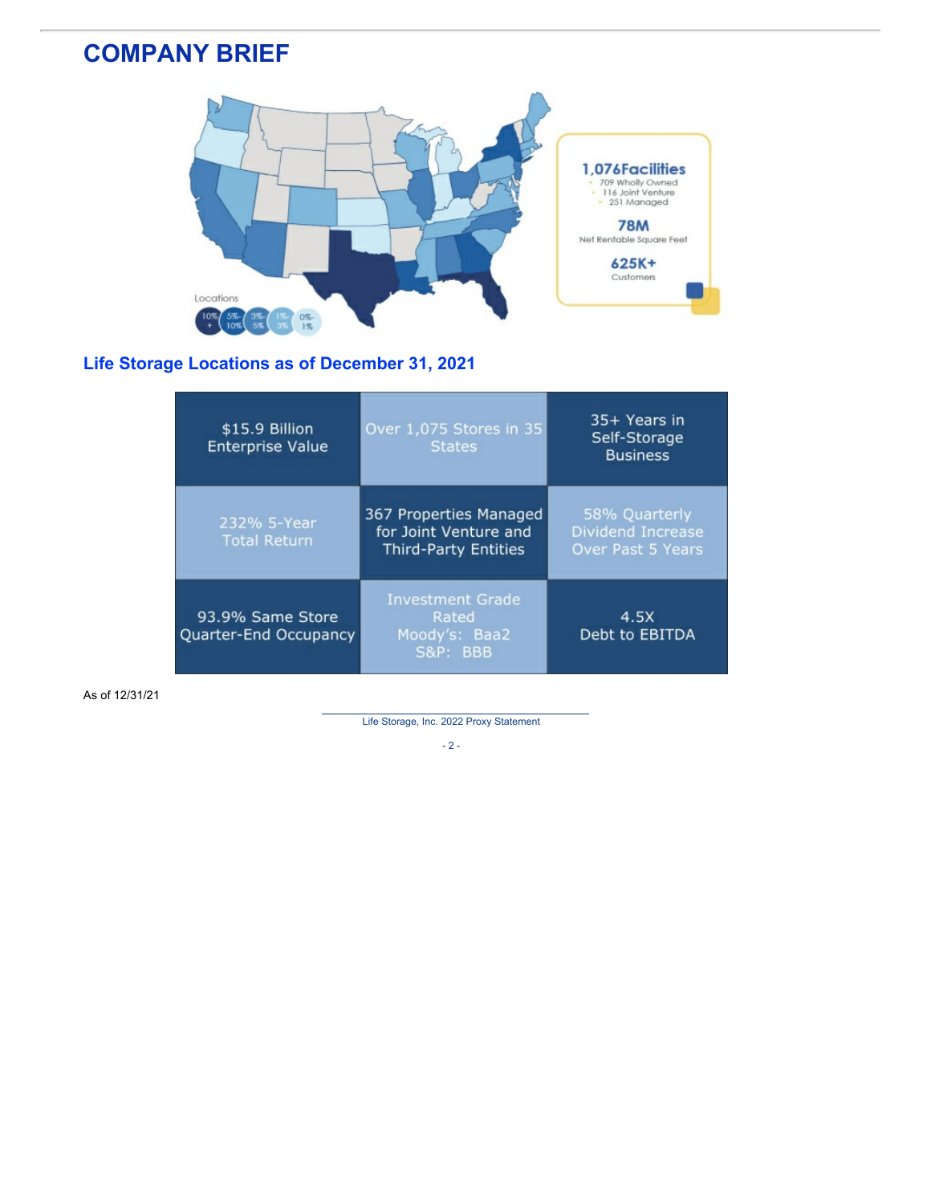# COMPANY BRIEF

**1,076 Facilities**
- 709 Wholly Owned
- 116 Joint Venture
- 251 Managed

**78M**
Net Rentable Square Feet

**625K+**
Customers

Locations: 10%+ | 5%-10% | 3%-5% | 1%-3% | 0%-1%

## Life Storage Locations as of December 31, 2021

| | | |
|---|---|---|
| $15.9 Billion Enterprise Value | Over 1,075 Stores in 35 States | 35+ Years in Self-Storage Business |
| 232% 5-Year Total Return | 367 Properties Managed for Joint Venture and Third-Party Entities | 58% Quarterly Dividend Increase Over Past 5 Years |
| 93.9% Same Store Quarter-End Occupancy | Investment Grade Rated Moody's: Baa2 S&P: BBB | 4.5X Debt to EBITDA |

As of 12/31/21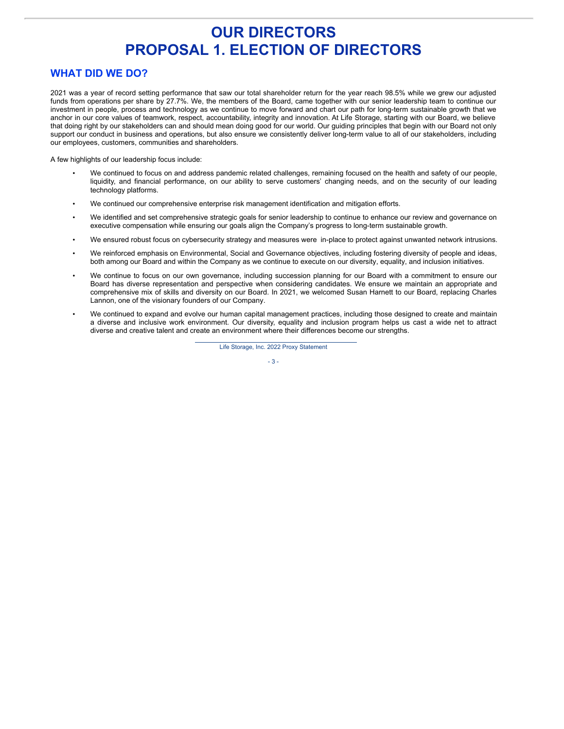# OUR DIRECTORS
# PROPOSAL 1. ELECTION OF DIRECTORS

## WHAT DID WE DO?

2021 was a year of record setting performance that saw our total shareholder return for the year reach 98.5% while we grew our adjusted funds from operations per share by 27.7%. We, the members of the Board, came together with our senior leadership team to continue our investment in people, process and technology as we continue to move forward and chart our path for long-term sustainable growth that we anchor in our core values of teamwork, respect, accountability, integrity and innovation. At Life Storage, starting with our Board, we believe that doing right by our stakeholders can and should mean doing good for our world. Our guiding principles that begin with our Board not only support our conduct in business and operations, but also ensure we consistently deliver long-term value to all of our stakeholders, including our employees, customers, communities and shareholders.

A few highlights of our leadership focus include:

- We continued to focus on and address pandemic related challenges, remaining focused on the health and safety of our people, liquidity, and financial performance, on our ability to serve customers' changing needs, and on the security of our leading technology platforms.
- We continued our comprehensive enterprise risk management identification and mitigation efforts.
- We identified and set comprehensive strategic goals for senior leadership to continue to enhance our review and governance on executive compensation while ensuring our goals align the Company's progress to long-term sustainable growth.
- We ensured robust focus on cybersecurity strategy and measures were in-place to protect against unwanted network intrusions.
- We reinforced emphasis on Environmental, Social and Governance objectives, including fostering diversity of people and ideas, both among our Board and within the Company as we continue to execute on our diversity, equality, and inclusion initiatives.
- We continue to focus on our own governance, including succession planning for our Board with a commitment to ensure our Board has diverse representation and perspective when considering candidates. We ensure we maintain an appropriate and comprehensive mix of skills and diversity on our Board. In 2021, we welcomed Susan Harnett to our Board, replacing Charles Lannon, one of the visionary founders of our Company.
- We continued to expand and evolve our human capital management practices, including those designed to create and maintain a diverse and inclusive work environment. Our diversity, equality and inclusion program helps us cast a wide net to attract diverse and creative talent and create an environment where their differences become our strengths.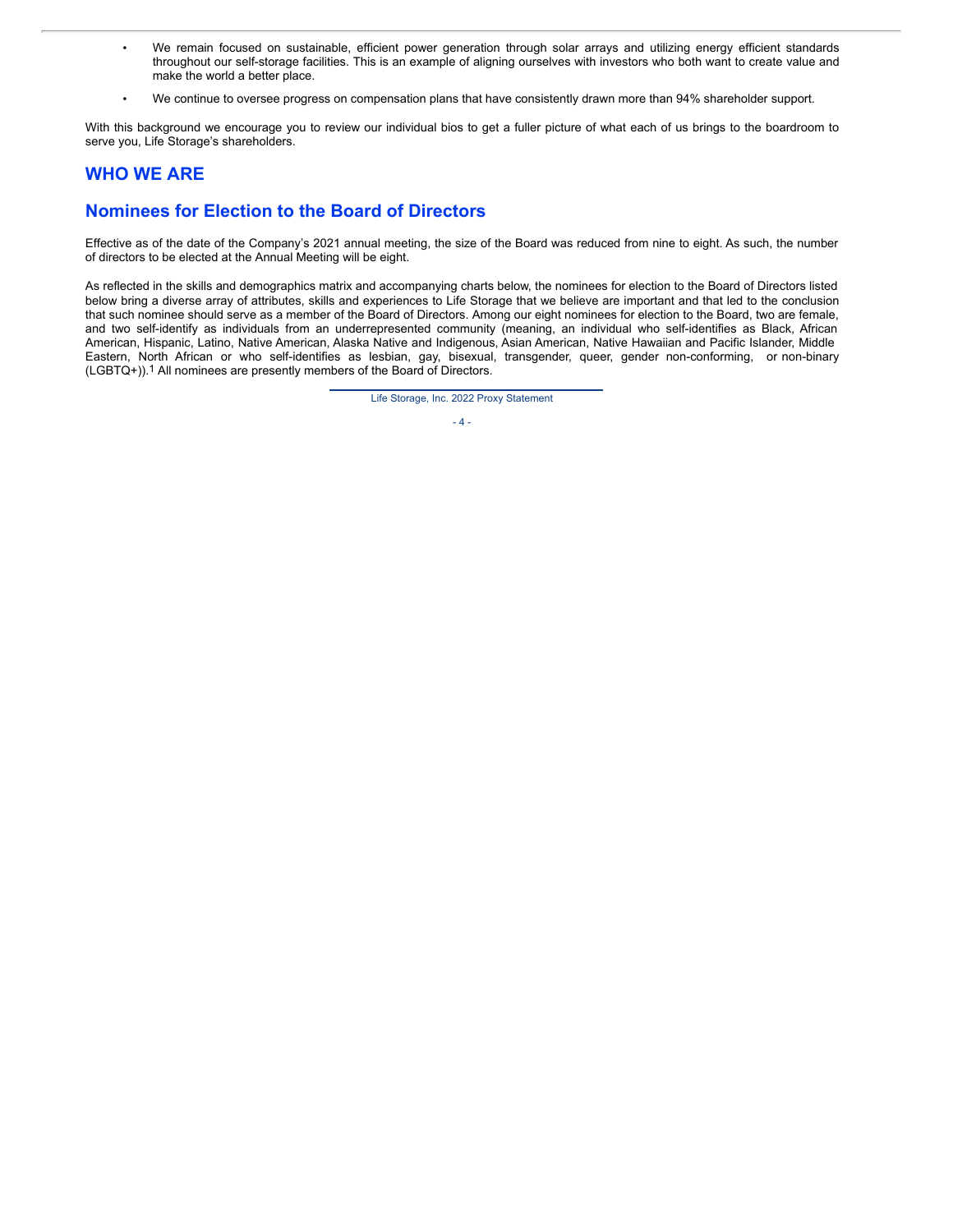- We remain focused on sustainable, efficient power generation through solar arrays and utilizing energy efficient standards throughout our self-storage facilities. This is an example of aligning ourselves with investors who both want to create value and make the world a better place.
- We continue to oversee progress on compensation plans that have consistently drawn more than 94% shareholder support.

With this background we encourage you to review our individual bios to get a fuller picture of what each of us brings to the boardroom to serve you, Life Storage's shareholders.

## WHO WE ARE

## Nominees for Election to the Board of Directors

Effective as of the date of the Company's 2021 annual meeting, the size of the Board was reduced from nine to eight. As such, the number of directors to be elected at the Annual Meeting will be eight.

As reflected in the skills and demographics matrix and accompanying charts below, the nominees for election to the Board of Directors listed below bring a diverse array of attributes, skills and experiences to Life Storage that we believe are important and that led to the conclusion that such nominee should serve as a member of the Board of Directors. Among our eight nominees for election to the Board, two are female, and two self-identify as individuals from an underrepresented community (meaning, an individual who self-identifies as Black, African American, Hispanic, Latino, Native American, Alaska Native and Indigenous, Asian American, Native Hawaiian and Pacific Islander, Middle Eastern, North African or who self-identifies as lesbian, gay, bisexual, transgender, queer, gender non-conforming, or non-binary (LGBTQ+)).[1] All nominees are presently members of the Board of Directors.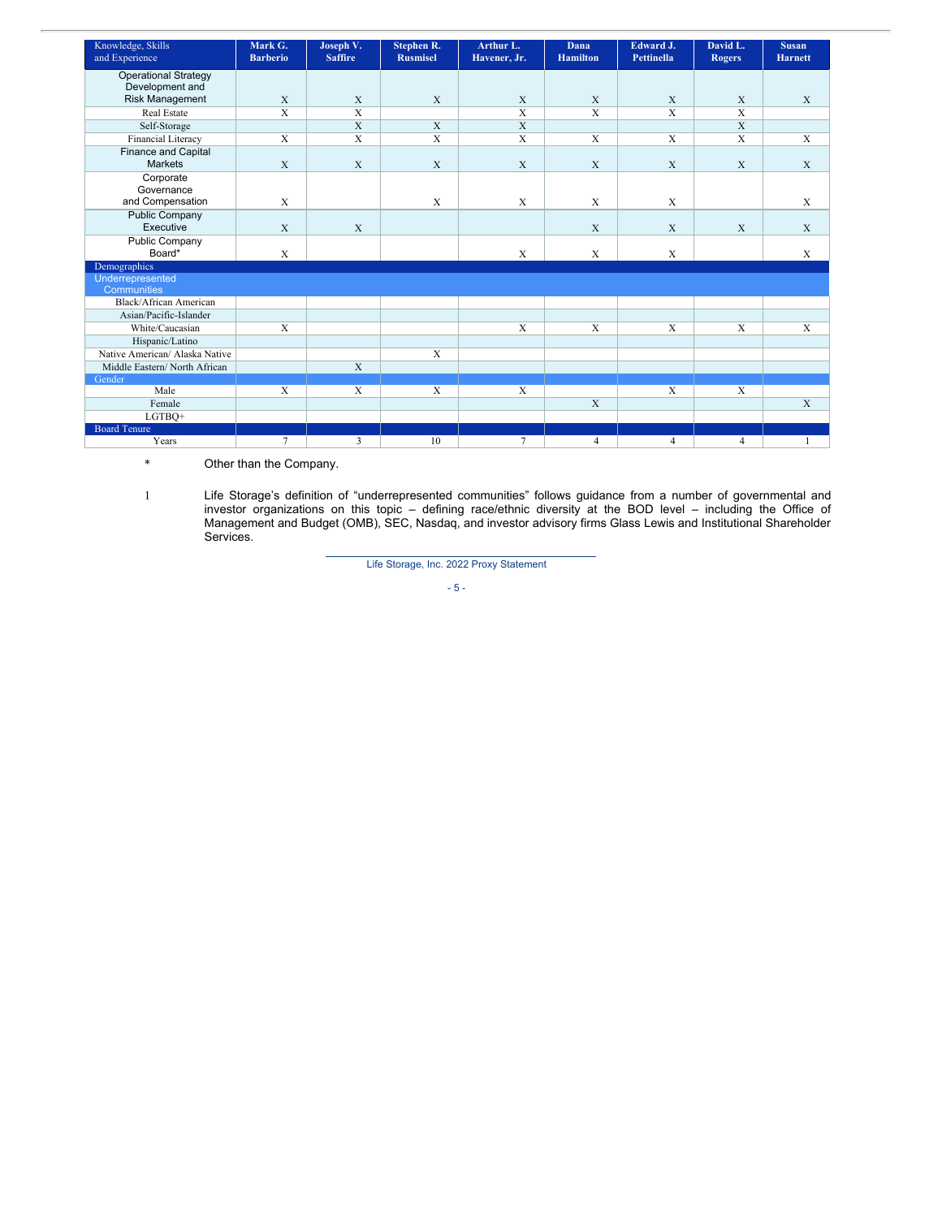| Knowledge, Skills and Experience | Mark G. Barberio | Joseph V. Saffire | Stephen R. Rusmisel | Arthur L. Havener, Jr. | Dana Hamilton | Edward J. Pettinella | David L. Rogers | Susan Harnett |
|---|---|---|---|---|---|---|---|---|
| Operational Strategy Development and Risk Management | X | X | X | X | X | X | X | X |
| Real Estate | X | X | | X | X | X | X | |
| Self-Storage | | X | X | X | | | X | |
| Financial Literacy | X | X | X | X | X | X | X | X |
| Finance and Capital Markets | X | X | X | X | X | X | X | X |
| Corporate Governance and Compensation | X | | X | X | X | X | | X |
| Public Company Executive | X | X | | | X | X | X | X |
| Public Company Board* | X | | | X | X | X | | X |
| Demographics | | | | | | | | |
| Underrepresented Communities | | | | | | | | |
| Black/African American | | | | | | | | |
| Asian/Pacific-Islander | | | | | | | | |
| White/Caucasian | X | | | X | X | X | X | X |
| Hispanic/Latino | | | | | | | | |
| Native American/ Alaska Native | | | X | | | | | |
| Middle Eastern/ North African | | X | | | | | | |
| Gender | | | | | | | | |
| Male | X | X | X | X | | X | X | |
| Female | | | | | X | | | X |
| LGTBQ+ | | | | | | | | |
| Board Tenure | | | | | | | | |
| Years | 7 | 3 | 10 | 7 | 4 | 4 | 4 | 1 |

\* Other than the Company.

1 Life Storage's definition of "underrepresented communities" follows guidance from a number of governmental and investor organizations on this topic – defining race/ethnic diversity at the BOD level – including the Office of Management and Budget (OMB), SEC, Nasdaq, and investor advisory firms Glass Lewis and Institutional Shareholder Services.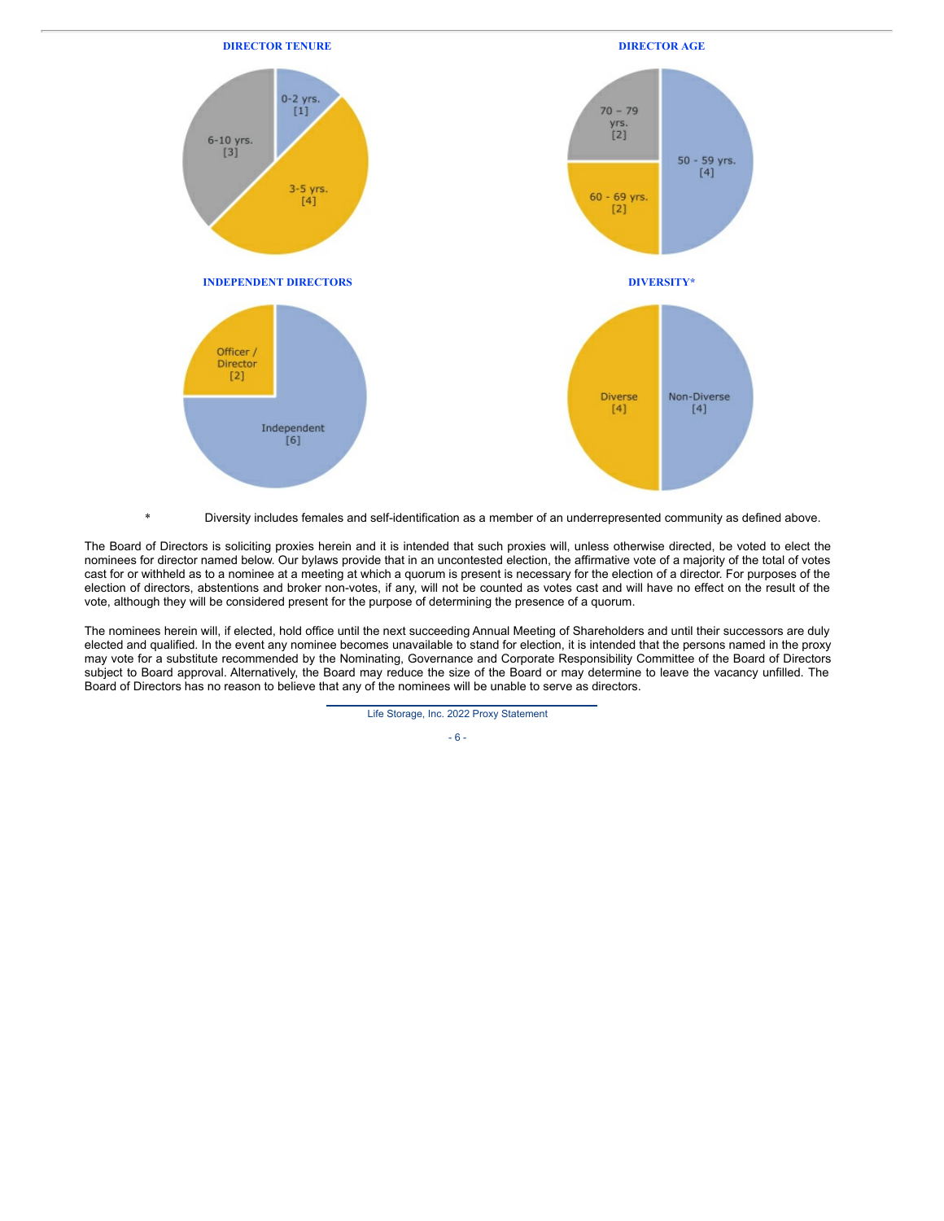**DIRECTOR TENURE**

0-2 yrs. [1]

3-5 yrs. [4]

6-10 yrs. [3]

**DIRECTOR AGE**

50 - 59 yrs. [4]

60 - 69 yrs. [2]

70 – 79 yrs. [2]

**INDEPENDENT DIRECTORS**

Independent [6]

Officer / Director [2]

**DIVERSITY***

Diverse [4]

Non-Diverse [4]

\* Diversity includes females and self-identification as a member of an underrepresented community as defined above.

The Board of Directors is soliciting proxies herein and it is intended that such proxies will, unless otherwise directed, be voted to elect the nominees for director named below. Our bylaws provide that in an uncontested election, the affirmative vote of a majority of the total of votes cast for or withheld as to a nominee at a meeting at which a quorum is present is necessary for the election of a director. For purposes of the election of directors, abstentions and broker non-votes, if any, will not be counted as votes cast and will have no effect on the result of the vote, although they will be considered present for the purpose of determining the presence of a quorum.

The nominees herein will, if elected, hold office until the next succeeding Annual Meeting of Shareholders and until their successors are duly elected and qualified. In the event any nominee becomes unavailable to stand for election, it is intended that the persons named in the proxy may vote for a substitute recommended by the Nominating, Governance and Corporate Responsibility Committee of the Board of Directors subject to Board approval. Alternatively, the Board may reduce the size of the Board or may determine to leave the vacancy unfilled. The Board of Directors has no reason to believe that any of the nominees will be unable to serve as directors.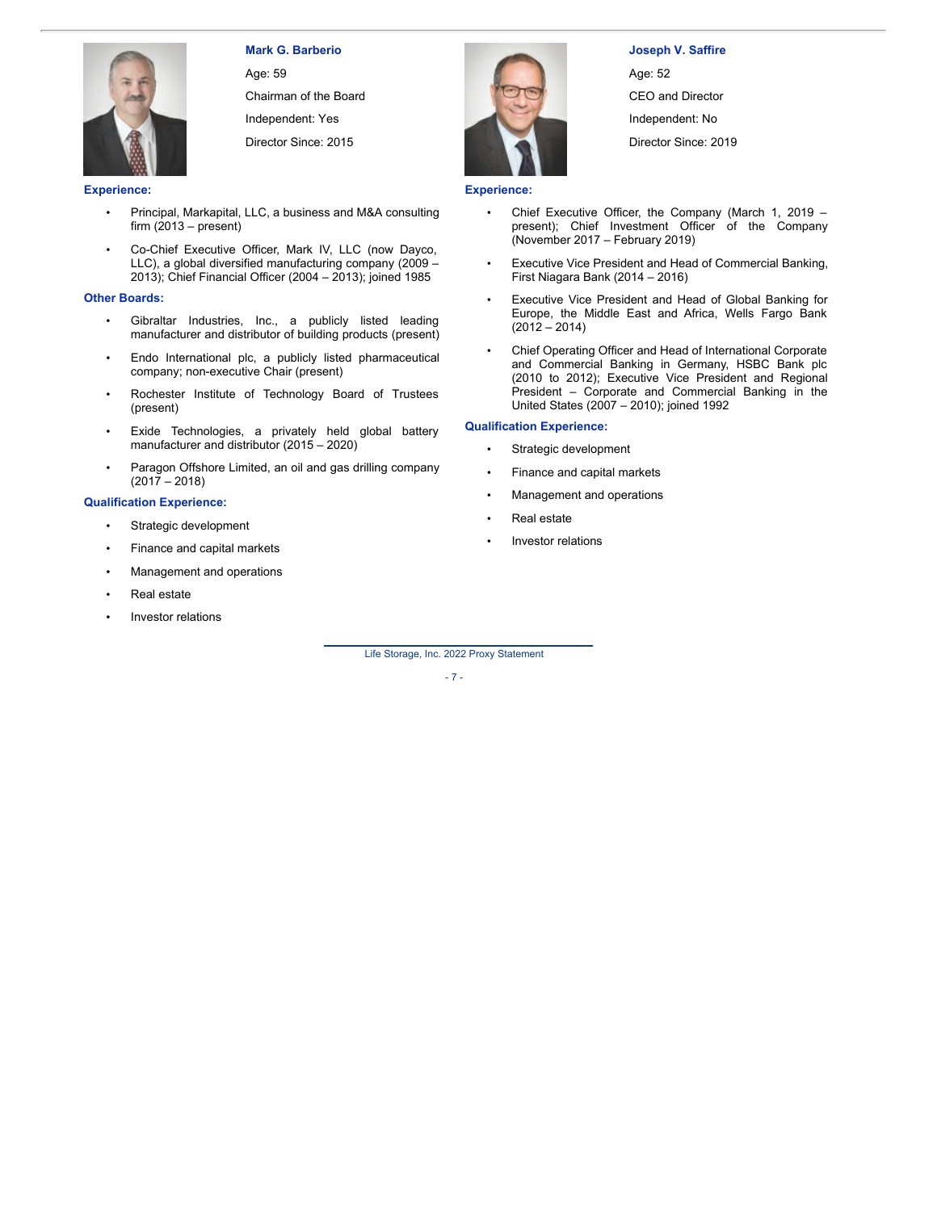### Mark G. Barberio

Age: 59

Chairman of the Board

Independent: Yes

Director Since: 2015

**Experience:**

- Principal, Markapital, LLC, a business and M&A consulting firm (2013 – present)
- Co-Chief Executive Officer, Mark IV, LLC (now Dayco, LLC), a global diversified manufacturing company (2009 – 2013); Chief Financial Officer (2004 – 2013); joined 1985

**Other Boards:**

- Gibraltar Industries, Inc., a publicly listed leading manufacturer and distributor of building products (present)
- Endo International plc, a publicly listed pharmaceutical company; non-executive Chair (present)
- Rochester Institute of Technology Board of Trustees (present)
- Exide Technologies, a privately held global battery manufacturer and distributor (2015 – 2020)
- Paragon Offshore Limited, an oil and gas drilling company (2017 – 2018)

**Qualification Experience:**

- Strategic development
- Finance and capital markets
- Management and operations
- Real estate
- Investor relations

### Joseph V. Saffire

Age: 52

CEO and Director

Independent: No

Director Since: 2019

**Experience:**

- Chief Executive Officer, the Company (March 1, 2019 – present); Chief Investment Officer of the Company (November 2017 – February 2019)
- Executive Vice President and Head of Commercial Banking, First Niagara Bank (2014 – 2016)
- Executive Vice President and Head of Global Banking for Europe, the Middle East and Africa, Wells Fargo Bank (2012 – 2014)
- Chief Operating Officer and Head of International Corporate and Commercial Banking in Germany, HSBC Bank plc (2010 to 2012); Executive Vice President and Regional President – Corporate and Commercial Banking in the United States (2007 – 2010); joined 1992

**Qualification Experience:**

- Strategic development
- Finance and capital markets
- Management and operations
- Real estate
- Investor relations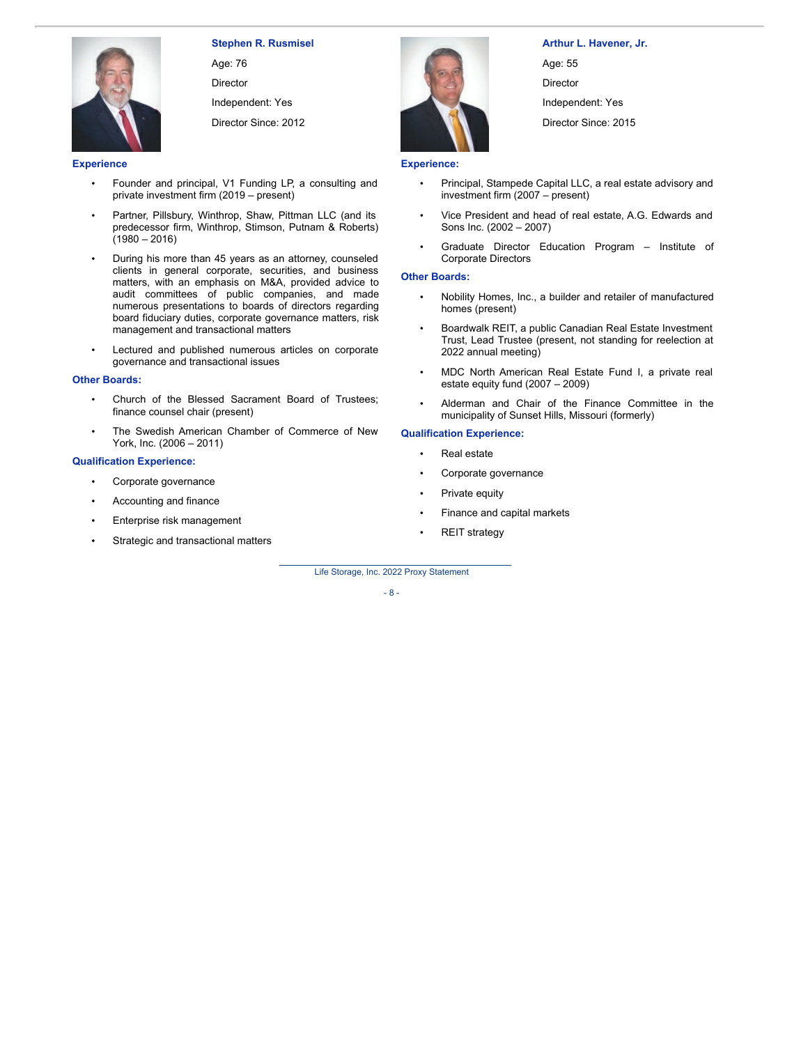**Stephen R. Rusmisel**

Age: 76

Director

Independent: Yes

Director Since: 2012

**Experience**

- Founder and principal, V1 Funding LP, a consulting and private investment firm (2019 – present)
- Partner, Pillsbury, Winthrop, Shaw, Pittman LLC (and its predecessor firm, Winthrop, Stimson, Putnam & Roberts) (1980 – 2016)
- During his more than 45 years as an attorney, counseled clients in general corporate, securities, and business matters, with an emphasis on M&A, provided advice to audit committees of public companies, and made numerous presentations to boards of directors regarding board fiduciary duties, corporate governance matters, risk management and transactional matters
- Lectured and published numerous articles on corporate governance and transactional issues

**Other Boards:**

- Church of the Blessed Sacrament Board of Trustees; finance counsel chair (present)
- The Swedish American Chamber of Commerce of New York, Inc. (2006 – 2011)

**Qualification Experience:**

- Corporate governance
- Accounting and finance
- Enterprise risk management
- Strategic and transactional matters

**Arthur L. Havener, Jr.**

Age: 55

Director

Independent: Yes

Director Since: 2015

**Experience:**

- Principal, Stampede Capital LLC, a real estate advisory and investment firm (2007 – present)
- Vice President and head of real estate, A.G. Edwards and Sons Inc. (2002 – 2007)
- Graduate Director Education Program – Institute of Corporate Directors

**Other Boards:**

- Nobility Homes, Inc., a builder and retailer of manufactured homes (present)
- Boardwalk REIT, a public Canadian Real Estate Investment Trust, Lead Trustee (present, not standing for reelection at 2022 annual meeting)
- MDC North American Real Estate Fund I, a private real estate equity fund (2007 – 2009)
- Alderman and Chair of the Finance Committee in the municipality of Sunset Hills, Missouri (formerly)

**Qualification Experience:**

- Real estate
- Corporate governance
- Private equity
- Finance and capital markets
- REIT strategy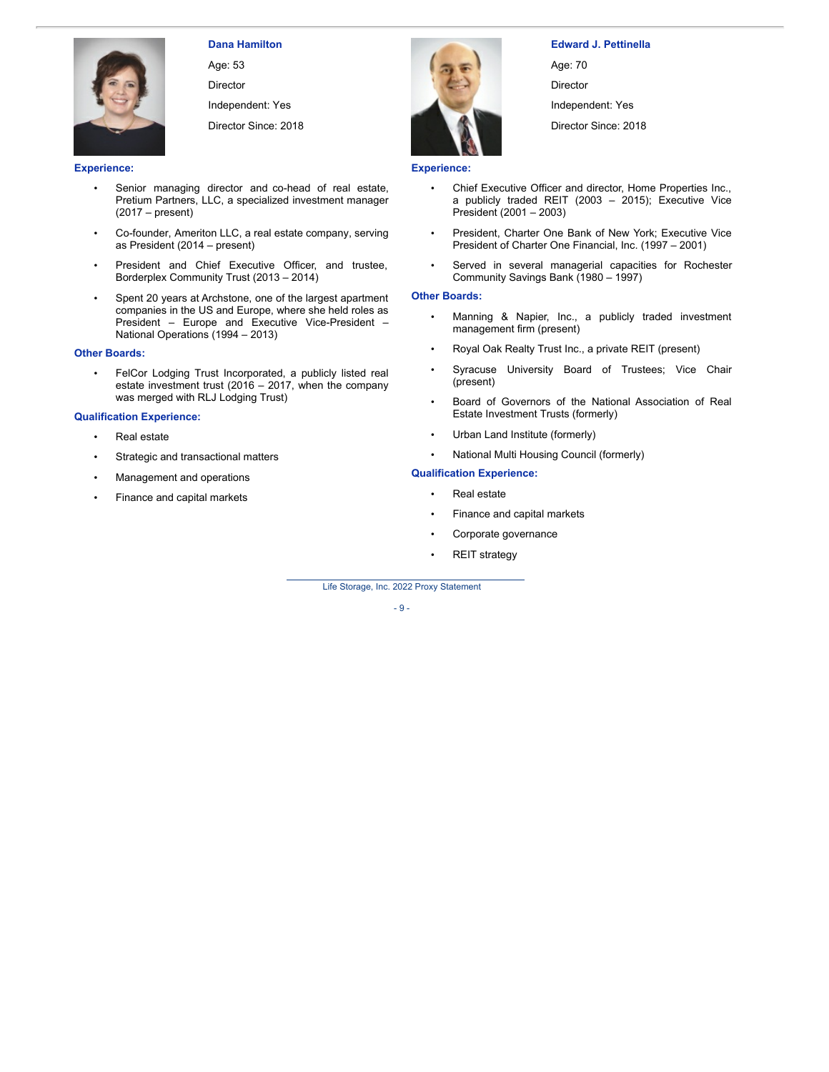**Dana Hamilton**

Age: 53

Director

Independent: Yes

Director Since: 2018

**Experience:**

- Senior managing director and co-head of real estate, Pretium Partners, LLC, a specialized investment manager (2017 – present)
- Co-founder, Ameriton LLC, a real estate company, serving as President (2014 – present)
- President and Chief Executive Officer, and trustee, Borderplex Community Trust (2013 – 2014)
- Spent 20 years at Archstone, one of the largest apartment companies in the US and Europe, where she held roles as President – Europe and Executive Vice-President – National Operations (1994 – 2013)

**Other Boards:**

- FelCor Lodging Trust Incorporated, a publicly listed real estate investment trust (2016 – 2017, when the company was merged with RLJ Lodging Trust)

**Qualification Experience:**

- Real estate
- Strategic and transactional matters
- Management and operations
- Finance and capital markets

**Edward J. Pettinella**

Age: 70

Director

Independent: Yes

Director Since: 2018

**Experience:**

- Chief Executive Officer and director, Home Properties Inc., a publicly traded REIT (2003 – 2015); Executive Vice President (2001 – 2003)
- President, Charter One Bank of New York; Executive Vice President of Charter One Financial, Inc. (1997 – 2001)
- Served in several managerial capacities for Rochester Community Savings Bank (1980 – 1997)

**Other Boards:**

- Manning & Napier, Inc., a publicly traded investment management firm (present)
- Royal Oak Realty Trust Inc., a private REIT (present)
- Syracuse University Board of Trustees; Vice Chair (present)
- Board of Governors of the National Association of Real Estate Investment Trusts (formerly)
- Urban Land Institute (formerly)
- National Multi Housing Council (formerly)

**Qualification Experience:**

- Real estate
- Finance and capital markets
- Corporate governance
- REIT strategy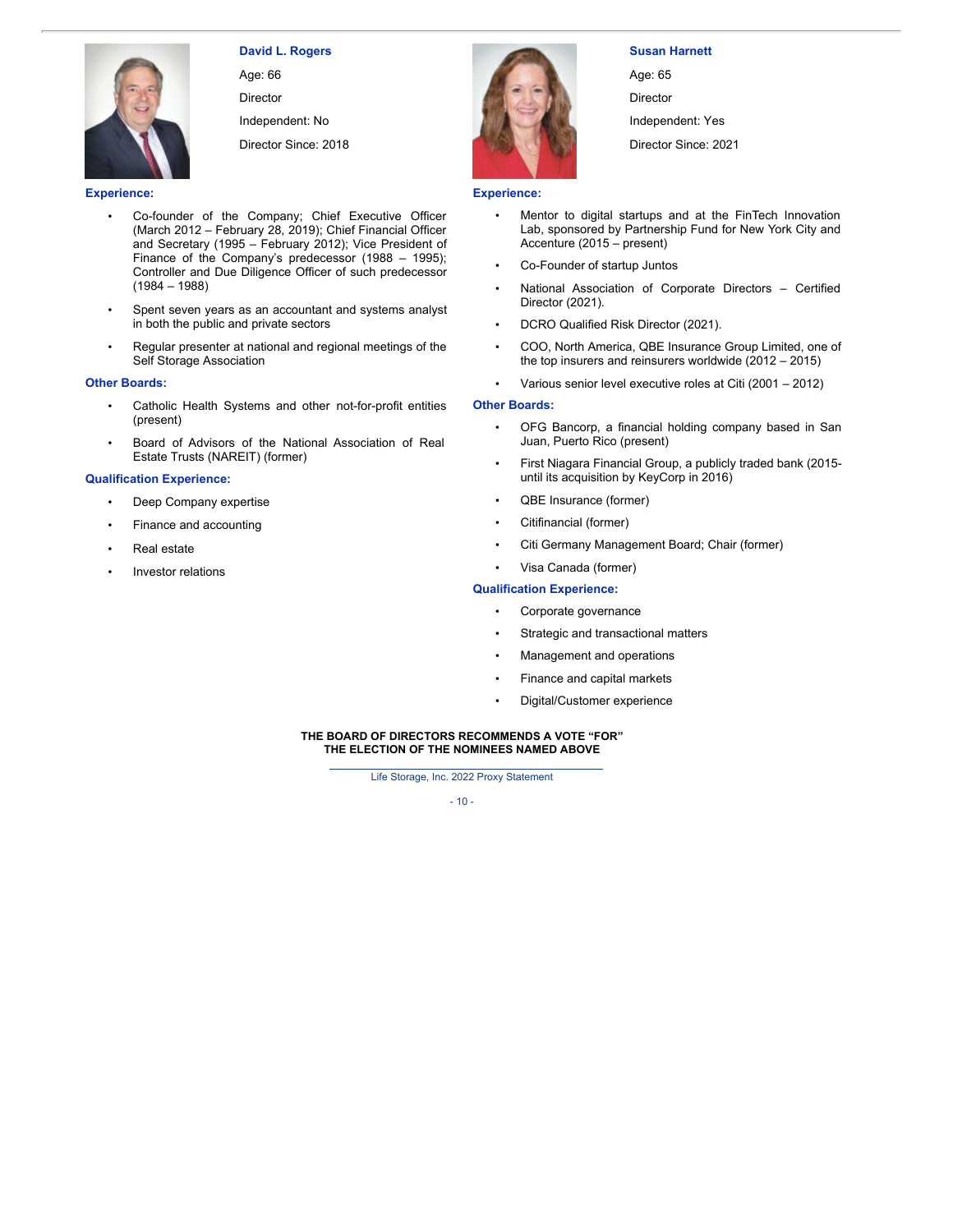### David L. Rogers

Age: 66

Director

Independent: No

Director Since: 2018

**Experience:**

- Co-founder of the Company; Chief Executive Officer (March 2012 – February 28, 2019); Chief Financial Officer and Secretary (1995 – February 2012); Vice President of Finance of the Company's predecessor (1988 – 1995); Controller and Due Diligence Officer of such predecessor (1984 – 1988)
- Spent seven years as an accountant and systems analyst in both the public and private sectors
- Regular presenter at national and regional meetings of the Self Storage Association

**Other Boards:**

- Catholic Health Systems and other not-for-profit entities (present)
- Board of Advisors of the National Association of Real Estate Trusts (NAREIT) (former)

**Qualification Experience:**

- Deep Company expertise
- Finance and accounting
- Real estate
- Investor relations

### Susan Harnett

Age: 65

Director

Independent: Yes

Director Since: 2021

**Experience:**

- Mentor to digital startups and at the FinTech Innovation Lab, sponsored by Partnership Fund for New York City and Accenture (2015 – present)
- Co-Founder of startup Juntos
- National Association of Corporate Directors – Certified Director (2021).
- DCRO Qualified Risk Director (2021).
- COO, North America, QBE Insurance Group Limited, one of the top insurers and reinsurers worldwide (2012 – 2015)
- Various senior level executive roles at Citi (2001 – 2012)

**Other Boards:**

- OFG Bancorp, a financial holding company based in San Juan, Puerto Rico (present)
- First Niagara Financial Group, a publicly traded bank (2015-until its acquisition by KeyCorp in 2016)
- QBE Insurance (former)
- Citifinancial (former)
- Citi Germany Management Board; Chair (former)
- Visa Canada (former)

**Qualification Experience:**

- Corporate governance
- Strategic and transactional matters
- Management and operations
- Finance and capital markets
- Digital/Customer experience

**THE BOARD OF DIRECTORS RECOMMENDS A VOTE "FOR" THE ELECTION OF THE NOMINEES NAMED ABOVE**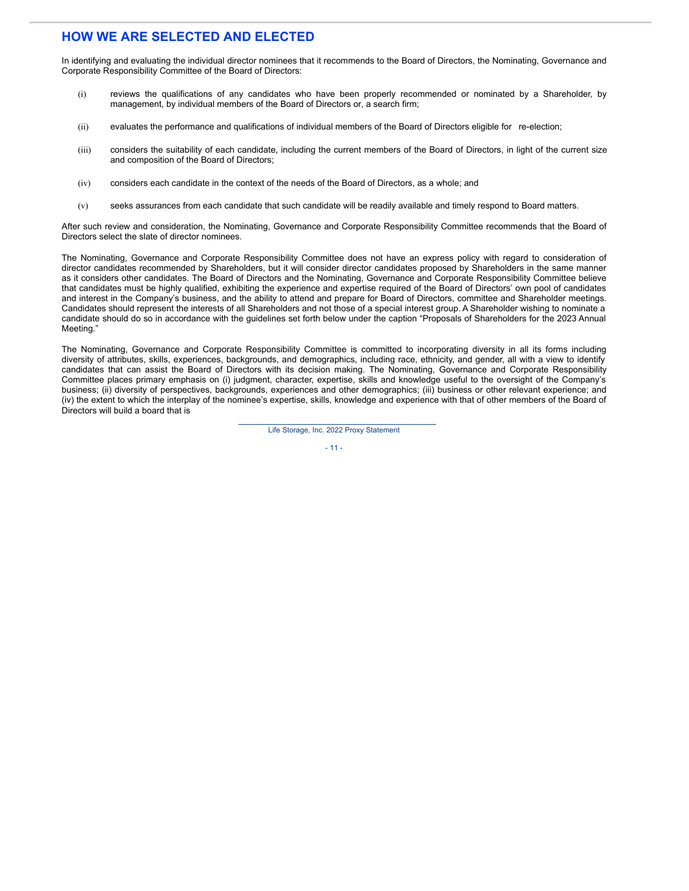## HOW WE ARE SELECTED AND ELECTED

In identifying and evaluating the individual director nominees that it recommends to the Board of Directors, the Nominating, Governance and Corporate Responsibility Committee of the Board of Directors:

(i) reviews the qualifications of any candidates who have been properly recommended or nominated by a Shareholder, by management, by individual members of the Board of Directors or, a search firm;

(ii) evaluates the performance and qualifications of individual members of the Board of Directors eligible for re-election;

(iii) considers the suitability of each candidate, including the current members of the Board of Directors, in light of the current size and composition of the Board of Directors;

(iv) considers each candidate in the context of the needs of the Board of Directors, as a whole; and

(v) seeks assurances from each candidate that such candidate will be readily available and timely respond to Board matters.

After such review and consideration, the Nominating, Governance and Corporate Responsibility Committee recommends that the Board of Directors select the slate of director nominees.

The Nominating, Governance and Corporate Responsibility Committee does not have an express policy with regard to consideration of director candidates recommended by Shareholders, but it will consider director candidates proposed by Shareholders in the same manner as it considers other candidates. The Board of Directors and the Nominating, Governance and Corporate Responsibility Committee believe that candidates must be highly qualified, exhibiting the experience and expertise required of the Board of Directors' own pool of candidates and interest in the Company's business, and the ability to attend and prepare for Board of Directors, committee and Shareholder meetings. Candidates should represent the interests of all Shareholders and not those of a special interest group. A Shareholder wishing to nominate a candidate should do so in accordance with the guidelines set forth below under the caption "Proposals of Shareholders for the 2023 Annual Meeting."

The Nominating, Governance and Corporate Responsibility Committee is committed to incorporating diversity in all its forms including diversity of attributes, skills, experiences, backgrounds, and demographics, including race, ethnicity, and gender, all with a view to identify candidates that can assist the Board of Directors with its decision making. The Nominating, Governance and Corporate Responsibility Committee places primary emphasis on (i) judgment, character, expertise, skills and knowledge useful to the oversight of the Company's business; (ii) diversity of perspectives, backgrounds, experiences and other demographics; (iii) business or other relevant experience; and (iv) the extent to which the interplay of the nominee's expertise, skills, knowledge and experience with that of other members of the Board of Directors will build a board that is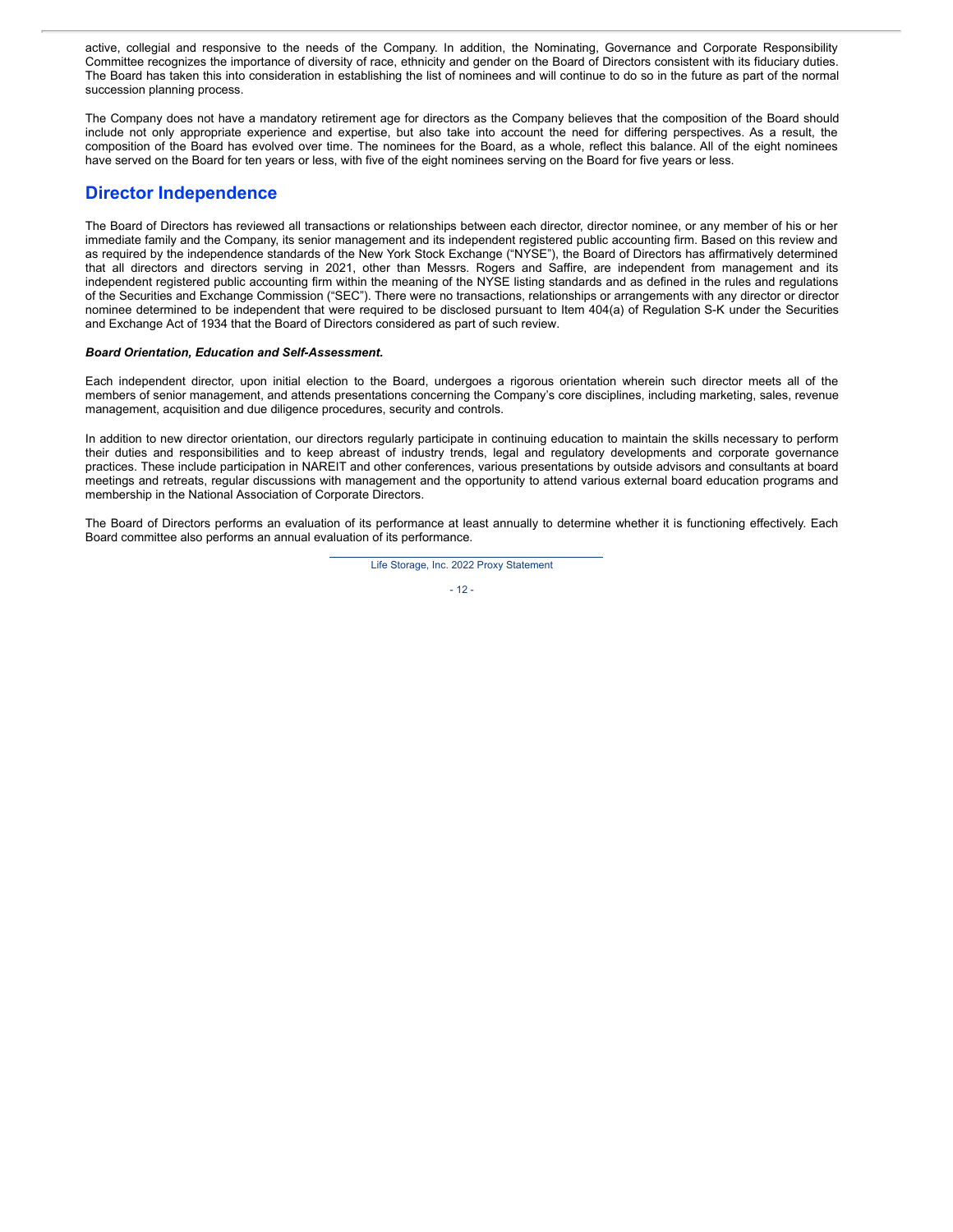active, collegial and responsive to the needs of the Company. In addition, the Nominating, Governance and Corporate Responsibility Committee recognizes the importance of diversity of race, ethnicity and gender on the Board of Directors consistent with its fiduciary duties. The Board has taken this into consideration in establishing the list of nominees and will continue to do so in the future as part of the normal succession planning process.

The Company does not have a mandatory retirement age for directors as the Company believes that the composition of the Board should include not only appropriate experience and expertise, but also take into account the need for differing perspectives. As a result, the composition of the Board has evolved over time. The nominees for the Board, as a whole, reflect this balance. All of the eight nominees have served on the Board for ten years or less, with five of the eight nominees serving on the Board for five years or less.

## Director Independence

The Board of Directors has reviewed all transactions or relationships between each director, director nominee, or any member of his or her immediate family and the Company, its senior management and its independent registered public accounting firm. Based on this review and as required by the independence standards of the New York Stock Exchange ("NYSE"), the Board of Directors has affirmatively determined that all directors and directors serving in 2021, other than Messrs. Rogers and Saffire, are independent from management and its independent registered public accounting firm within the meaning of the NYSE listing standards and as defined in the rules and regulations of the Securities and Exchange Commission ("SEC"). There were no transactions, relationships or arrangements with any director or director nominee determined to be independent that were required to be disclosed pursuant to Item 404(a) of Regulation S-K under the Securities and Exchange Act of 1934 that the Board of Directors considered as part of such review.

***Board Orientation, Education and Self-Assessment.***

Each independent director, upon initial election to the Board, undergoes a rigorous orientation wherein such director meets all of the members of senior management, and attends presentations concerning the Company's core disciplines, including marketing, sales, revenue management, acquisition and due diligence procedures, security and controls.

In addition to new director orientation, our directors regularly participate in continuing education to maintain the skills necessary to perform their duties and responsibilities and to keep abreast of industry trends, legal and regulatory developments and corporate governance practices. These include participation in NAREIT and other conferences, various presentations by outside advisors and consultants at board meetings and retreats, regular discussions with management and the opportunity to attend various external board education programs and membership in the National Association of Corporate Directors.

The Board of Directors performs an evaluation of its performance at least annually to determine whether it is functioning effectively. Each Board committee also performs an annual evaluation of its performance.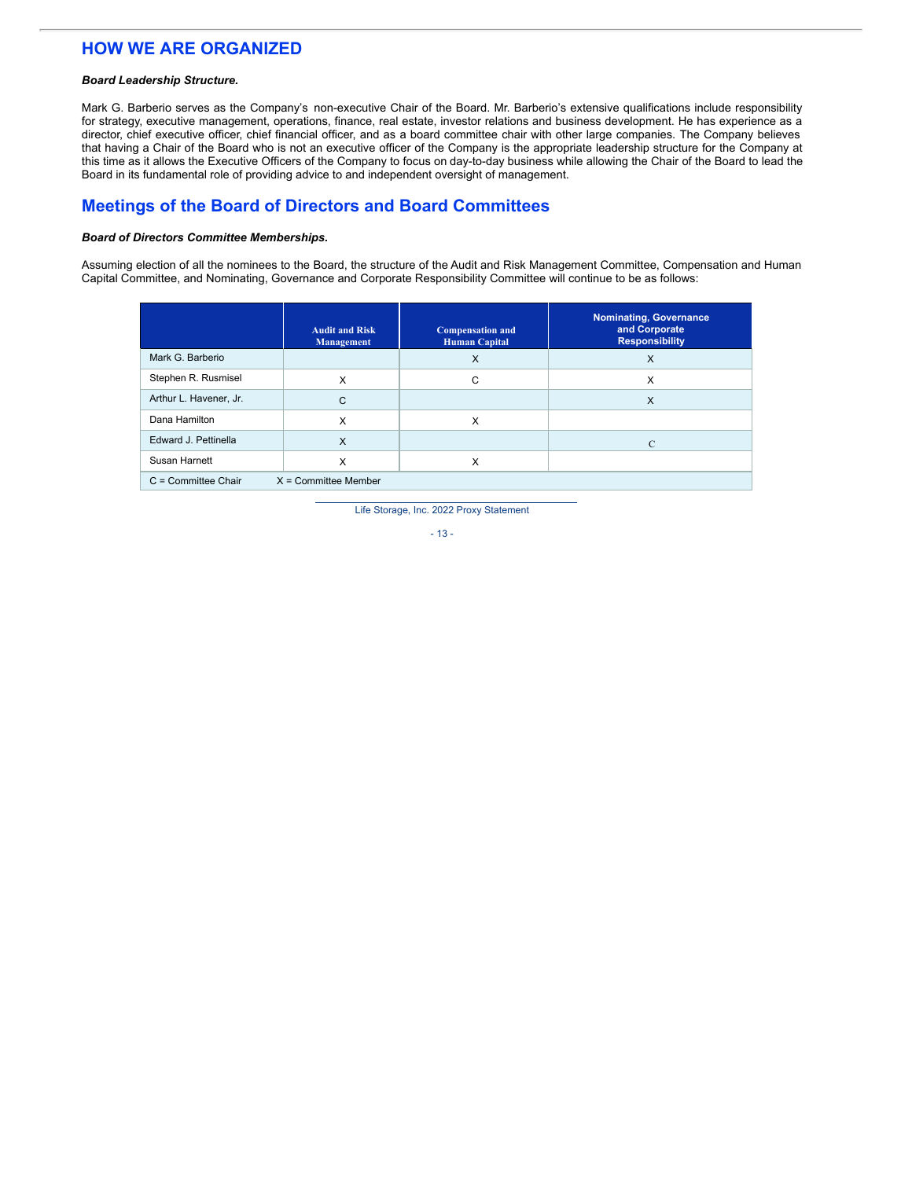## HOW WE ARE ORGANIZED

***Board Leadership Structure.***

Mark G. Barberio serves as the Company's non-executive Chair of the Board. Mr. Barberio's extensive qualifications include responsibility for strategy, executive management, operations, finance, real estate, investor relations and business development. He has experience as a director, chief executive officer, chief financial officer, and as a board committee chair with other large companies. The Company believes that having a Chair of the Board who is not an executive officer of the Company is the appropriate leadership structure for the Company at this time as it allows the Executive Officers of the Company to focus on day-to-day business while allowing the Chair of the Board to lead the Board in its fundamental role of providing advice to and independent oversight of management.

## Meetings of the Board of Directors and Board Committees

***Board of Directors Committee Memberships.***

Assuming election of all the nominees to the Board, the structure of the Audit and Risk Management Committee, Compensation and Human Capital Committee, and Nominating, Governance and Corporate Responsibility Committee will continue to be as follows:

| | Audit and Risk Management | Compensation and Human Capital | Nominating, Governance and Corporate Responsibility |
|---|---|---|---|
| Mark G. Barberio | | X | X |
| Stephen R. Rusmisel | X | C | X |
| Arthur L. Havener, Jr. | C | | X |
| Dana Hamilton | X | X | |
| Edward J. Pettinella | X | | C |
| Susan Harnett | X | X | |
| C = Committee Chair | X = Committee Member | | |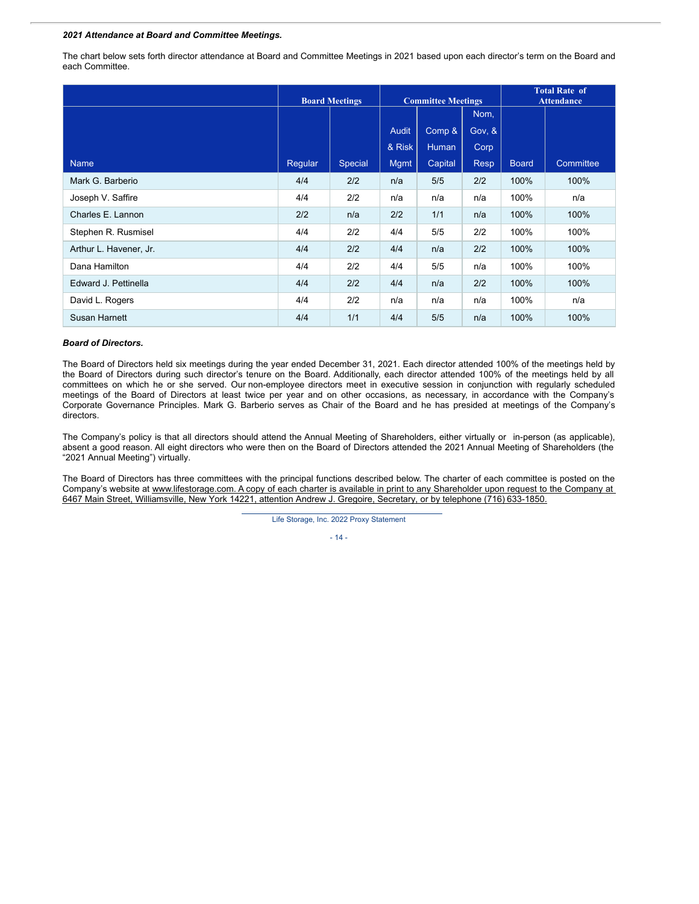***2021 Attendance at Board and Committee Meetings.***

The chart below sets forth director attendance at Board and Committee Meetings in 2021 based upon each director's term on the Board and each Committee.

| | Board Meetings | | Committee Meetings | | | Total Rate of Attendance | |
|---|---|---|---|---|---|---|---|
| Name | Regular | Special | Audit & Risk Mgmt | Comp & Human Capital | Nom, Gov, & Corp Resp | Board | Committee |
| Mark G. Barberio | 4/4 | 2/2 | n/a | 5/5 | 2/2 | 100% | 100% |
| Joseph V. Saffire | 4/4 | 2/2 | n/a | n/a | n/a | 100% | n/a |
| Charles E. Lannon | 2/2 | n/a | 2/2 | 1/1 | n/a | 100% | 100% |
| Stephen R. Rusmisel | 4/4 | 2/2 | 4/4 | 5/5 | 2/2 | 100% | 100% |
| Arthur L. Havener, Jr. | 4/4 | 2/2 | 4/4 | n/a | 2/2 | 100% | 100% |
| Dana Hamilton | 4/4 | 2/2 | 4/4 | 5/5 | n/a | 100% | 100% |
| Edward J. Pettinella | 4/4 | 2/2 | 4/4 | n/a | 2/2 | 100% | 100% |
| David L. Rogers | 4/4 | 2/2 | n/a | n/a | n/a | 100% | n/a |
| Susan Harnett | 4/4 | 1/1 | 4/4 | 5/5 | n/a | 100% | 100% |

***Board of Directors.***

The Board of Directors held six meetings during the year ended December 31, 2021. Each director attended 100% of the meetings held by the Board of Directors during such director's tenure on the Board. Additionally, each director attended 100% of the meetings held by all committees on which he or she served. Our non-employee directors meet in executive session in conjunction with regularly scheduled meetings of the Board of Directors at least twice per year and on other occasions, as necessary, in accordance with the Company's Corporate Governance Principles. Mark G. Barberio serves as Chair of the Board and he has presided at meetings of the Company's directors.

The Company's policy is that all directors should attend the Annual Meeting of Shareholders, either virtually or in-person (as applicable), absent a good reason. All eight directors who were then on the Board of Directors attended the 2021 Annual Meeting of Shareholders (the "2021 Annual Meeting") virtually.

The Board of Directors has three committees with the principal functions described below. The charter of each committee is posted on the Company's website at www.lifestorage.com. A copy of each charter is available in print to any Shareholder upon request to the Company at 6467 Main Street, Williamsville, New York 14221, attention Andrew J. Gregoire, Secretary, or by telephone (716) 633-1850.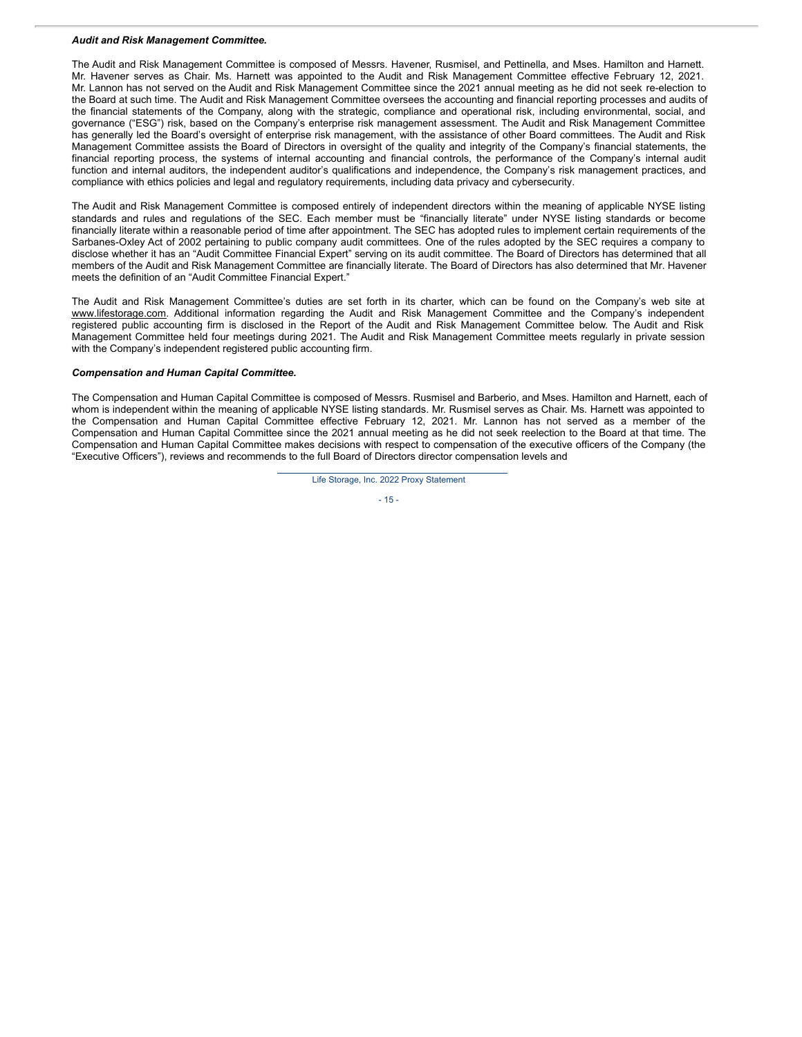***Audit and Risk Management Committee.***

The Audit and Risk Management Committee is composed of Messrs. Havener, Rusmisel, and Pettinella, and Mses. Hamilton and Harnett. Mr. Havener serves as Chair. Ms. Harnett was appointed to the Audit and Risk Management Committee effective February 12, 2021. Mr. Lannon has not served on the Audit and Risk Management Committee since the 2021 annual meeting as he did not seek re-election to the Board at such time. The Audit and Risk Management Committee oversees the accounting and financial reporting processes and audits of the financial statements of the Company, along with the strategic, compliance and operational risk, including environmental, social, and governance ("ESG") risk, based on the Company's enterprise risk management assessment. The Audit and Risk Management Committee has generally led the Board's oversight of enterprise risk management, with the assistance of other Board committees. The Audit and Risk Management Committee assists the Board of Directors in oversight of the quality and integrity of the Company's financial statements, the financial reporting process, the systems of internal accounting and financial controls, the performance of the Company's internal audit function and internal auditors, the independent auditor's qualifications and independence, the Company's risk management practices, and compliance with ethics policies and legal and regulatory requirements, including data privacy and cybersecurity.

The Audit and Risk Management Committee is composed entirely of independent directors within the meaning of applicable NYSE listing standards and rules and regulations of the SEC. Each member must be "financially literate" under NYSE listing standards or become financially literate within a reasonable period of time after appointment. The SEC has adopted rules to implement certain requirements of the Sarbanes-Oxley Act of 2002 pertaining to public company audit committees. One of the rules adopted by the SEC requires a company to disclose whether it has an "Audit Committee Financial Expert" serving on its audit committee. The Board of Directors has determined that all members of the Audit and Risk Management Committee are financially literate. The Board of Directors has also determined that Mr. Havener meets the definition of an "Audit Committee Financial Expert."

The Audit and Risk Management Committee's duties are set forth in its charter, which can be found on the Company's web site at www.lifestorage.com. Additional information regarding the Audit and Risk Management Committee and the Company's independent registered public accounting firm is disclosed in the Report of the Audit and Risk Management Committee below. The Audit and Risk Management Committee held four meetings during 2021. The Audit and Risk Management Committee meets regularly in private session with the Company's independent registered public accounting firm.

***Compensation and Human Capital Committee.***

The Compensation and Human Capital Committee is composed of Messrs. Rusmisel and Barberio, and Mses. Hamilton and Harnett, each of whom is independent within the meaning of applicable NYSE listing standards. Mr. Rusmisel serves as Chair. Ms. Harnett was appointed to the Compensation and Human Capital Committee effective February 12, 2021. Mr. Lannon has not served as a member of the Compensation and Human Capital Committee since the 2021 annual meeting as he did not seek reelection to the Board at that time. The Compensation and Human Capital Committee makes decisions with respect to compensation of the executive officers of the Company (the "Executive Officers"), reviews and recommends to the full Board of Directors director compensation levels and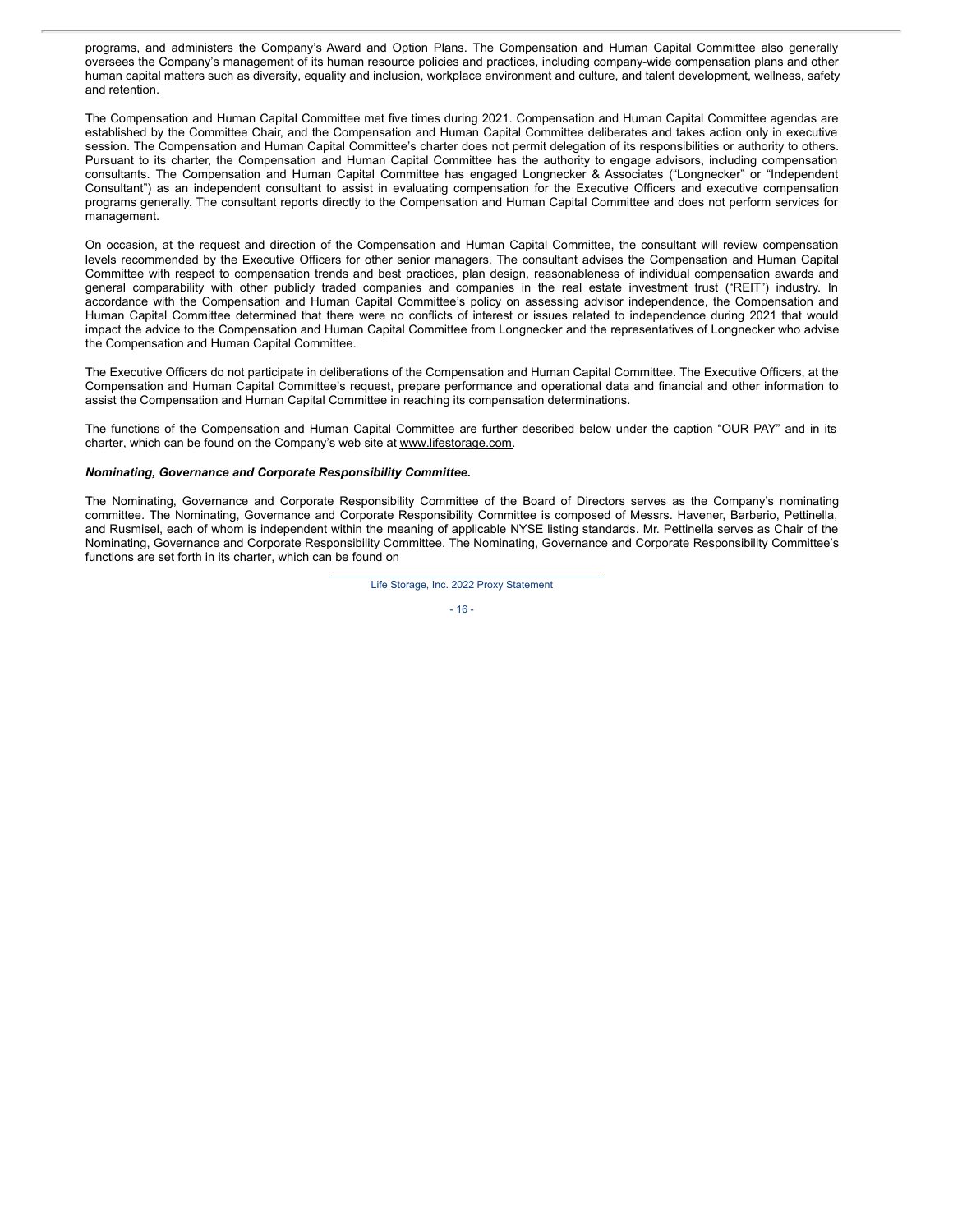programs, and administers the Company's Award and Option Plans. The Compensation and Human Capital Committee also generally oversees the Company's management of its human resource policies and practices, including company-wide compensation plans and other human capital matters such as diversity, equality and inclusion, workplace environment and culture, and talent development, wellness, safety and retention.

The Compensation and Human Capital Committee met five times during 2021. Compensation and Human Capital Committee agendas are established by the Committee Chair, and the Compensation and Human Capital Committee deliberates and takes action only in executive session. The Compensation and Human Capital Committee's charter does not permit delegation of its responsibilities or authority to others. Pursuant to its charter, the Compensation and Human Capital Committee has the authority to engage advisors, including compensation consultants. The Compensation and Human Capital Committee has engaged Longnecker & Associates ("Longnecker" or "Independent Consultant") as an independent consultant to assist in evaluating compensation for the Executive Officers and executive compensation programs generally. The consultant reports directly to the Compensation and Human Capital Committee and does not perform services for management.

On occasion, at the request and direction of the Compensation and Human Capital Committee, the consultant will review compensation levels recommended by the Executive Officers for other senior managers. The consultant advises the Compensation and Human Capital Committee with respect to compensation trends and best practices, plan design, reasonableness of individual compensation awards and general comparability with other publicly traded companies and companies in the real estate investment trust ("REIT") industry. In accordance with the Compensation and Human Capital Committee's policy on assessing advisor independence, the Compensation and Human Capital Committee determined that there were no conflicts of interest or issues related to independence during 2021 that would impact the advice to the Compensation and Human Capital Committee from Longnecker and the representatives of Longnecker who advise the Compensation and Human Capital Committee.

The Executive Officers do not participate in deliberations of the Compensation and Human Capital Committee. The Executive Officers, at the Compensation and Human Capital Committee's request, prepare performance and operational data and financial and other information to assist the Compensation and Human Capital Committee in reaching its compensation determinations.

The functions of the Compensation and Human Capital Committee are further described below under the caption "OUR PAY" and in its charter, which can be found on the Company's web site at www.lifestorage.com.

***Nominating, Governance and Corporate Responsibility Committee.***

The Nominating, Governance and Corporate Responsibility Committee of the Board of Directors serves as the Company's nominating committee. The Nominating, Governance and Corporate Responsibility Committee is composed of Messrs. Havener, Barberio, Pettinella, and Rusmisel, each of whom is independent within the meaning of applicable NYSE listing standards. Mr. Pettinella serves as Chair of the Nominating, Governance and Corporate Responsibility Committee. The Nominating, Governance and Corporate Responsibility Committee's functions are set forth in its charter, which can be found on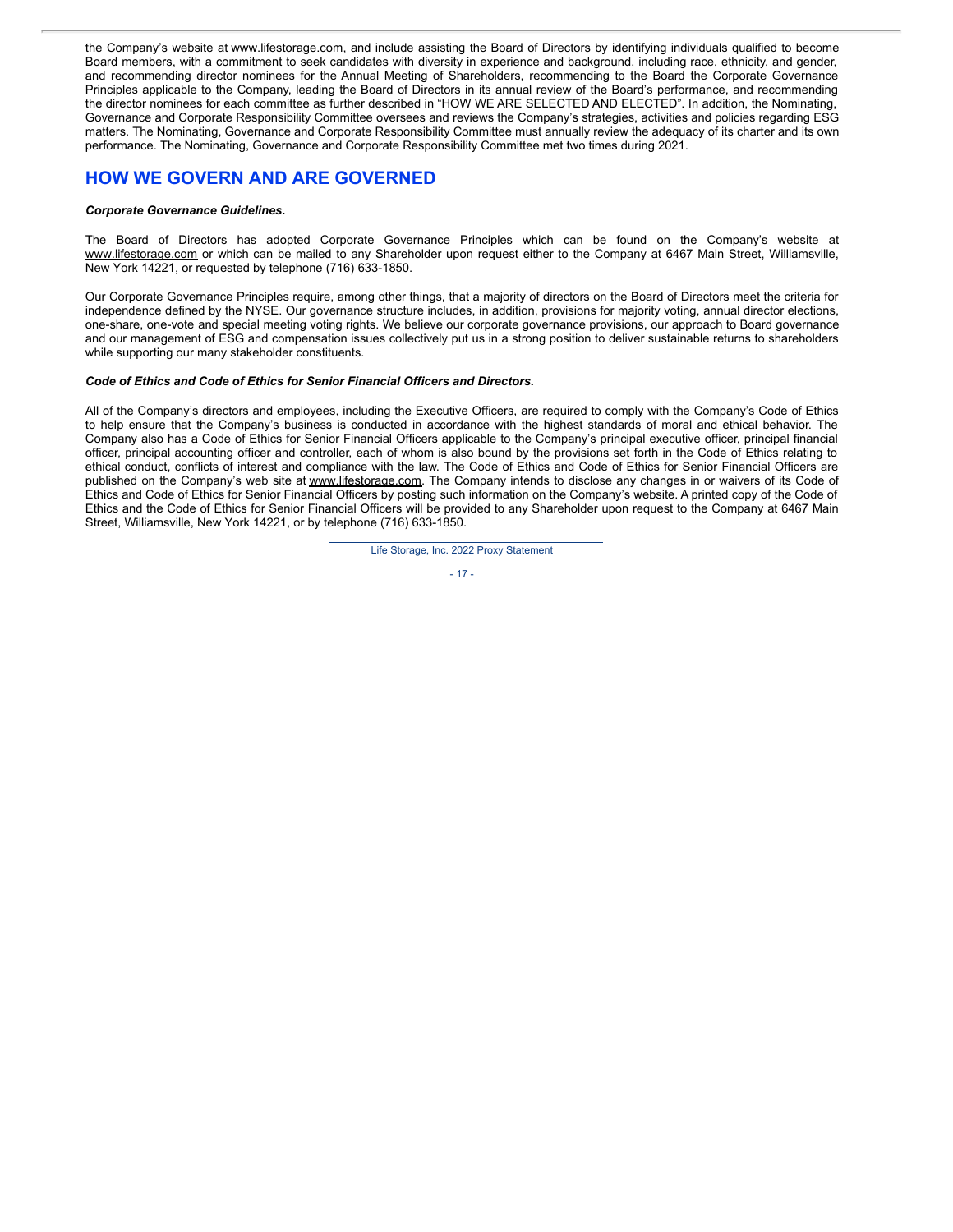the Company's website at www.lifestorage.com, and include assisting the Board of Directors by identifying individuals qualified to become Board members, with a commitment to seek candidates with diversity in experience and background, including race, ethnicity, and gender, and recommending director nominees for the Annual Meeting of Shareholders, recommending to the Board the Corporate Governance Principles applicable to the Company, leading the Board of Directors in its annual review of the Board's performance, and recommending the director nominees for each committee as further described in "HOW WE ARE SELECTED AND ELECTED". In addition, the Nominating, Governance and Corporate Responsibility Committee oversees and reviews the Company's strategies, activities and policies regarding ESG matters. The Nominating, Governance and Corporate Responsibility Committee must annually review the adequacy of its charter and its own performance. The Nominating, Governance and Corporate Responsibility Committee met two times during 2021.

## HOW WE GOVERN AND ARE GOVERNED

***Corporate Governance Guidelines.***

The Board of Directors has adopted Corporate Governance Principles which can be found on the Company's website at www.lifestorage.com or which can be mailed to any Shareholder upon request either to the Company at 6467 Main Street, Williamsville, New York 14221, or requested by telephone (716) 633-1850.

Our Corporate Governance Principles require, among other things, that a majority of directors on the Board of Directors meet the criteria for independence defined by the NYSE. Our governance structure includes, in addition, provisions for majority voting, annual director elections, one-share, one-vote and special meeting voting rights. We believe our corporate governance provisions, our approach to Board governance and our management of ESG and compensation issues collectively put us in a strong position to deliver sustainable returns to shareholders while supporting our many stakeholder constituents.

***Code of Ethics and Code of Ethics for Senior Financial Officers and Directors.***

All of the Company's directors and employees, including the Executive Officers, are required to comply with the Company's Code of Ethics to help ensure that the Company's business is conducted in accordance with the highest standards of moral and ethical behavior. The Company also has a Code of Ethics for Senior Financial Officers applicable to the Company's principal executive officer, principal financial officer, principal accounting officer and controller, each of whom is also bound by the provisions set forth in the Code of Ethics relating to ethical conduct, conflicts of interest and compliance with the law. The Code of Ethics and Code of Ethics for Senior Financial Officers are published on the Company's web site at www.lifestorage.com. The Company intends to disclose any changes in or waivers of its Code of Ethics and Code of Ethics for Senior Financial Officers by posting such information on the Company's website. A printed copy of the Code of Ethics and the Code of Ethics for Senior Financial Officers will be provided to any Shareholder upon request to the Company at 6467 Main Street, Williamsville, New York 14221, or by telephone (716) 633-1850.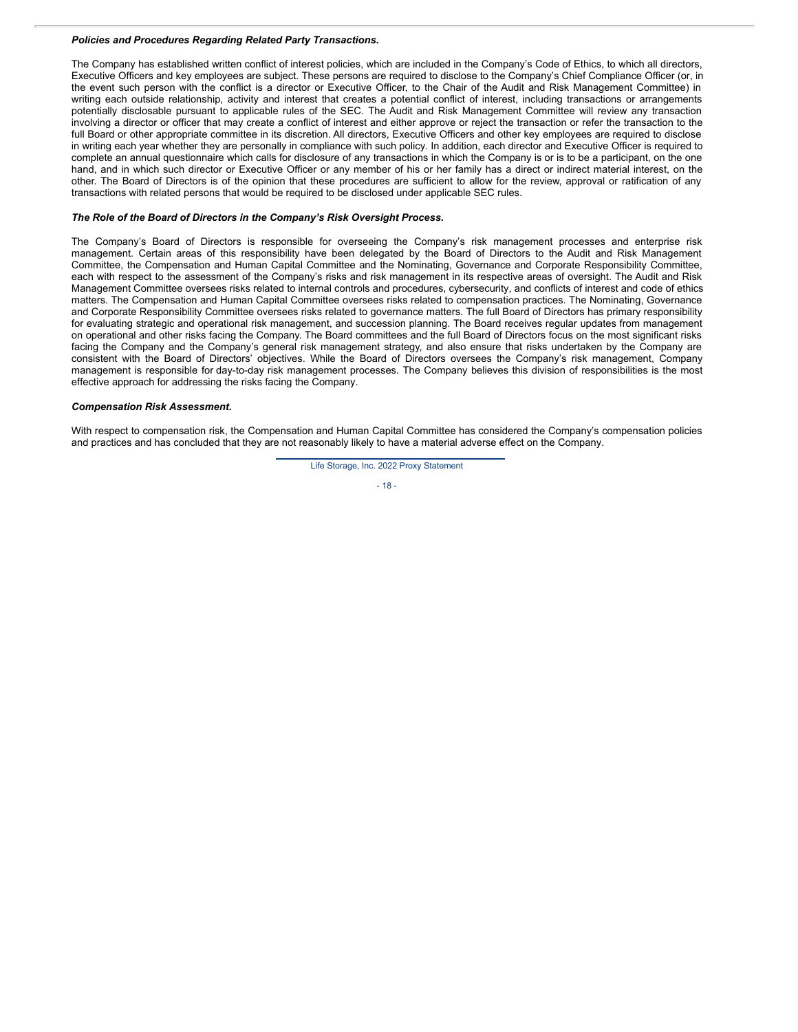***Policies and Procedures Regarding Related Party Transactions.***

The Company has established written conflict of interest policies, which are included in the Company's Code of Ethics, to which all directors, Executive Officers and key employees are subject. These persons are required to disclose to the Company's Chief Compliance Officer (or, in the event such person with the conflict is a director or Executive Officer, to the Chair of the Audit and Risk Management Committee) in writing each outside relationship, activity and interest that creates a potential conflict of interest, including transactions or arrangements potentially disclosable pursuant to applicable rules of the SEC. The Audit and Risk Management Committee will review any transaction involving a director or officer that may create a conflict of interest and either approve or reject the transaction or refer the transaction to the full Board or other appropriate committee in its discretion. All directors, Executive Officers and other key employees are required to disclose in writing each year whether they are personally in compliance with such policy. In addition, each director and Executive Officer is required to complete an annual questionnaire which calls for disclosure of any transactions in which the Company is or is to be a participant, on the one hand, and in which such director or Executive Officer or any member of his or her family has a direct or indirect material interest, on the other. The Board of Directors is of the opinion that these procedures are sufficient to allow for the review, approval or ratification of any transactions with related persons that would be required to be disclosed under applicable SEC rules.

***The Role of the Board of Directors in the Company's Risk Oversight Process.***

The Company's Board of Directors is responsible for overseeing the Company's risk management processes and enterprise risk management. Certain areas of this responsibility have been delegated by the Board of Directors to the Audit and Risk Management Committee, the Compensation and Human Capital Committee and the Nominating, Governance and Corporate Responsibility Committee, each with respect to the assessment of the Company's risks and risk management in its respective areas of oversight. The Audit and Risk Management Committee oversees risks related to internal controls and procedures, cybersecurity, and conflicts of interest and code of ethics matters. The Compensation and Human Capital Committee oversees risks related to compensation practices. The Nominating, Governance and Corporate Responsibility Committee oversees risks related to governance matters. The full Board of Directors has primary responsibility for evaluating strategic and operational risk management, and succession planning. The Board receives regular updates from management on operational and other risks facing the Company. The Board committees and the full Board of Directors focus on the most significant risks facing the Company and the Company's general risk management strategy, and also ensure that risks undertaken by the Company are consistent with the Board of Directors' objectives. While the Board of Directors oversees the Company's risk management, Company management is responsible for day-to-day risk management processes. The Company believes this division of responsibilities is the most effective approach for addressing the risks facing the Company.

***Compensation Risk Assessment.***

With respect to compensation risk, the Compensation and Human Capital Committee has considered the Company's compensation policies and practices and has concluded that they are not reasonably likely to have a material adverse effect on the Company.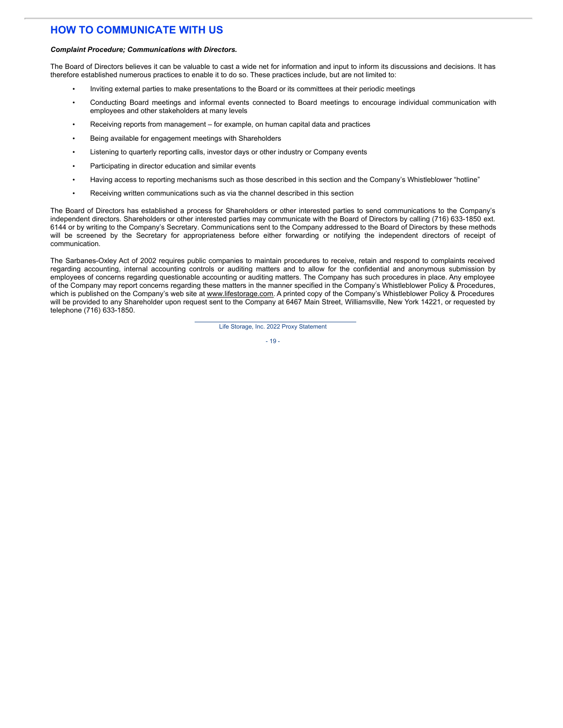## HOW TO COMMUNICATE WITH US

***Complaint Procedure; Communications with Directors.***

The Board of Directors believes it can be valuable to cast a wide net for information and input to inform its discussions and decisions. It has therefore established numerous practices to enable it to do so. These practices include, but are not limited to:

- Inviting external parties to make presentations to the Board or its committees at their periodic meetings
- Conducting Board meetings and informal events connected to Board meetings to encourage individual communication with employees and other stakeholders at many levels
- Receiving reports from management – for example, on human capital data and practices
- Being available for engagement meetings with Shareholders
- Listening to quarterly reporting calls, investor days or other industry or Company events
- Participating in director education and similar events
- Having access to reporting mechanisms such as those described in this section and the Company's Whistleblower "hotline"
- Receiving written communications such as via the channel described in this section

The Board of Directors has established a process for Shareholders or other interested parties to send communications to the Company's independent directors. Shareholders or other interested parties may communicate with the Board of Directors by calling (716) 633-1850 ext. 6144 or by writing to the Company's Secretary. Communications sent to the Company addressed to the Board of Directors by these methods will be screened by the Secretary for appropriateness before either forwarding or notifying the independent directors of receipt of communication.

The Sarbanes-Oxley Act of 2002 requires public companies to maintain procedures to receive, retain and respond to complaints received regarding accounting, internal accounting controls or auditing matters and to allow for the confidential and anonymous submission by employees of concerns regarding questionable accounting or auditing matters. The Company has such procedures in place. Any employee of the Company may report concerns regarding these matters in the manner specified in the Company's Whistleblower Policy & Procedures, which is published on the Company's web site at www.lifestorage.com. A printed copy of the Company's Whistleblower Policy & Procedures will be provided to any Shareholder upon request sent to the Company at 6467 Main Street, Williamsville, New York 14221, or requested by telephone (716) 633-1850.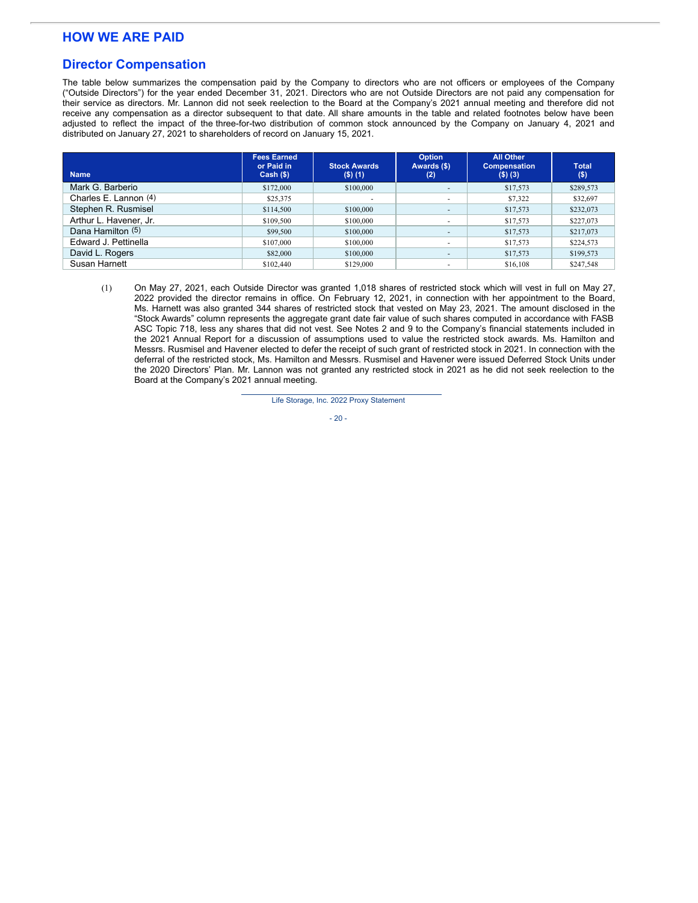# HOW WE ARE PAID

## Director Compensation

The table below summarizes the compensation paid by the Company to directors who are not officers or employees of the Company ("Outside Directors") for the year ended December 31, 2021. Directors who are not Outside Directors are not paid any compensation for their service as directors. Mr. Lannon did not seek reelection to the Board at the Company's 2021 annual meeting and therefore did not receive any compensation as a director subsequent to that date. All share amounts in the table and related footnotes below have been adjusted to reflect the impact of the three-for-two distribution of common stock announced by the Company on January 4, 2021 and distributed on January 27, 2021 to shareholders of record on January 15, 2021.

| Name | Fees Earned or Paid in Cash ($) | Stock Awards ($) (1) | Option Awards ($) (2) | All Other Compensation ($) (3) | Total ($) |
|---|---|---|---|---|---|
| Mark G. Barberio | $172,000 | $100,000 | - | $17,573 | $289,573 |
| Charles E. Lannon (4) | $25,375 | - | - | $7,322 | $32,697 |
| Stephen R. Rusmisel | $114,500 | $100,000 | - | $17,573 | $232,073 |
| Arthur L. Havener, Jr. | $109,500 | $100,000 | - | $17,573 | $227,073 |
| Dana Hamilton (5) | $99,500 | $100,000 | - | $17,573 | $217,073 |
| Edward J. Pettinella | $107,000 | $100,000 | - | $17,573 | $224,573 |
| David L. Rogers | $82,000 | $100,000 | - | $17,573 | $199,573 |
| Susan Harnett | $102,440 | $129,000 | - | $16,108 | $247,548 |

(1) On May 27, 2021, each Outside Director was granted 1,018 shares of restricted stock which will vest in full on May 27, 2022 provided the director remains in office. On February 12, 2021, in connection with her appointment to the Board, Ms. Harnett was also granted 344 shares of restricted stock that vested on May 23, 2021. The amount disclosed in the "Stock Awards" column represents the aggregate grant date fair value of such shares computed in accordance with FASB ASC Topic 718, less any shares that did not vest. See Notes 2 and 9 to the Company's financial statements included in the 2021 Annual Report for a discussion of assumptions used to value the restricted stock awards. Ms. Hamilton and Messrs. Rusmisel and Havener elected to defer the receipt of such grant of restricted stock in 2021. In connection with the deferral of the restricted stock, Ms. Hamilton and Messrs. Rusmisel and Havener were issued Deferred Stock Units under the 2020 Directors' Plan. Mr. Lannon was not granted any restricted stock in 2021 as he did not seek reelection to the Board at the Company's 2021 annual meeting.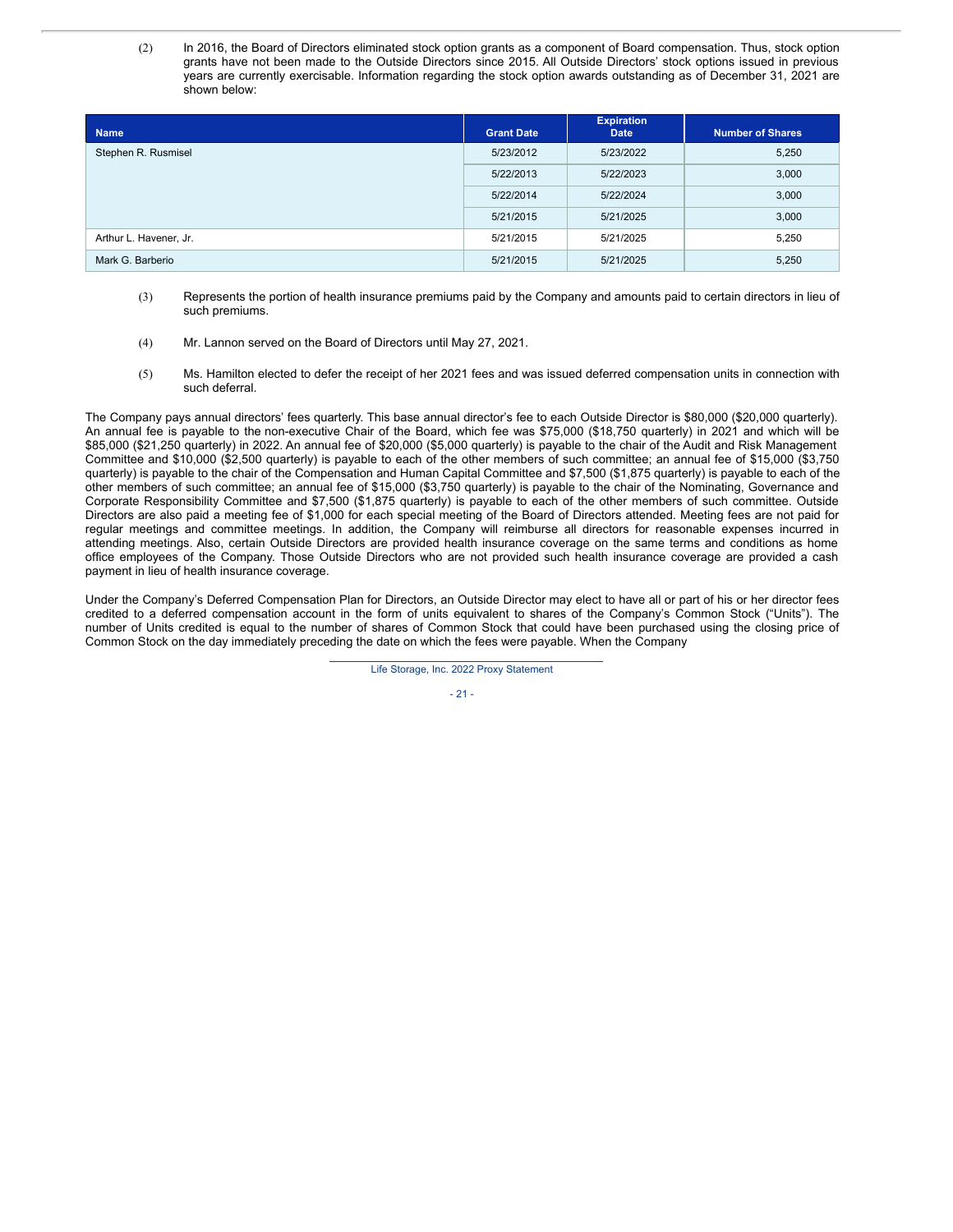(2) In 2016, the Board of Directors eliminated stock option grants as a component of Board compensation. Thus, stock option grants have not been made to the Outside Directors since 2015. All Outside Directors' stock options issued in previous years are currently exercisable. Information regarding the stock option awards outstanding as of December 31, 2021 are shown below:

| Name | Grant Date | Expiration Date | Number of Shares |
|---|---|---|---|
| Stephen R. Rusmisel | 5/23/2012 | 5/23/2022 | 5,250 |
| | 5/22/2013 | 5/22/2023 | 3,000 |
| | 5/22/2014 | 5/22/2024 | 3,000 |
| | 5/21/2015 | 5/21/2025 | 3,000 |
| Arthur L. Havener, Jr. | 5/21/2015 | 5/21/2025 | 5,250 |
| Mark G. Barberio | 5/21/2015 | 5/21/2025 | 5,250 |

(3) Represents the portion of health insurance premiums paid by the Company and amounts paid to certain directors in lieu of such premiums.

(4) Mr. Lannon served on the Board of Directors until May 27, 2021.

(5) Ms. Hamilton elected to defer the receipt of her 2021 fees and was issued deferred compensation units in connection with such deferral.

The Company pays annual directors' fees quarterly. This base annual director's fee to each Outside Director is $80,000 ($20,000 quarterly). An annual fee is payable to the non-executive Chair of the Board, which fee was $75,000 ($18,750 quarterly) in 2021 and which will be $85,000 ($21,250 quarterly) in 2022. An annual fee of $20,000 ($5,000 quarterly) is payable to the chair of the Audit and Risk Management Committee and $10,000 ($2,500 quarterly) is payable to each of the other members of such committee; an annual fee of $15,000 ($3,750 quarterly) is payable to the chair of the Compensation and Human Capital Committee and $7,500 ($1,875 quarterly) is payable to each of the other members of such committee; an annual fee of $15,000 ($3,750 quarterly) is payable to the chair of the Nominating, Governance and Corporate Responsibility Committee and $7,500 ($1,875 quarterly) is payable to each of the other members of such committee. Outside Directors are also paid a meeting fee of $1,000 for each special meeting of the Board of Directors attended. Meeting fees are not paid for regular meetings and committee meetings. In addition, the Company will reimburse all directors for reasonable expenses incurred in attending meetings. Also, certain Outside Directors are provided health insurance coverage on the same terms and conditions as home office employees of the Company. Those Outside Directors who are not provided such health insurance coverage are provided a cash payment in lieu of health insurance coverage.

Under the Company's Deferred Compensation Plan for Directors, an Outside Director may elect to have all or part of his or her director fees credited to a deferred compensation account in the form of units equivalent to shares of the Company's Common Stock ("Units"). The number of Units credited is equal to the number of shares of Common Stock that could have been purchased using the closing price of Common Stock on the day immediately preceding the date on which the fees were payable. When the Company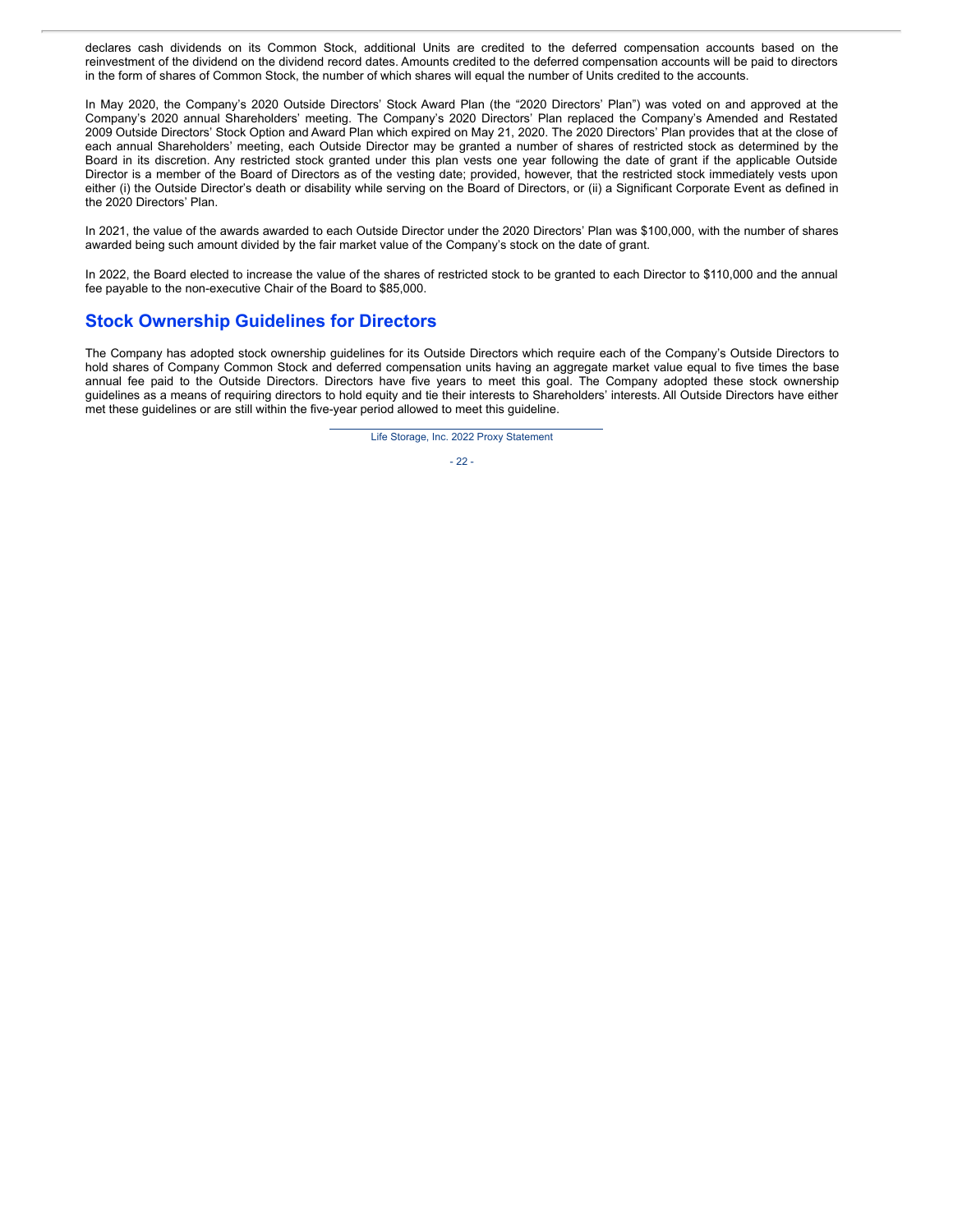declares cash dividends on its Common Stock, additional Units are credited to the deferred compensation accounts based on the reinvestment of the dividend on the dividend record dates. Amounts credited to the deferred compensation accounts will be paid to directors in the form of shares of Common Stock, the number of which shares will equal the number of Units credited to the accounts.

In May 2020, the Company's 2020 Outside Directors' Stock Award Plan (the "2020 Directors' Plan") was voted on and approved at the Company's 2020 annual Shareholders' meeting. The Company's 2020 Directors' Plan replaced the Company's Amended and Restated 2009 Outside Directors' Stock Option and Award Plan which expired on May 21, 2020. The 2020 Directors' Plan provides that at the close of each annual Shareholders' meeting, each Outside Director may be granted a number of shares of restricted stock as determined by the Board in its discretion. Any restricted stock granted under this plan vests one year following the date of grant if the applicable Outside Director is a member of the Board of Directors as of the vesting date; provided, however, that the restricted stock immediately vests upon either (i) the Outside Director's death or disability while serving on the Board of Directors, or (ii) a Significant Corporate Event as defined in the 2020 Directors' Plan.

In 2021, the value of the awards awarded to each Outside Director under the 2020 Directors' Plan was $100,000, with the number of shares awarded being such amount divided by the fair market value of the Company's stock on the date of grant.

In 2022, the Board elected to increase the value of the shares of restricted stock to be granted to each Director to $110,000 and the annual fee payable to the non-executive Chair of the Board to $85,000.

## Stock Ownership Guidelines for Directors

The Company has adopted stock ownership guidelines for its Outside Directors which require each of the Company's Outside Directors to hold shares of Company Common Stock and deferred compensation units having an aggregate market value equal to five times the base annual fee paid to the Outside Directors. Directors have five years to meet this goal. The Company adopted these stock ownership guidelines as a means of requiring directors to hold equity and tie their interests to Shareholders' interests. All Outside Directors have either met these guidelines or are still within the five-year period allowed to meet this guideline.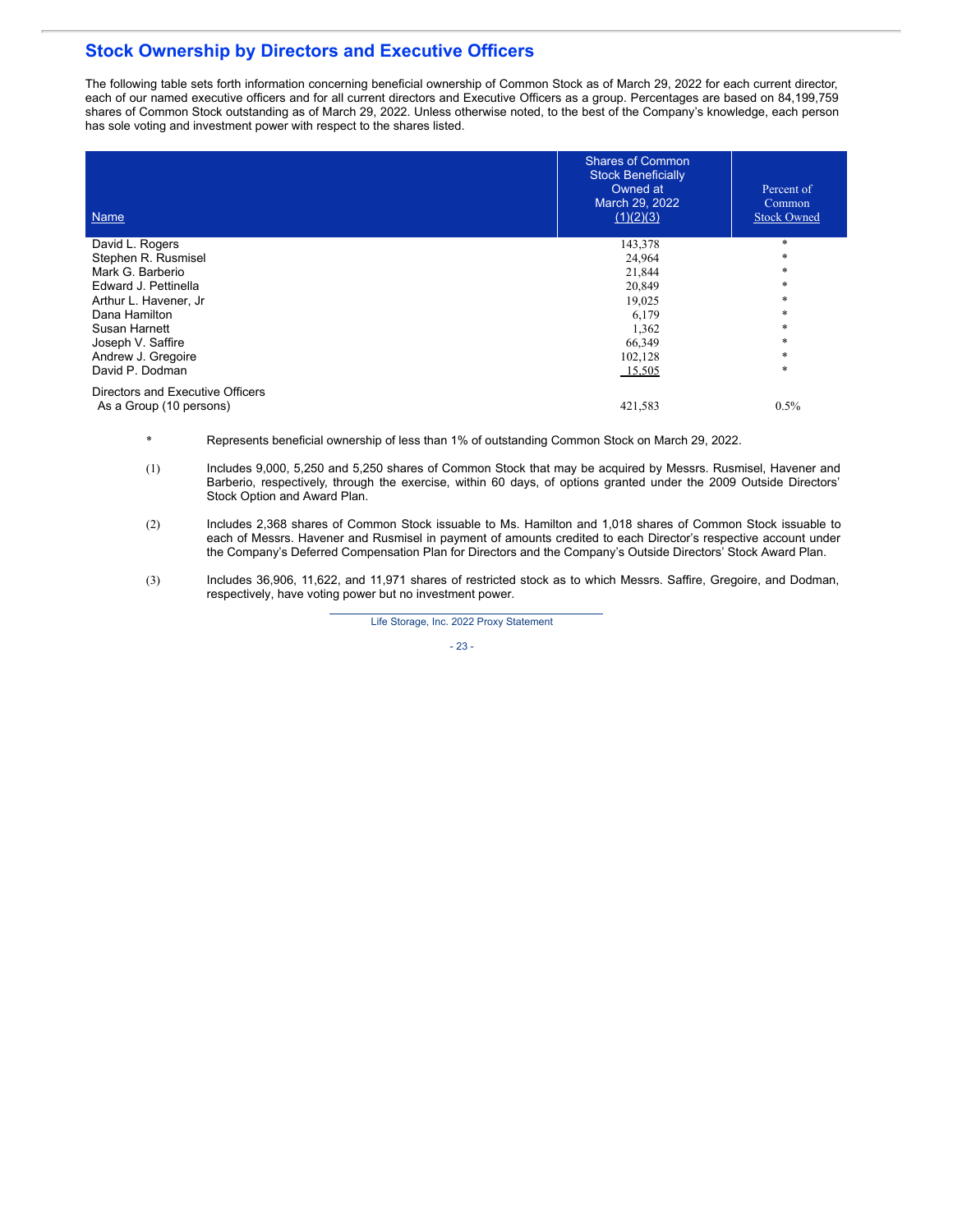## Stock Ownership by Directors and Executive Officers

The following table sets forth information concerning beneficial ownership of Common Stock as of March 29, 2022 for each current director, each of our named executive officers and for all current directors and Executive Officers as a group. Percentages are based on 84,199,759 shares of Common Stock outstanding as of March 29, 2022. Unless otherwise noted, to the best of the Company's knowledge, each person has sole voting and investment power with respect to the shares listed.

| Name | Shares of Common Stock Beneficially Owned at March 29, 2022 (1)(2)(3) | Percent of Common Stock Owned |
|---|---|---|
| David L. Rogers | 143,378 | * |
| Stephen R. Rusmisel | 24,964 | * |
| Mark G. Barberio | 21,844 | * |
| Edward J. Pettinella | 20,849 | * |
| Arthur L. Havener, Jr | 19,025 | * |
| Dana Hamilton | 6,179 | * |
| Susan Harnett | 1,362 | * |
| Joseph V. Saffire | 66,349 | * |
| Andrew J. Gregoire | 102,128 | * |
| David P. Dodman | 15,505 | * |
| Directors and Executive Officers As a Group (10 persons) | 421,583 | 0.5% |

\* Represents beneficial ownership of less than 1% of outstanding Common Stock on March 29, 2022.

(1) Includes 9,000, 5,250 and 5,250 shares of Common Stock that may be acquired by Messrs. Rusmisel, Havener and Barberio, respectively, through the exercise, within 60 days, of options granted under the 2009 Outside Directors' Stock Option and Award Plan.

(2) Includes 2,368 shares of Common Stock issuable to Ms. Hamilton and 1,018 shares of Common Stock issuable to each of Messrs. Havener and Rusmisel in payment of amounts credited to each Director's respective account under the Company's Deferred Compensation Plan for Directors and the Company's Outside Directors' Stock Award Plan.

(3) Includes 36,906, 11,622, and 11,971 shares of restricted stock as to which Messrs. Saffire, Gregoire, and Dodman, respectively, have voting power but no investment power.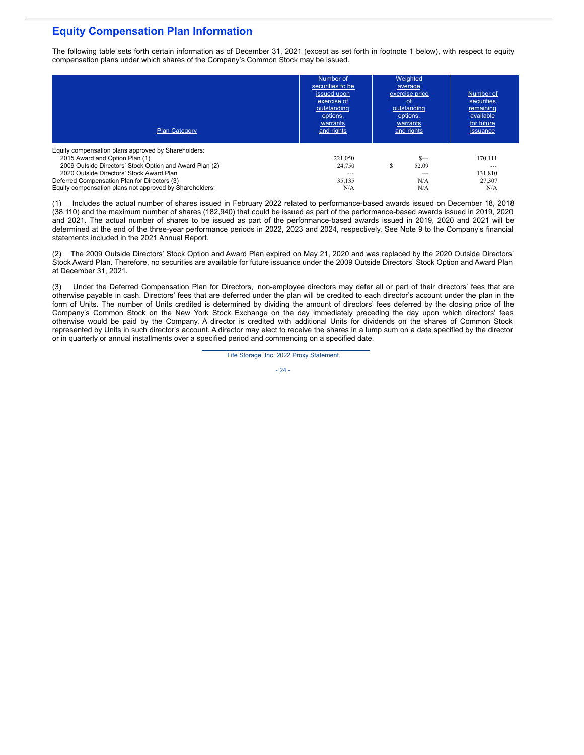## Equity Compensation Plan Information

The following table sets forth certain information as of December 31, 2021 (except as set forth in footnote 1 below), with respect to equity compensation plans under which shares of the Company's Common Stock may be issued.

| Plan Category | Number of securities to be issued upon exercise of outstanding options, warrants and rights | Weighted average exercise price of outstanding options, warrants and rights | Number of securities remaining available for future issuance |
|---|---|---|---|
| Equity compensation plans approved by Shareholders: | | | |
| 2015 Award and Option Plan (1) | 221,050 | $--- | 170,111 |
| 2009 Outside Directors' Stock Option and Award Plan (2) | 24,750 | $ 52.09 | --- |
| 2020 Outside Directors' Stock Award Plan | --- | --- | 131,810 |
| Deferred Compensation Plan for Directors (3) | 35,135 | N/A | 27,307 |
| Equity compensation plans not approved by Shareholders: | N/A | N/A | N/A |

(1) Includes the actual number of shares issued in February 2022 related to performance-based awards issued on December 18, 2018 (38,110) and the maximum number of shares (182,940) that could be issued as part of the performance-based awards issued in 2019, 2020 and 2021. The actual number of shares to be issued as part of the performance-based awards issued in 2019, 2020 and 2021 will be determined at the end of the three-year performance periods in 2022, 2023 and 2024, respectively. See Note 9 to the Company's financial statements included in the 2021 Annual Report.

(2) The 2009 Outside Directors' Stock Option and Award Plan expired on May 21, 2020 and was replaced by the 2020 Outside Directors' Stock Award Plan. Therefore, no securities are available for future issuance under the 2009 Outside Directors' Stock Option and Award Plan at December 31, 2021.

(3) Under the Deferred Compensation Plan for Directors, non-employee directors may defer all or part of their directors' fees that are otherwise payable in cash. Directors' fees that are deferred under the plan will be credited to each director's account under the plan in the form of Units. The number of Units credited is determined by dividing the amount of directors' fees deferred by the closing price of the Company's Common Stock on the New York Stock Exchange on the day immediately preceding the day upon which directors' fees otherwise would be paid by the Company. A director is credited with additional Units for dividends on the shares of Common Stock represented by Units in such director's account. A director may elect to receive the shares in a lump sum on a date specified by the director or in quarterly or annual installments over a specified period and commencing on a specified date.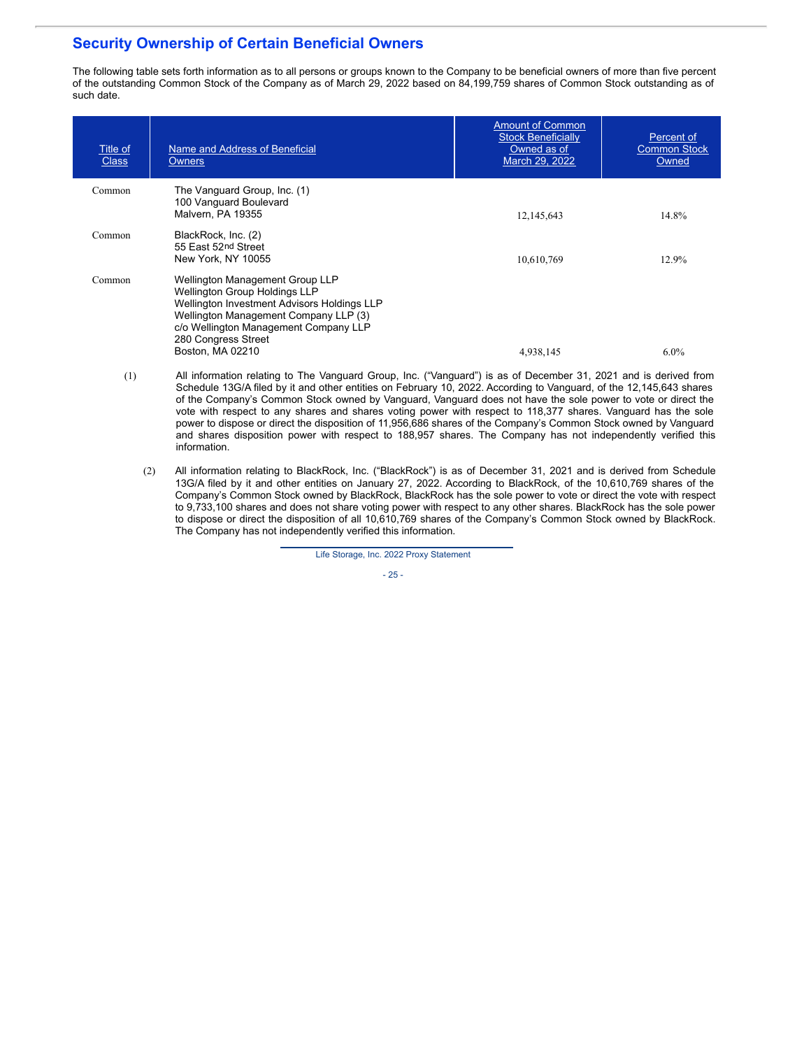## Security Ownership of Certain Beneficial Owners

The following table sets forth information as to all persons or groups known to the Company to be beneficial owners of more than five percent of the outstanding Common Stock of the Company as of March 29, 2022 based on 84,199,759 shares of Common Stock outstanding as of such date.

| Title of Class | Name and Address of Beneficial Owners | Amount of Common Stock Beneficially Owned as of March 29, 2022 | Percent of Common Stock Owned |
|---|---|---|---|
| Common | The Vanguard Group, Inc. (1)<br>100 Vanguard Boulevard<br>Malvern, PA 19355 | 12,145,643 | 14.8% |
| Common | BlackRock, Inc. (2)<br>55 East 52nd Street<br>New York, NY 10055 | 10,610,769 | 12.9% |
| Common | Wellington Management Group LLP<br>Wellington Group Holdings LLP<br>Wellington Investment Advisors Holdings LLP<br>Wellington Management Company LLP (3)<br>c/o Wellington Management Company LLP<br>280 Congress Street<br>Boston, MA 02210 | 4,938,145 | 6.0% |

(1) All information relating to The Vanguard Group, Inc. ("Vanguard") is as of December 31, 2021 and is derived from Schedule 13G/A filed by it and other entities on February 10, 2022. According to Vanguard, of the 12,145,643 shares of the Company's Common Stock owned by Vanguard, Vanguard does not have the sole power to vote or direct the vote with respect to any shares and shares voting power with respect to 118,377 shares. Vanguard has the sole power to dispose or direct the disposition of 11,956,686 shares of the Company's Common Stock owned by Vanguard and shares disposition power with respect to 188,957 shares. The Company has not independently verified this information.

(2) All information relating to BlackRock, Inc. ("BlackRock") is as of December 31, 2021 and is derived from Schedule 13G/A filed by it and other entities on January 27, 2022. According to BlackRock, of the 10,610,769 shares of the Company's Common Stock owned by BlackRock, BlackRock has the sole power to vote or direct the vote with respect to 9,733,100 shares and does not share voting power with respect to any other shares. BlackRock has the sole power to dispose or direct the disposition of all 10,610,769 shares of the Company's Common Stock owned by BlackRock. The Company has not independently verified this information.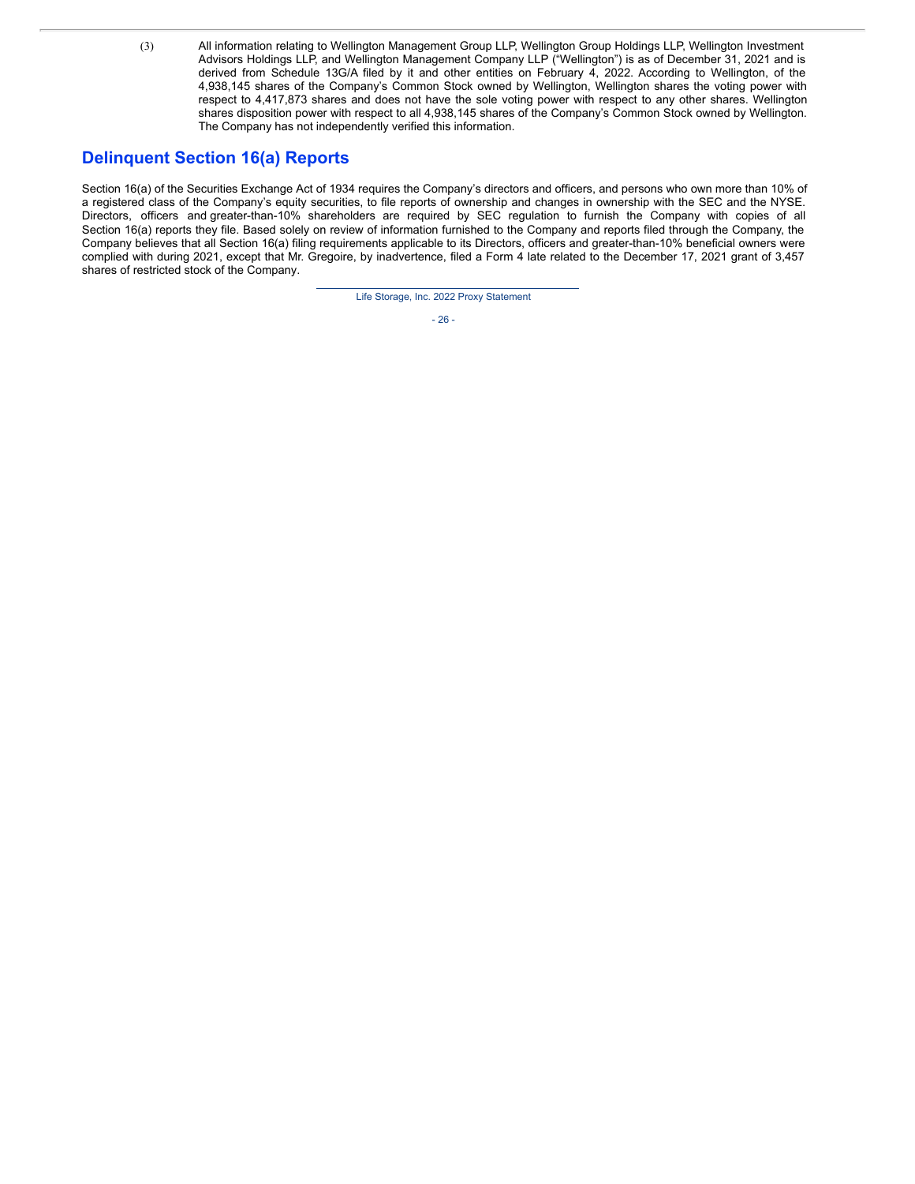(3) All information relating to Wellington Management Group LLP, Wellington Group Holdings LLP, Wellington Investment Advisors Holdings LLP, and Wellington Management Company LLP ("Wellington") is as of December 31, 2021 and is derived from Schedule 13G/A filed by it and other entities on February 4, 2022. According to Wellington, of the 4,938,145 shares of the Company's Common Stock owned by Wellington, Wellington shares the voting power with respect to 4,417,873 shares and does not have the sole voting power with respect to any other shares. Wellington shares disposition power with respect to all 4,938,145 shares of the Company's Common Stock owned by Wellington. The Company has not independently verified this information.

## Delinquent Section 16(a) Reports

Section 16(a) of the Securities Exchange Act of 1934 requires the Company's directors and officers, and persons who own more than 10% of a registered class of the Company's equity securities, to file reports of ownership and changes in ownership with the SEC and the NYSE. Directors, officers and greater-than-10% shareholders are required by SEC regulation to furnish the Company with copies of all Section 16(a) reports they file. Based solely on review of information furnished to the Company and reports filed through the Company, the Company believes that all Section 16(a) filing requirements applicable to its Directors, officers and greater-than-10% beneficial owners were complied with during 2021, except that Mr. Gregoire, by inadvertence, filed a Form 4 late related to the December 17, 2021 grant of 3,457 shares of restricted stock of the Company.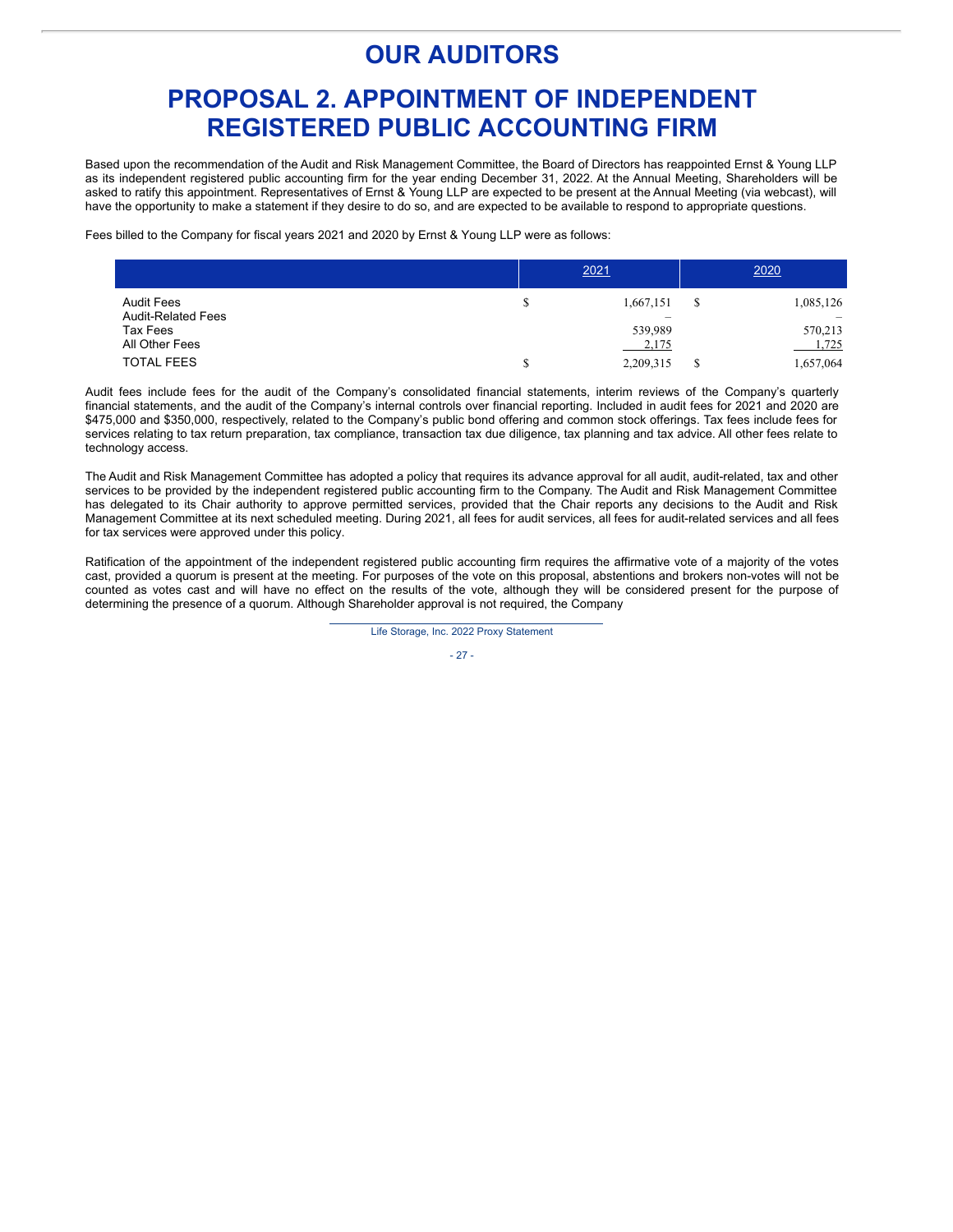# OUR AUDITORS

# PROPOSAL 2. APPOINTMENT OF INDEPENDENT REGISTERED PUBLIC ACCOUNTING FIRM

Based upon the recommendation of the Audit and Risk Management Committee, the Board of Directors has reappointed Ernst & Young LLP as its independent registered public accounting firm for the year ending December 31, 2022. At the Annual Meeting, Shareholders will be asked to ratify this appointment. Representatives of Ernst & Young LLP are expected to be present at the Annual Meeting (via webcast), will have the opportunity to make a statement if they desire to do so, and are expected to be available to respond to appropriate questions.

Fees billed to the Company for fiscal years 2021 and 2020 by Ernst & Young LLP were as follows:

| | 2021 | 2020 |
|---|---|---|
| Audit Fees | $ 1,667,151 | $ 1,085,126 |
| Audit-Related Fees | – | – |
| Tax Fees | 539,989 | 570,213 |
| All Other Fees | 2,175 | 1,725 |
| TOTAL FEES | $ 2,209,315 | $ 1,657,064 |

Audit fees include fees for the audit of the Company's consolidated financial statements, interim reviews of the Company's quarterly financial statements, and the audit of the Company's internal controls over financial reporting. Included in audit fees for 2021 and 2020 are $475,000 and $350,000, respectively, related to the Company's public bond offering and common stock offerings. Tax fees include fees for services relating to tax return preparation, tax compliance, transaction tax due diligence, tax planning and tax advice. All other fees relate to technology access.

The Audit and Risk Management Committee has adopted a policy that requires its advance approval for all audit, audit-related, tax and other services to be provided by the independent registered public accounting firm to the Company. The Audit and Risk Management Committee has delegated to its Chair authority to approve permitted services, provided that the Chair reports any decisions to the Audit and Risk Management Committee at its next scheduled meeting. During 2021, all fees for audit services, all fees for audit-related services and all fees for tax services were approved under this policy.

Ratification of the appointment of the independent registered public accounting firm requires the affirmative vote of a majority of the votes cast, provided a quorum is present at the meeting. For purposes of the vote on this proposal, abstentions and brokers non-votes will not be counted as votes cast and will have no effect on the results of the vote, although they will be considered present for the purpose of determining the presence of a quorum. Although Shareholder approval is not required, the Company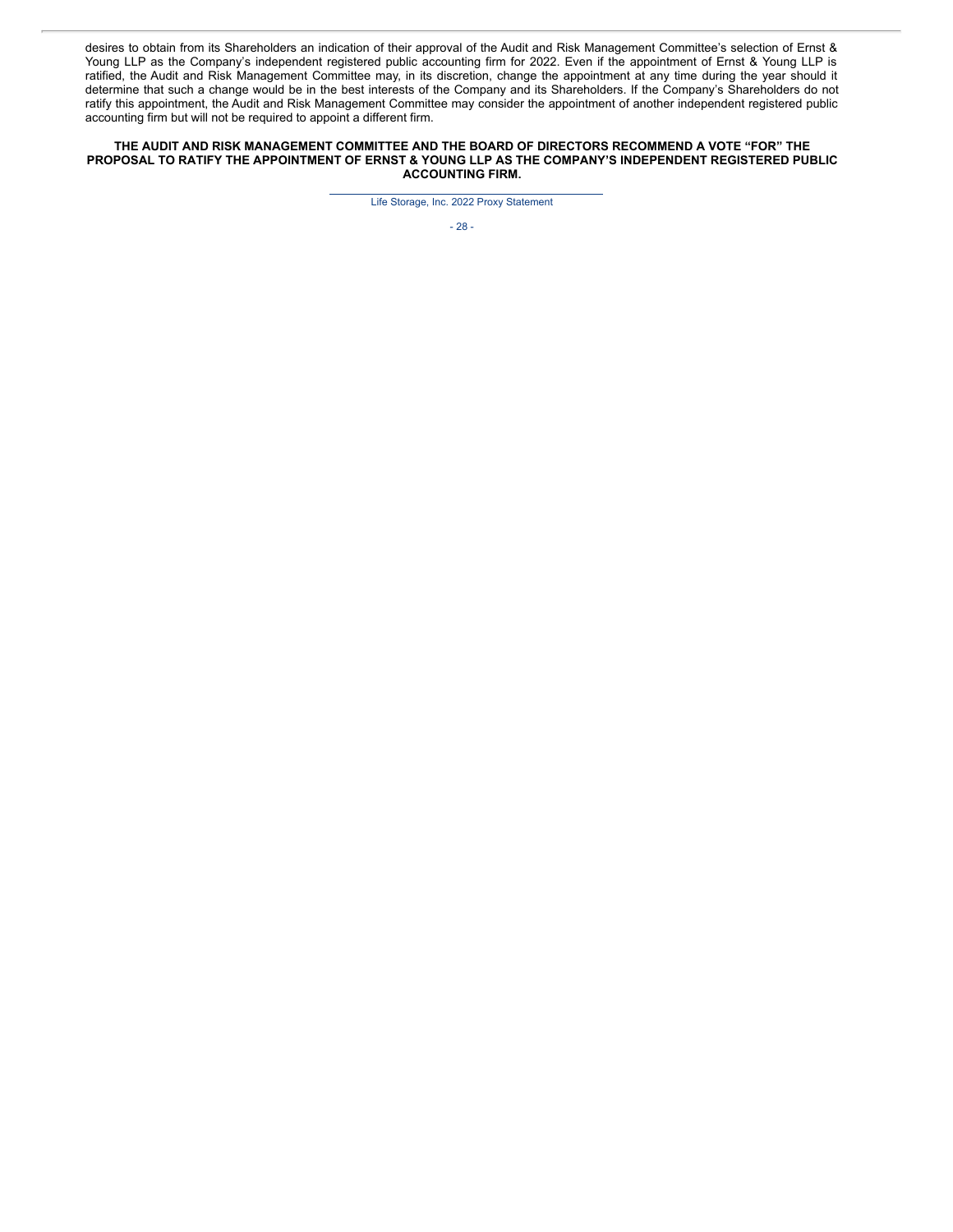desires to obtain from its Shareholders an indication of their approval of the Audit and Risk Management Committee's selection of Ernst & Young LLP as the Company's independent registered public accounting firm for 2022. Even if the appointment of Ernst & Young LLP is ratified, the Audit and Risk Management Committee may, in its discretion, change the appointment at any time during the year should it determine that such a change would be in the best interests of the Company and its Shareholders. If the Company's Shareholders do not ratify this appointment, the Audit and Risk Management Committee may consider the appointment of another independent registered public accounting firm but will not be required to appoint a different firm.

**THE AUDIT AND RISK MANAGEMENT COMMITTEE AND THE BOARD OF DIRECTORS RECOMMEND A VOTE "FOR" THE PROPOSAL TO RATIFY THE APPOINTMENT OF ERNST & YOUNG LLP AS THE COMPANY'S INDEPENDENT REGISTERED PUBLIC ACCOUNTING FIRM.**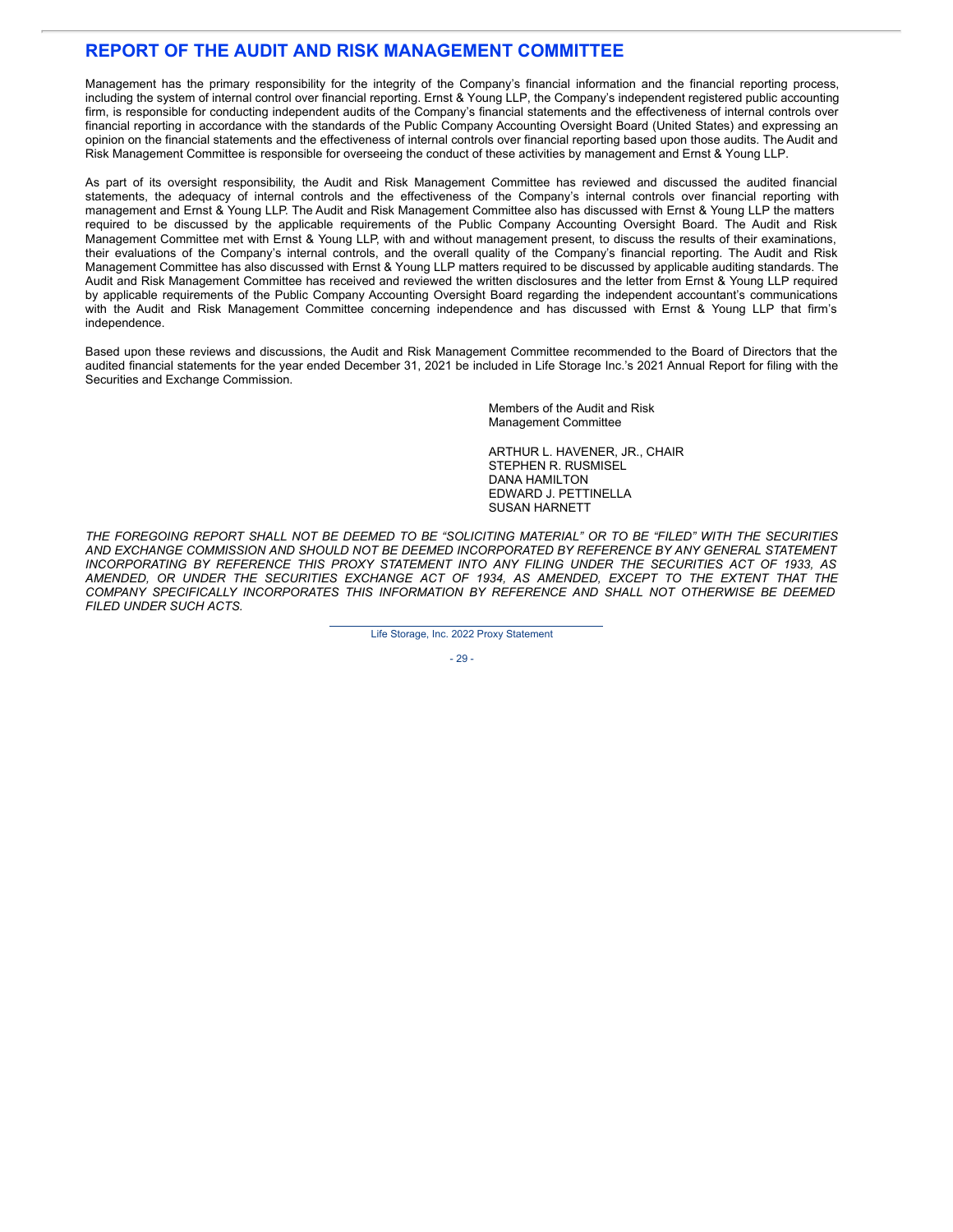## REPORT OF THE AUDIT AND RISK MANAGEMENT COMMITTEE

Management has the primary responsibility for the integrity of the Company's financial information and the financial reporting process, including the system of internal control over financial reporting. Ernst & Young LLP, the Company's independent registered public accounting firm, is responsible for conducting independent audits of the Company's financial statements and the effectiveness of internal controls over financial reporting in accordance with the standards of the Public Company Accounting Oversight Board (United States) and expressing an opinion on the financial statements and the effectiveness of internal controls over financial reporting based upon those audits. The Audit and Risk Management Committee is responsible for overseeing the conduct of these activities by management and Ernst & Young LLP.

As part of its oversight responsibility, the Audit and Risk Management Committee has reviewed and discussed the audited financial statements, the adequacy of internal controls and the effectiveness of the Company's internal controls over financial reporting with management and Ernst & Young LLP. The Audit and Risk Management Committee also has discussed with Ernst & Young LLP the matters required to be discussed by the applicable requirements of the Public Company Accounting Oversight Board. The Audit and Risk Management Committee met with Ernst & Young LLP, with and without management present, to discuss the results of their examinations, their evaluations of the Company's internal controls, and the overall quality of the Company's financial reporting. The Audit and Risk Management Committee has also discussed with Ernst & Young LLP matters required to be discussed by applicable auditing standards. The Audit and Risk Management Committee has received and reviewed the written disclosures and the letter from Ernst & Young LLP required by applicable requirements of the Public Company Accounting Oversight Board regarding the independent accountant's communications with the Audit and Risk Management Committee concerning independence and has discussed with Ernst & Young LLP that firm's independence.

Based upon these reviews and discussions, the Audit and Risk Management Committee recommended to the Board of Directors that the audited financial statements for the year ended December 31, 2021 be included in Life Storage Inc.'s 2021 Annual Report for filing with the Securities and Exchange Commission.

Members of the Audit and Risk
Management Committee

ARTHUR L. HAVENER, JR., CHAIR
STEPHEN R. RUSMISEL
DANA HAMILTON
EDWARD J. PETTINELLA
SUSAN HARNETT

*THE FOREGOING REPORT SHALL NOT BE DEEMED TO BE "SOLICITING MATERIAL" OR TO BE "FILED" WITH THE SECURITIES AND EXCHANGE COMMISSION AND SHOULD NOT BE DEEMED INCORPORATED BY REFERENCE BY ANY GENERAL STATEMENT INCORPORATING BY REFERENCE THIS PROXY STATEMENT INTO ANY FILING UNDER THE SECURITIES ACT OF 1933, AS AMENDED, OR UNDER THE SECURITIES EXCHANGE ACT OF 1934, AS AMENDED, EXCEPT TO THE EXTENT THAT THE COMPANY SPECIFICALLY INCORPORATES THIS INFORMATION BY REFERENCE AND SHALL NOT OTHERWISE BE DEEMED FILED UNDER SUCH ACTS.*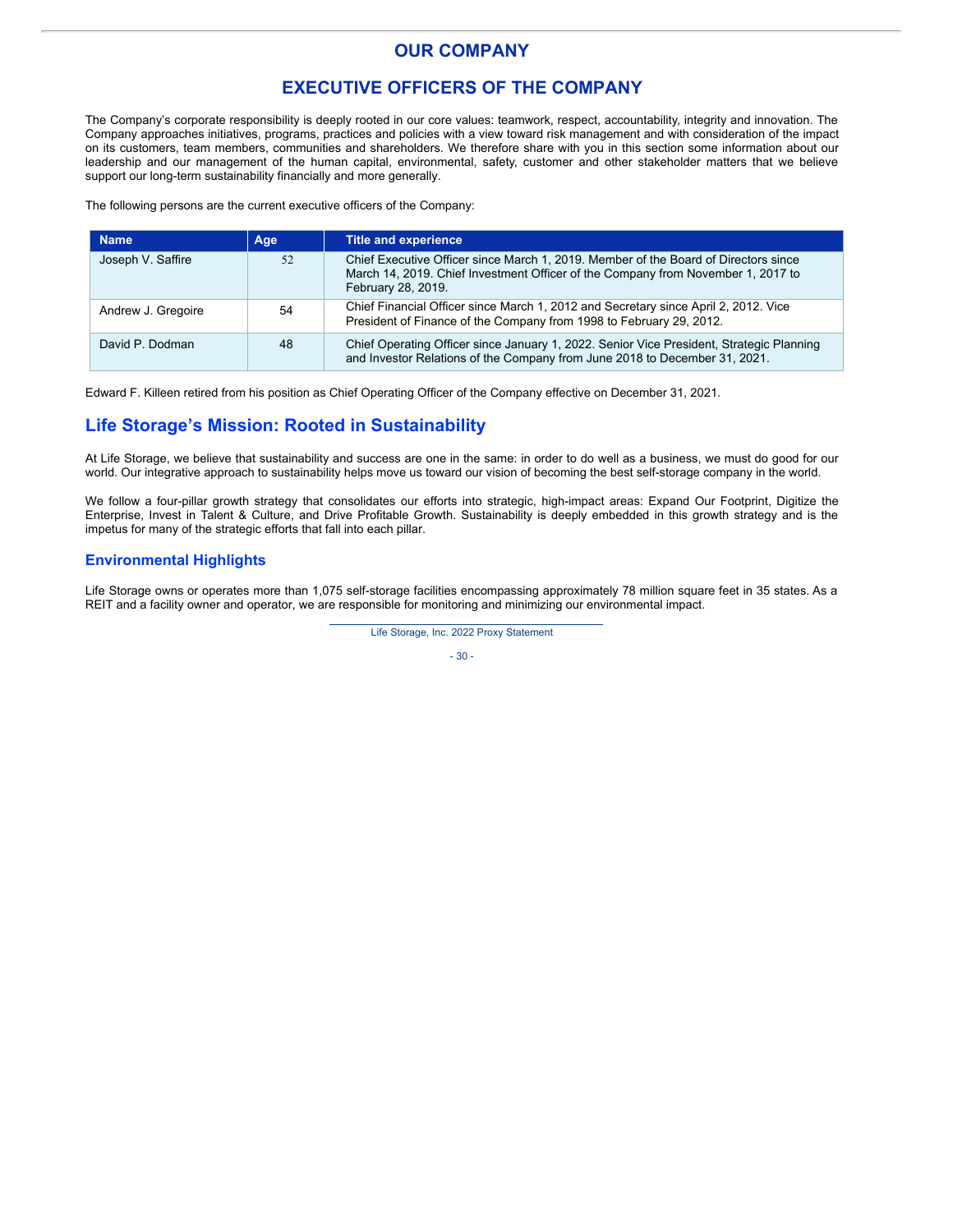# OUR COMPANY

## EXECUTIVE OFFICERS OF THE COMPANY

The Company's corporate responsibility is deeply rooted in our core values: teamwork, respect, accountability, integrity and innovation. The Company approaches initiatives, programs, practices and policies with a view toward risk management and with consideration of the impact on its customers, team members, communities and shareholders. We therefore share with you in this section some information about our leadership and our management of the human capital, environmental, safety, customer and other stakeholder matters that we believe support our long-term sustainability financially and more generally.

The following persons are the current executive officers of the Company:

| Name | Age | Title and experience |
|---|---|---|
| Joseph V. Saffire | 52 | Chief Executive Officer since March 1, 2019. Member of the Board of Directors since March 14, 2019. Chief Investment Officer of the Company from November 1, 2017 to February 28, 2019. |
| Andrew J. Gregoire | 54 | Chief Financial Officer since March 1, 2012 and Secretary since April 2, 2012. Vice President of Finance of the Company from 1998 to February 29, 2012. |
| David P. Dodman | 48 | Chief Operating Officer since January 1, 2022. Senior Vice President, Strategic Planning and Investor Relations of the Company from June 2018 to December 31, 2021. |

Edward F. Killeen retired from his position as Chief Operating Officer of the Company effective on December 31, 2021.

## Life Storage's Mission: Rooted in Sustainability

At Life Storage, we believe that sustainability and success are one in the same: in order to do well as a business, we must do good for our world. Our integrative approach to sustainability helps move us toward our vision of becoming the best self-storage company in the world.

We follow a four-pillar growth strategy that consolidates our efforts into strategic, high-impact areas: Expand Our Footprint, Digitize the Enterprise, Invest in Talent & Culture, and Drive Profitable Growth. Sustainability is deeply embedded in this growth strategy and is the impetus for many of the strategic efforts that fall into each pillar.

### Environmental Highlights

Life Storage owns or operates more than 1,075 self-storage facilities encompassing approximately 78 million square feet in 35 states. As a REIT and a facility owner and operator, we are responsible for monitoring and minimizing our environmental impact.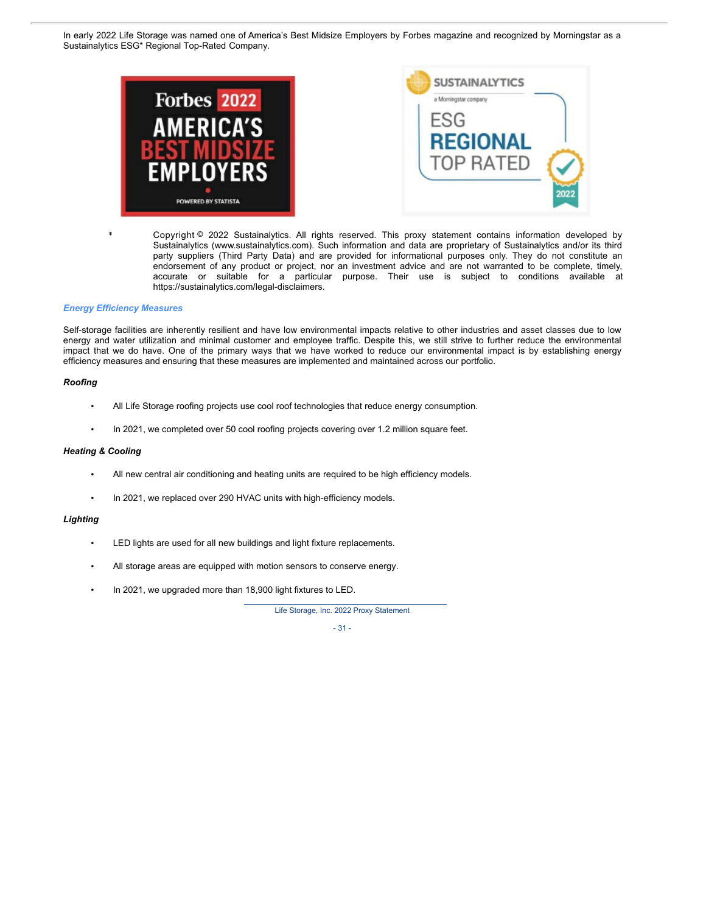In early 2022 Life Storage was named one of America's Best Midsize Employers by Forbes magazine and recognized by Morningstar as a Sustainalytics ESG* Regional Top-Rated Company.

\* Copyright © 2022 Sustainalytics. All rights reserved. This proxy statement contains information developed by Sustainalytics (www.sustainalytics.com). Such information and data are proprietary of Sustainalytics and/or its third party suppliers (Third Party Data) and are provided for informational purposes only. They do not constitute an endorsement of any product or project, nor an investment advice and are not warranted to be complete, timely, accurate or suitable for a particular purpose. Their use is subject to conditions available at https://sustainalytics.com/legal-disclaimers.

### *Energy Efficiency Measures*

Self-storage facilities are inherently resilient and have low environmental impacts relative to other industries and asset classes due to low energy and water utilization and minimal customer and employee traffic. Despite this, we still strive to further reduce the environmental impact that we do have. One of the primary ways that we have worked to reduce our environmental impact is by establishing energy efficiency measures and ensuring that these measures are implemented and maintained across our portfolio.

***Roofing***

- All Life Storage roofing projects use cool roof technologies that reduce energy consumption.
- In 2021, we completed over 50 cool roofing projects covering over 1.2 million square feet.

***Heating & Cooling***

- All new central air conditioning and heating units are required to be high efficiency models.
- In 2021, we replaced over 290 HVAC units with high-efficiency models.

***Lighting***

- LED lights are used for all new buildings and light fixture replacements.
- All storage areas are equipped with motion sensors to conserve energy.
- In 2021, we upgraded more than 18,900 light fixtures to LED.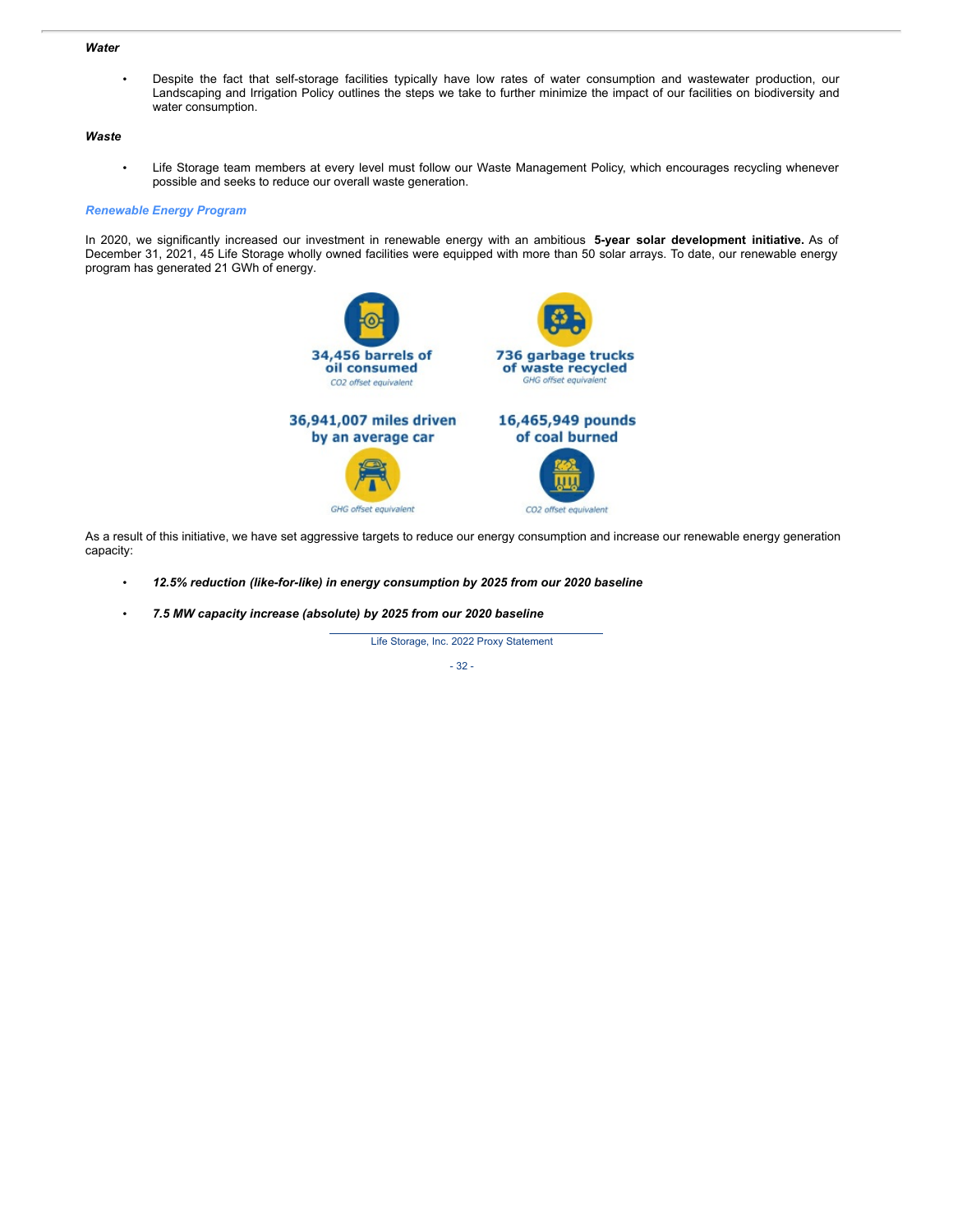*Water*

- Despite the fact that self-storage facilities typically have low rates of water consumption and wastewater production, our Landscaping and Irrigation Policy outlines the steps we take to further minimize the impact of our facilities on biodiversity and water consumption.

*Waste*

- Life Storage team members at every level must follow our Waste Management Policy, which encourages recycling whenever possible and seeks to reduce our overall waste generation.

*Renewable Energy Program*

In 2020, we significantly increased our investment in renewable energy with an ambitious **5-year solar development initiative.** As of December 31, 2021, 45 Life Storage wholly owned facilities were equipped with more than 50 solar arrays. To date, our renewable energy program has generated 21 GWh of energy.

**34,456 barrels of oil consumed**
$CO_2$ offset equivalent

**736 garbage trucks of waste recycled**
GHG offset equivalent

**36,941,007 miles driven by an average car**
GHG offset equivalent

**16,465,949 pounds of coal burned**
$CO_2$ offset equivalent

As a result of this initiative, we have set aggressive targets to reduce our energy consumption and increase our renewable energy generation capacity:

- ***12.5% reduction (like-for-like) in energy consumption by 2025 from our 2020 baseline***
- ***7.5 MW capacity increase (absolute) by 2025 from our 2020 baseline***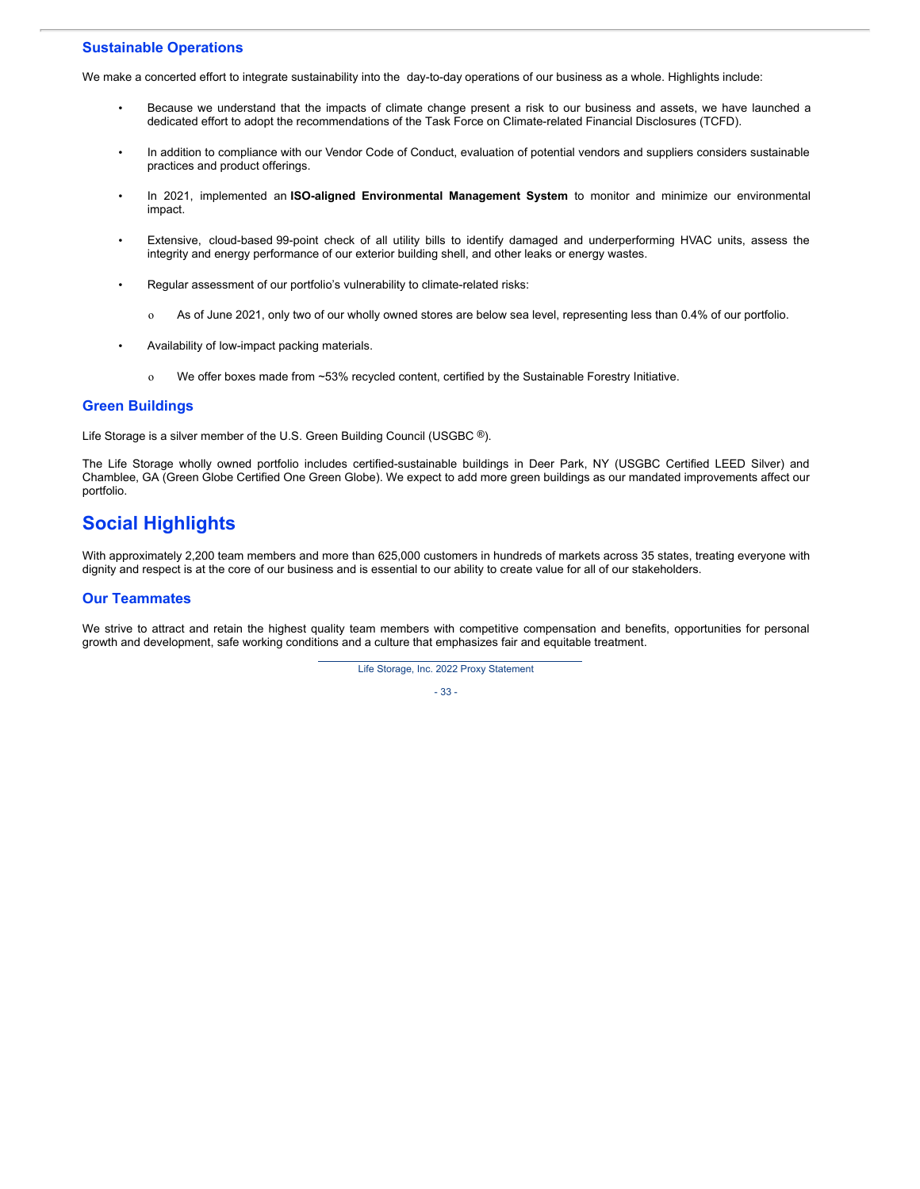### Sustainable Operations

We make a concerted effort to integrate sustainability into the day-to-day operations of our business as a whole. Highlights include:

- Because we understand that the impacts of climate change present a risk to our business and assets, we have launched a dedicated effort to adopt the recommendations of the Task Force on Climate-related Financial Disclosures (TCFD).
- In addition to compliance with our Vendor Code of Conduct, evaluation of potential vendors and suppliers considers sustainable practices and product offerings.
- In 2021, implemented an **ISO-aligned Environmental Management System** to monitor and minimize our environmental impact.
- Extensive, cloud-based 99-point check of all utility bills to identify damaged and underperforming HVAC units, assess the integrity and energy performance of our exterior building shell, and other leaks or energy wastes.
- Regular assessment of our portfolio's vulnerability to climate-related risks:
  - As of June 2021, only two of our wholly owned stores are below sea level, representing less than 0.4% of our portfolio.
- Availability of low-impact packing materials.
  - We offer boxes made from ~53% recycled content, certified by the Sustainable Forestry Initiative.

### Green Buildings

Life Storage is a silver member of the U.S. Green Building Council (USGBC ®).

The Life Storage wholly owned portfolio includes certified-sustainable buildings in Deer Park, NY (USGBC Certified LEED Silver) and Chamblee, GA (Green Globe Certified One Green Globe). We expect to add more green buildings as our mandated improvements affect our portfolio.

## Social Highlights

With approximately 2,200 team members and more than 625,000 customers in hundreds of markets across 35 states, treating everyone with dignity and respect is at the core of our business and is essential to our ability to create value for all of our stakeholders.

### Our Teammates

We strive to attract and retain the highest quality team members with competitive compensation and benefits, opportunities for personal growth and development, safe working conditions and a culture that emphasizes fair and equitable treatment.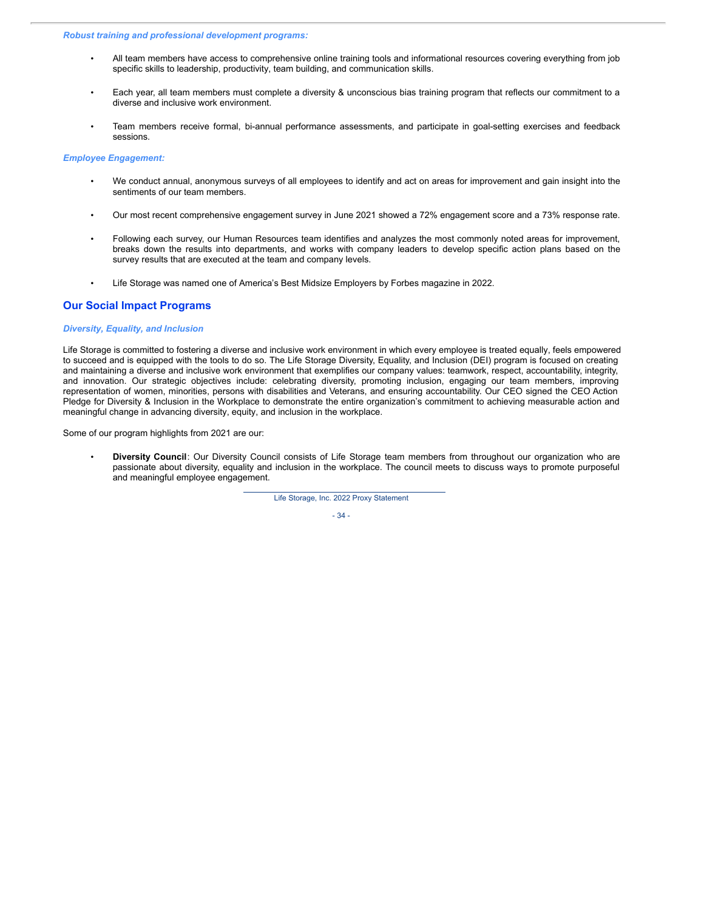***Robust training and professional development programs:***

- All team members have access to comprehensive online training tools and informational resources covering everything from job specific skills to leadership, productivity, team building, and communication skills.
- Each year, all team members must complete a diversity & unconscious bias training program that reflects our commitment to a diverse and inclusive work environment.
- Team members receive formal, bi-annual performance assessments, and participate in goal-setting exercises and feedback sessions.

***Employee Engagement:***

- We conduct annual, anonymous surveys of all employees to identify and act on areas for improvement and gain insight into the sentiments of our team members.
- Our most recent comprehensive engagement survey in June 2021 showed a 72% engagement score and a 73% response rate.
- Following each survey, our Human Resources team identifies and analyzes the most commonly noted areas for improvement, breaks down the results into departments, and works with company leaders to develop specific action plans based on the survey results that are executed at the team and company levels.
- Life Storage was named one of America's Best Midsize Employers by Forbes magazine in 2022.

## Our Social Impact Programs

***Diversity, Equality, and Inclusion***

Life Storage is committed to fostering a diverse and inclusive work environment in which every employee is treated equally, feels empowered to succeed and is equipped with the tools to do so. The Life Storage Diversity, Equality, and Inclusion (DEI) program is focused on creating and maintaining a diverse and inclusive work environment that exemplifies our company values: teamwork, respect, accountability, integrity, and innovation. Our strategic objectives include: celebrating diversity, promoting inclusion, engaging our team members, improving representation of women, minorities, persons with disabilities and Veterans, and ensuring accountability. Our CEO signed the CEO Action Pledge for Diversity & Inclusion in the Workplace to demonstrate the entire organization's commitment to achieving measurable action and meaningful change in advancing diversity, equity, and inclusion in the workplace.

Some of our program highlights from 2021 are our:

- **Diversity Council**: Our Diversity Council consists of Life Storage team members from throughout our organization who are passionate about diversity, equality and inclusion in the workplace. The council meets to discuss ways to promote purposeful and meaningful employee engagement.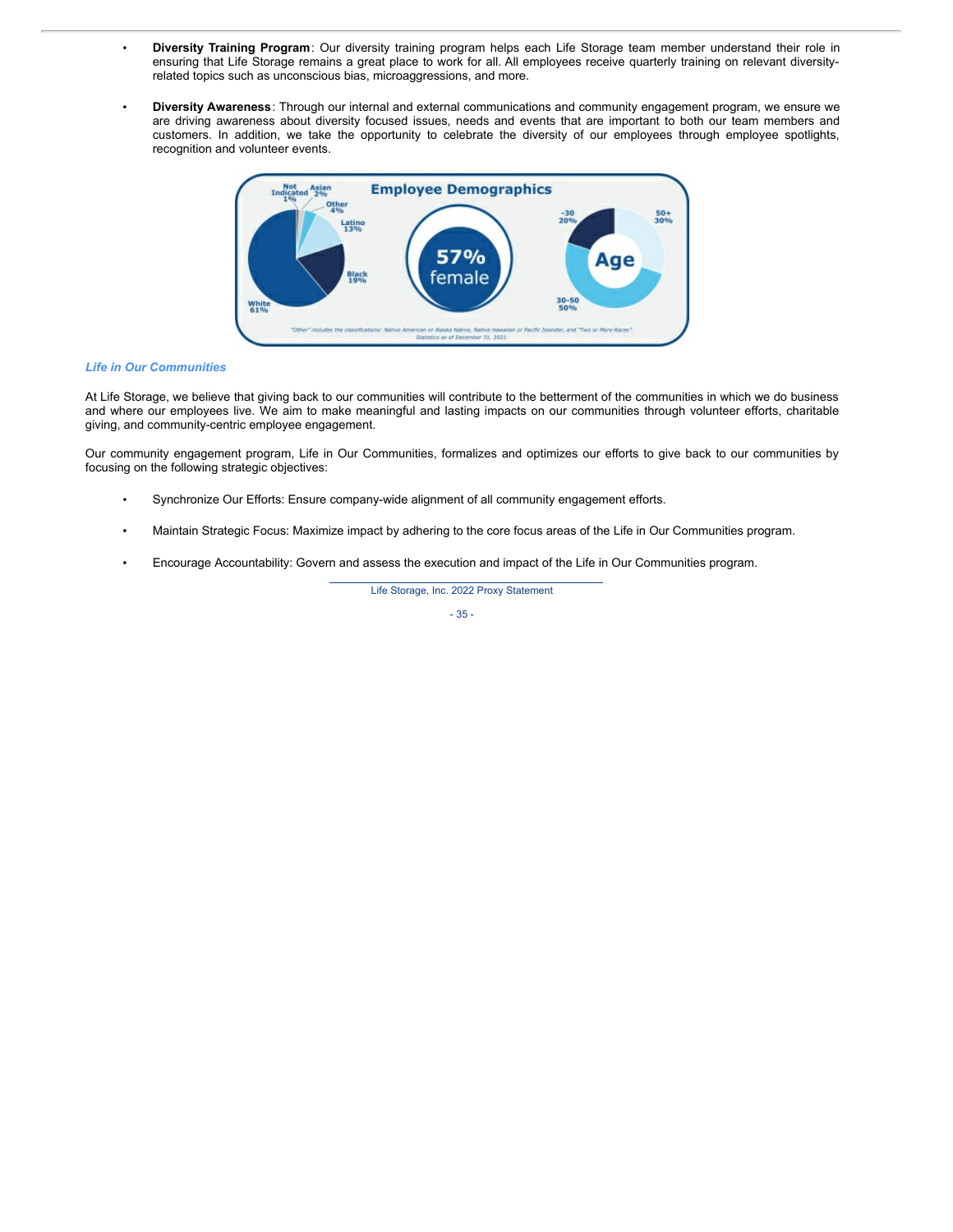- **Diversity Training Program**: Our diversity training program helps each Life Storage team member understand their role in ensuring that Life Storage remains a great place to work for all. All employees receive quarterly training on relevant diversity-related topics such as unconscious bias, microaggressions, and more.

- **Diversity Awareness**: Through our internal and external communications and community engagement program, we ensure we are driving awareness about diversity focused issues, needs and events that are important to both our team members and customers. In addition, we take the opportunity to celebrate the diversity of our employees through employee spotlights, recognition and volunteer events.

**Employee Demographics**

Not Indicated 1%, Asian 2%, Other 4%, Latino 13%, Black 19%, White 61%

57% female

Age: -30 20%, 30-50 50%, 50+ 30%

"Other" includes the classifications: Native American or Alaska Native, Native Hawaiian or Pacific Islander, and "Two or More Races". Statistics as of December 31, 2021.

### *Life in Our Communities*

At Life Storage, we believe that giving back to our communities will contribute to the betterment of the communities in which we do business and where our employees live. We aim to make meaningful and lasting impacts on our communities through volunteer efforts, charitable giving, and community-centric employee engagement.

Our community engagement program, Life in Our Communities, formalizes and optimizes our efforts to give back to our communities by focusing on the following strategic objectives:

- Synchronize Our Efforts: Ensure company-wide alignment of all community engagement efforts.

- Maintain Strategic Focus: Maximize impact by adhering to the core focus areas of the Life in Our Communities program.

- Encourage Accountability: Govern and assess the execution and impact of the Life in Our Communities program.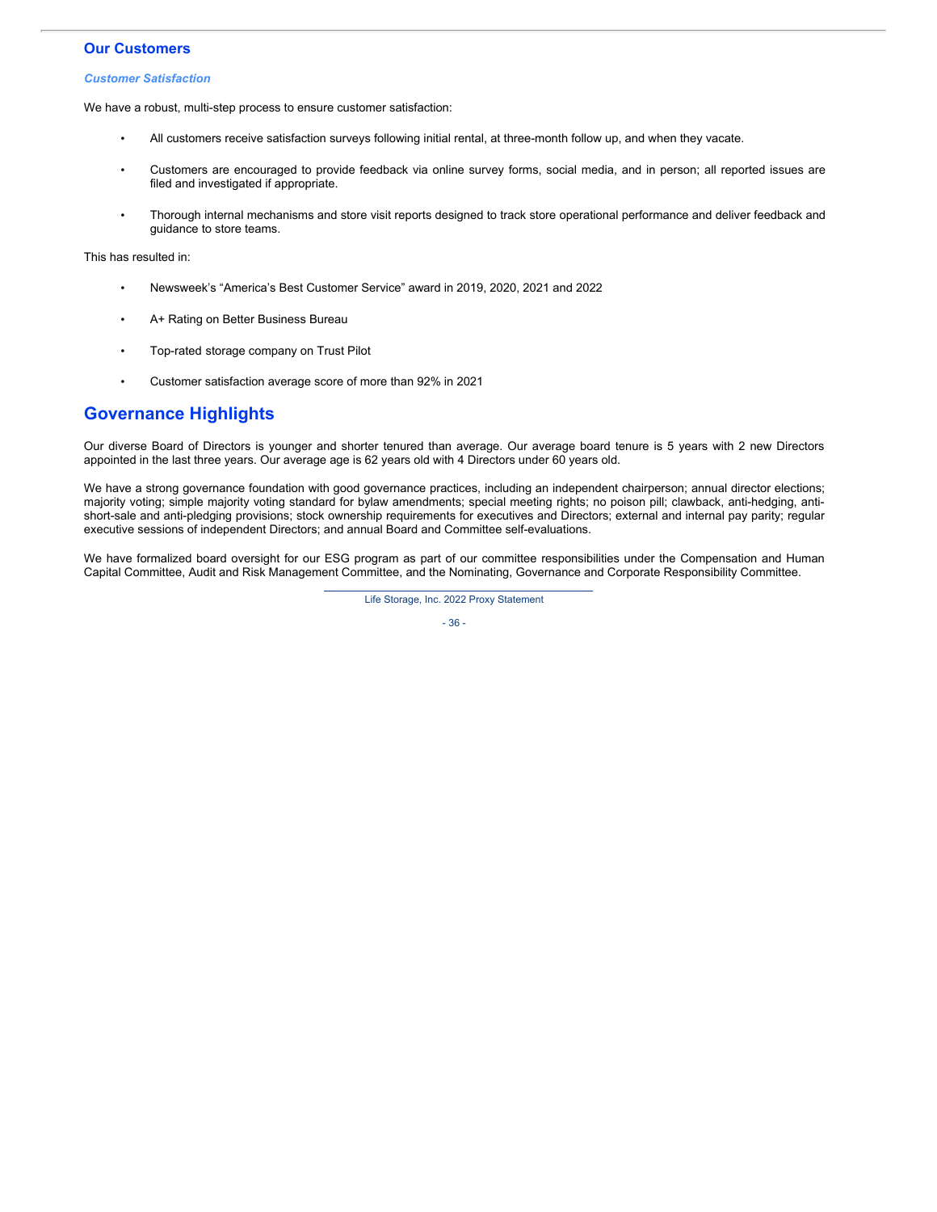## Our Customers

### *Customer Satisfaction*

We have a robust, multi-step process to ensure customer satisfaction:

- All customers receive satisfaction surveys following initial rental, at three-month follow up, and when they vacate.
- Customers are encouraged to provide feedback via online survey forms, social media, and in person; all reported issues are filed and investigated if appropriate.
- Thorough internal mechanisms and store visit reports designed to track store operational performance and deliver feedback and guidance to store teams.

This has resulted in:

- Newsweek's "America's Best Customer Service" award in 2019, 2020, 2021 and 2022
- A+ Rating on Better Business Bureau
- Top-rated storage company on Trust Pilot
- Customer satisfaction average score of more than 92% in 2021

# Governance Highlights

Our diverse Board of Directors is younger and shorter tenured than average. Our average board tenure is 5 years with 2 new Directors appointed in the last three years. Our average age is 62 years old with 4 Directors under 60 years old.

We have a strong governance foundation with good governance practices, including an independent chairperson; annual director elections; majority voting; simple majority voting standard for bylaw amendments; special meeting rights; no poison pill; clawback, anti-hedging, anti-short-sale and anti-pledging provisions; stock ownership requirements for executives and Directors; external and internal pay parity; regular executive sessions of independent Directors; and annual Board and Committee self-evaluations.

We have formalized board oversight for our ESG program as part of our committee responsibilities under the Compensation and Human Capital Committee, Audit and Risk Management Committee, and the Nominating, Governance and Corporate Responsibility Committee.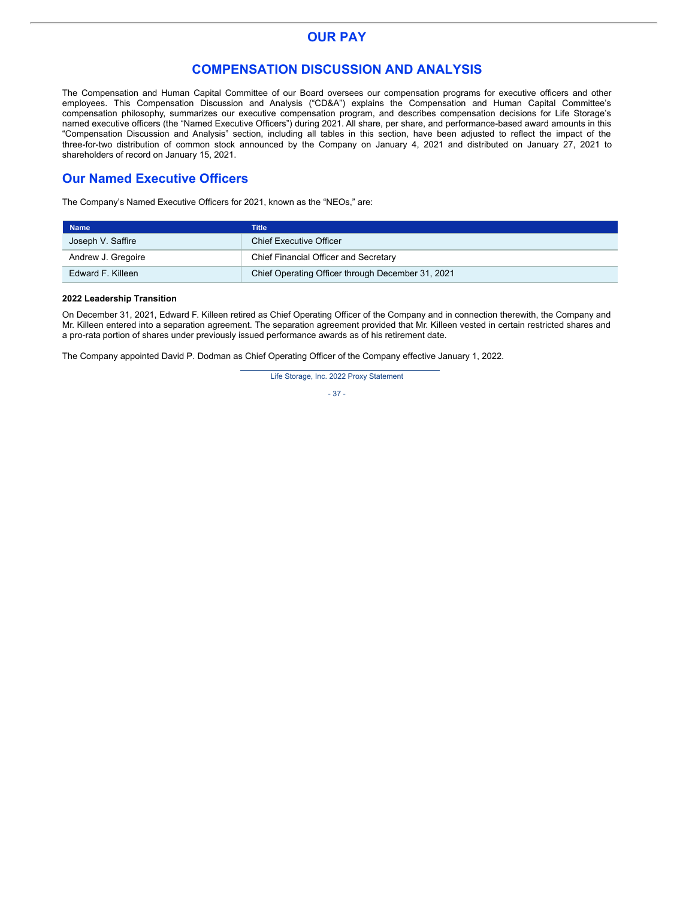# OUR PAY

## COMPENSATION DISCUSSION AND ANALYSIS

The Compensation and Human Capital Committee of our Board oversees our compensation programs for executive officers and other employees. This Compensation Discussion and Analysis ("CD&A") explains the Compensation and Human Capital Committee's compensation philosophy, summarizes our executive compensation program, and describes compensation decisions for Life Storage's named executive officers (the "Named Executive Officers") during 2021. All share, per share, and performance-based award amounts in this "Compensation Discussion and Analysis" section, including all tables in this section, have been adjusted to reflect the impact of the three-for-two distribution of common stock announced by the Company on January 4, 2021 and distributed on January 27, 2021 to shareholders of record on January 15, 2021.

## Our Named Executive Officers

The Company's Named Executive Officers for 2021, known as the "NEOs," are:

| Name | Title |
|---|---|
| Joseph V. Saffire | Chief Executive Officer |
| Andrew J. Gregoire | Chief Financial Officer and Secretary |
| Edward F. Killeen | Chief Operating Officer through December 31, 2021 |

**2022 Leadership Transition**

On December 31, 2021, Edward F. Killeen retired as Chief Operating Officer of the Company and in connection therewith, the Company and Mr. Killeen entered into a separation agreement. The separation agreement provided that Mr. Killeen vested in certain restricted shares and a pro-rata portion of shares under previously issued performance awards as of his retirement date.

The Company appointed David P. Dodman as Chief Operating Officer of the Company effective January 1, 2022.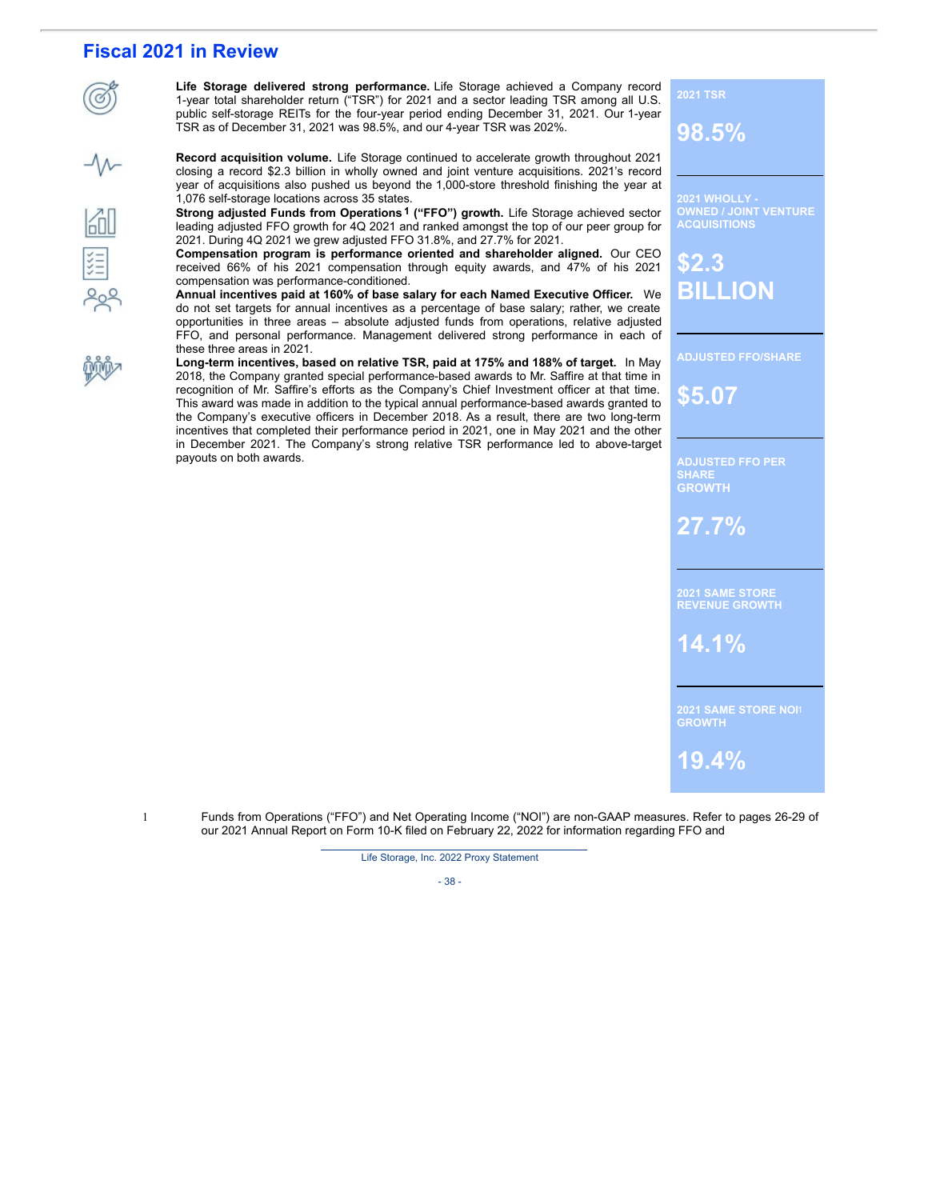## Fiscal 2021 in Review

**Life Storage delivered strong performance.** Life Storage achieved a Company record 1-year total shareholder return ("TSR") for 2021 and a sector leading TSR among all U.S. public self-storage REITs for the four-year period ending December 31, 2021. Our 1-year TSR as of December 31, 2021 was 98.5%, and our 4-year TSR was 202%.

**Record acquisition volume.** Life Storage continued to accelerate growth throughout 2021 closing a record $2.3 billion in wholly owned and joint venture acquisitions. 2021's record year of acquisitions also pushed us beyond the 1,000-store threshold finishing the year at 1,076 self-storage locations across 35 states.

**Strong adjusted Funds from Operations[1] ("FFO") growth.** Life Storage achieved sector leading adjusted FFO growth for 4Q 2021 and ranked amongst the top of our peer group for 2021. During 4Q 2021 we grew adjusted FFO 31.8%, and 27.7% for 2021.

**Compensation program is performance oriented and shareholder aligned.** Our CEO received 66% of his 2021 compensation through equity awards, and 47% of his 2021 compensation was performance-conditioned.

**Annual incentives paid at 160% of base salary for each Named Executive Officer.** We do not set targets for annual incentives as a percentage of base salary; rather, we create opportunities in three areas – absolute adjusted funds from operations, relative adjusted FFO, and personal performance. Management delivered strong performance in each of these three areas in 2021.

**Long-term incentives, based on relative TSR, paid at 175% and 188% of target.** In May 2018, the Company granted special performance-based awards to Mr. Saffire at that time in recognition of Mr. Saffire's efforts as the Company's Chief Investment officer at that time. This award was made in addition to the typical annual performance-based awards granted to the Company's executive officers in December 2018. As a result, there are two long-term incentives that completed their performance period in 2021, one in May 2021 and the other in December 2021. The Company's strong relative TSR performance led to above-target payouts on both awards.

**2021 TSR**
**98.5%**

**2021 WHOLLY - OWNED / JOINT VENTURE ACQUISITIONS**
**$2.3 BILLION**

**ADJUSTED FFO/SHARE**
**$5.07**

**ADJUSTED FFO PER SHARE GROWTH**
**27.7%**

**2021 SAME STORE REVENUE GROWTH**
**14.1%**

**2021 SAME STORE NOI[1] GROWTH**
**19.4%**

1 Funds from Operations ("FFO") and Net Operating Income ("NOI") are non-GAAP measures. Refer to pages 26-29 of our 2021 Annual Report on Form 10-K filed on February 22, 2022 for information regarding FFO and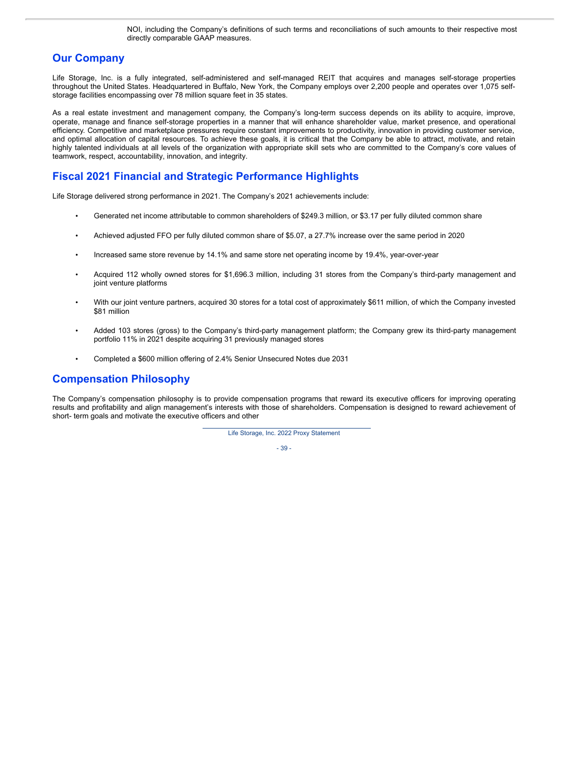NOI, including the Company's definitions of such terms and reconciliations of such amounts to their respective most directly comparable GAAP measures.

## Our Company

Life Storage, Inc. is a fully integrated, self-administered and self-managed REIT that acquires and manages self-storage properties throughout the United States. Headquartered in Buffalo, New York, the Company employs over 2,200 people and operates over 1,075 self-storage facilities encompassing over 78 million square feet in 35 states.

As a real estate investment and management company, the Company's long-term success depends on its ability to acquire, improve, operate, manage and finance self-storage properties in a manner that will enhance shareholder value, market presence, and operational efficiency. Competitive and marketplace pressures require constant improvements to productivity, innovation in providing customer service, and optimal allocation of capital resources. To achieve these goals, it is critical that the Company be able to attract, motivate, and retain highly talented individuals at all levels of the organization with appropriate skill sets who are committed to the Company's core values of teamwork, respect, accountability, innovation, and integrity.

## Fiscal 2021 Financial and Strategic Performance Highlights

Life Storage delivered strong performance in 2021. The Company's 2021 achievements include:

- Generated net income attributable to common shareholders of $249.3 million, or $3.17 per fully diluted common share
- Achieved adjusted FFO per fully diluted common share of $5.07, a 27.7% increase over the same period in 2020
- Increased same store revenue by 14.1% and same store net operating income by 19.4%, year-over-year
- Acquired 112 wholly owned stores for $1,696.3 million, including 31 stores from the Company's third-party management and joint venture platforms
- With our joint venture partners, acquired 30 stores for a total cost of approximately $611 million, of which the Company invested $81 million
- Added 103 stores (gross) to the Company's third-party management platform; the Company grew its third-party management portfolio 11% in 2021 despite acquiring 31 previously managed stores
- Completed a $600 million offering of 2.4% Senior Unsecured Notes due 2031

## Compensation Philosophy

The Company's compensation philosophy is to provide compensation programs that reward its executive officers for improving operating results and profitability and align management's interests with those of shareholders. Compensation is designed to reward achievement of short- term goals and motivate the executive officers and other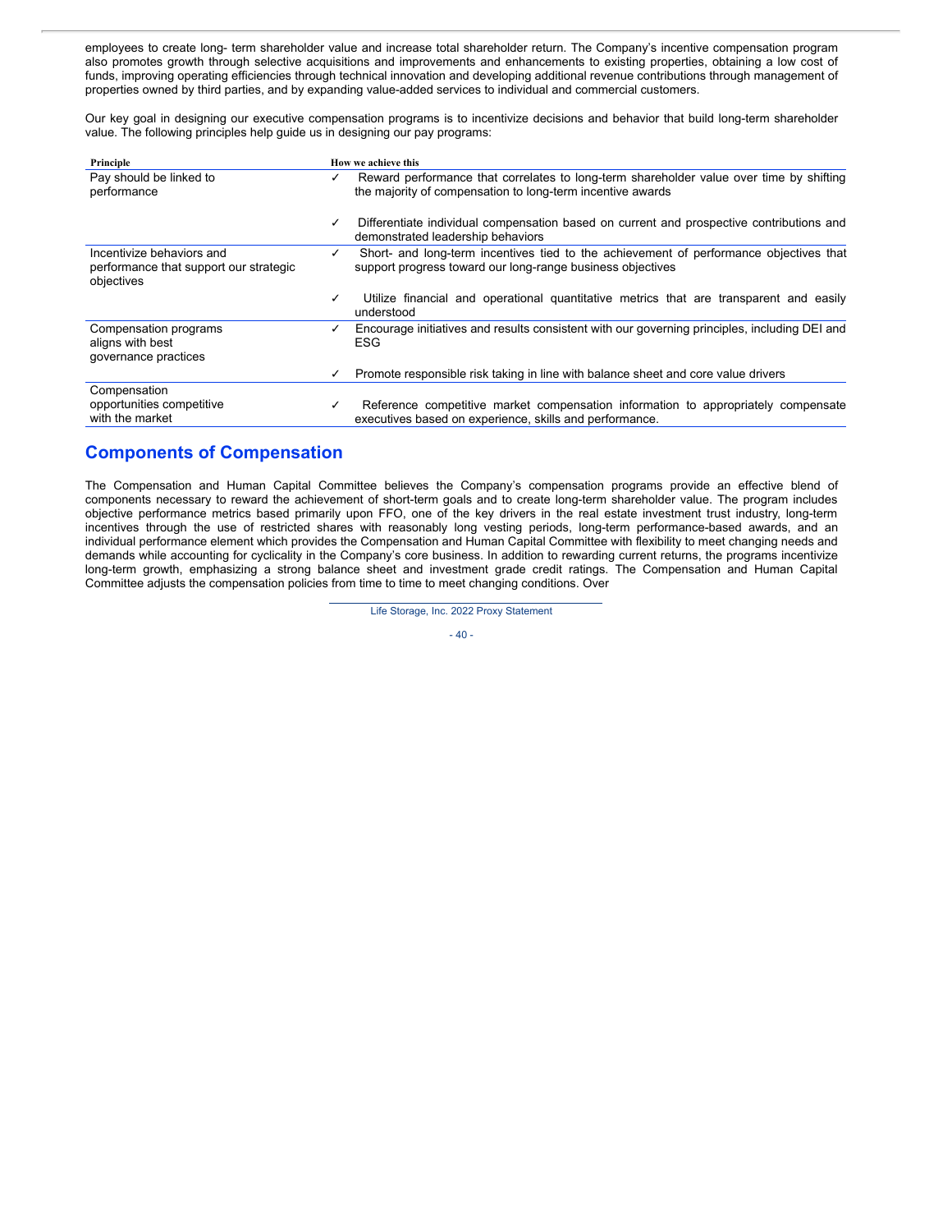employees to create long- term shareholder value and increase total shareholder return. The Company's incentive compensation program also promotes growth through selective acquisitions and improvements and enhancements to existing properties, obtaining a low cost of funds, improving operating efficiencies through technical innovation and developing additional revenue contributions through management of properties owned by third parties, and by expanding value-added services to individual and commercial customers.

Our key goal in designing our executive compensation programs is to incentivize decisions and behavior that build long-term shareholder value. The following principles help guide us in designing our pay programs:

| Principle | | How we achieve this |
|---|---|---|
| Pay should be linked to performance | ✓ | Reward performance that correlates to long-term shareholder value over time by shifting the majority of compensation to long-term incentive awards |
| | ✓ | Differentiate individual compensation based on current and prospective contributions and demonstrated leadership behaviors |
| Incentivize behaviors and performance that support our strategic objectives | ✓ | Short- and long-term incentives tied to the achievement of performance objectives that support progress toward our long-range business objectives |
| | ✓ | Utilize financial and operational quantitative metrics that are transparent and easily understood |
| Compensation programs aligns with best governance practices | ✓ | Encourage initiatives and results consistent with our governing principles, including DEI and ESG |
| | ✓ | Promote responsible risk taking in line with balance sheet and core value drivers |
| Compensation opportunities competitive with the market | ✓ | Reference competitive market compensation information to appropriately compensate executives based on experience, skills and performance. |

## Components of Compensation

The Compensation and Human Capital Committee believes the Company's compensation programs provide an effective blend of components necessary to reward the achievement of short-term goals and to create long-term shareholder value. The program includes objective performance metrics based primarily upon FFO, one of the key drivers in the real estate investment trust industry, long-term incentives through the use of restricted shares with reasonably long vesting periods, long-term performance-based awards, and an individual performance element which provides the Compensation and Human Capital Committee with flexibility to meet changing needs and demands while accounting for cyclicality in the Company's core business. In addition to rewarding current returns, the programs incentivize long-term growth, emphasizing a strong balance sheet and investment grade credit ratings. The Compensation and Human Capital Committee adjusts the compensation policies from time to time to meet changing conditions. Over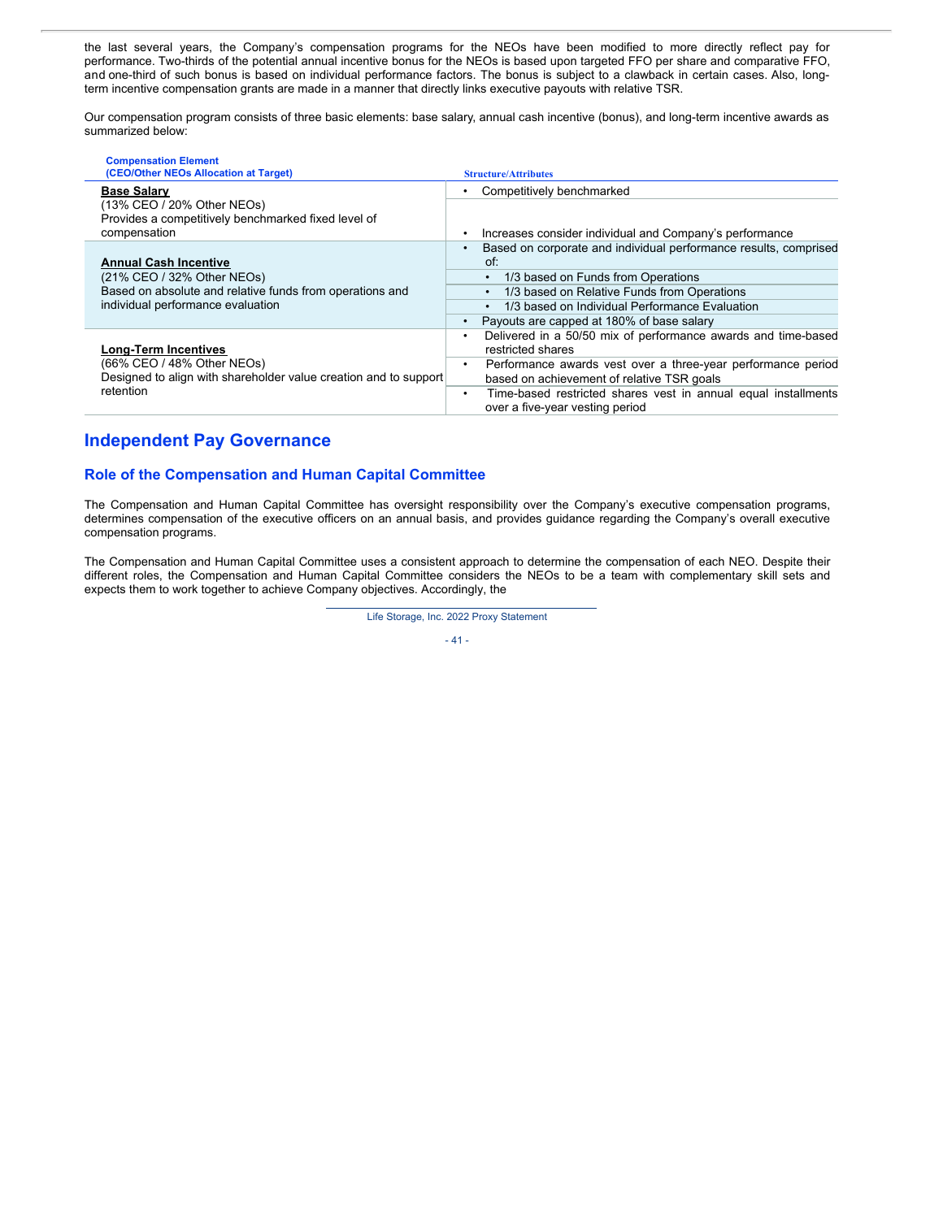the last several years, the Company's compensation programs for the NEOs have been modified to more directly reflect pay for performance. Two-thirds of the potential annual incentive bonus for the NEOs is based upon targeted FFO per share and comparative FFO, and one-third of such bonus is based on individual performance factors. The bonus is subject to a clawback in certain cases. Also, long-term incentive compensation grants are made in a manner that directly links executive payouts with relative TSR.

Our compensation program consists of three basic elements: base salary, annual cash incentive (bonus), and long-term incentive awards as summarized below:

| Compensation Element (CEO/Other NEOs Allocation at Target) | Structure/Attributes |
|---|---|
| **Base Salary** (13% CEO / 20% Other NEOs) Provides a competitively benchmarked fixed level of compensation | • Competitively benchmarked<br>• Increases consider individual and Company's performance |
| **Annual Cash Incentive** (21% CEO / 32% Other NEOs) Based on absolute and relative funds from operations and individual performance evaluation | • Based on corporate and individual performance results, comprised of:<br>  • 1/3 based on Funds from Operations<br>  • 1/3 based on Relative Funds from Operations<br>  • 1/3 based on Individual Performance Evaluation<br>• Payouts are capped at 180% of base salary |
| **Long-Term Incentives** (66% CEO / 48% Other NEOs) Designed to align with shareholder value creation and to support retention | • Delivered in a 50/50 mix of performance awards and time-based restricted shares<br>• Performance awards vest over a three-year performance period based on achievement of relative TSR goals<br>• Time-based restricted shares vest in annual equal installments over a five-year vesting period |

## Independent Pay Governance

### Role of the Compensation and Human Capital Committee

The Compensation and Human Capital Committee has oversight responsibility over the Company's executive compensation programs, determines compensation of the executive officers on an annual basis, and provides guidance regarding the Company's overall executive compensation programs.

The Compensation and Human Capital Committee uses a consistent approach to determine the compensation of each NEO. Despite their different roles, the Compensation and Human Capital Committee considers the NEOs to be a team with complementary skill sets and expects them to work together to achieve Company objectives. Accordingly, the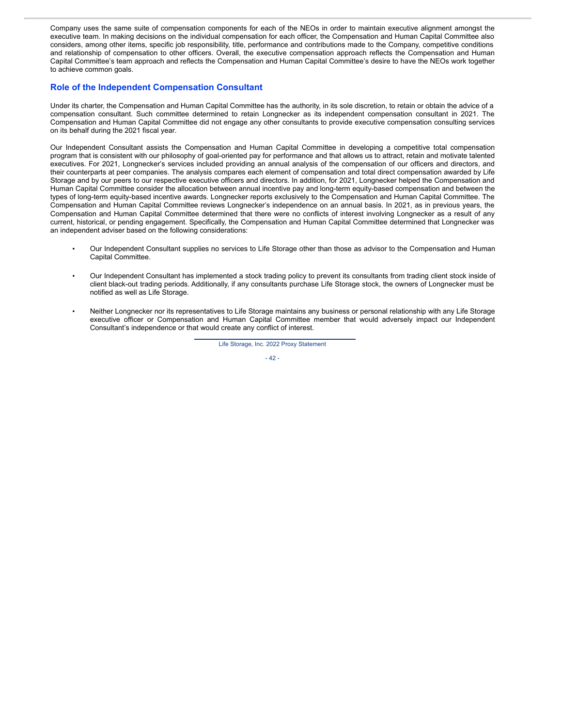Company uses the same suite of compensation components for each of the NEOs in order to maintain executive alignment amongst the executive team. In making decisions on the individual compensation for each officer, the Compensation and Human Capital Committee also considers, among other items, specific job responsibility, title, performance and contributions made to the Company, competitive conditions and relationship of compensation to other officers. Overall, the executive compensation approach reflects the Compensation and Human Capital Committee's team approach and reflects the Compensation and Human Capital Committee's desire to have the NEOs work together to achieve common goals.

## Role of the Independent Compensation Consultant

Under its charter, the Compensation and Human Capital Committee has the authority, in its sole discretion, to retain or obtain the advice of a compensation consultant. Such committee determined to retain Longnecker as its independent compensation consultant in 2021. The Compensation and Human Capital Committee did not engage any other consultants to provide executive compensation consulting services on its behalf during the 2021 fiscal year.

Our Independent Consultant assists the Compensation and Human Capital Committee in developing a competitive total compensation program that is consistent with our philosophy of goal-oriented pay for performance and that allows us to attract, retain and motivate talented executives. For 2021, Longnecker's services included providing an annual analysis of the compensation of our officers and directors, and their counterparts at peer companies. The analysis compares each element of compensation and total direct compensation awarded by Life Storage and by our peers to our respective executive officers and directors. In addition, for 2021, Longnecker helped the Compensation and Human Capital Committee consider the allocation between annual incentive pay and long-term equity-based compensation and between the types of long-term equity-based incentive awards. Longnecker reports exclusively to the Compensation and Human Capital Committee. The Compensation and Human Capital Committee reviews Longnecker's independence on an annual basis. In 2021, as in previous years, the Compensation and Human Capital Committee determined that there were no conflicts of interest involving Longnecker as a result of any current, historical, or pending engagement. Specifically, the Compensation and Human Capital Committee determined that Longnecker was an independent adviser based on the following considerations:

- Our Independent Consultant supplies no services to Life Storage other than those as advisor to the Compensation and Human Capital Committee.
- Our Independent Consultant has implemented a stock trading policy to prevent its consultants from trading client stock inside of client black-out trading periods. Additionally, if any consultants purchase Life Storage stock, the owners of Longnecker must be notified as well as Life Storage.
- Neither Longnecker nor its representatives to Life Storage maintains any business or personal relationship with any Life Storage executive officer or Compensation and Human Capital Committee member that would adversely impact our Independent Consultant's independence or that would create any conflict of interest.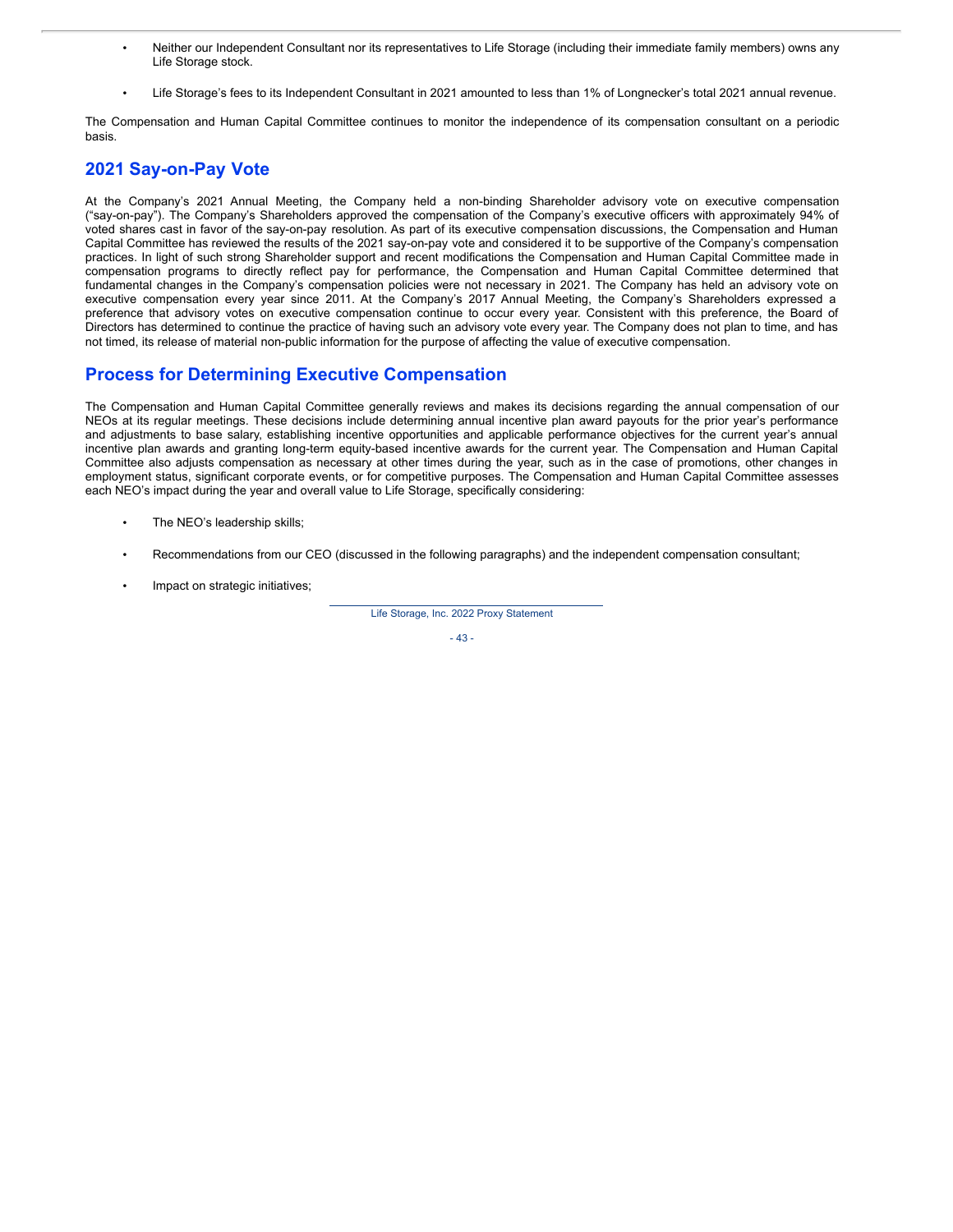- Neither our Independent Consultant nor its representatives to Life Storage (including their immediate family members) owns any Life Storage stock.

- Life Storage's fees to its Independent Consultant in 2021 amounted to less than 1% of Longnecker's total 2021 annual revenue.

The Compensation and Human Capital Committee continues to monitor the independence of its compensation consultant on a periodic basis.

## 2021 Say-on-Pay Vote

At the Company's 2021 Annual Meeting, the Company held a non-binding Shareholder advisory vote on executive compensation ("say-on-pay"). The Company's Shareholders approved the compensation of the Company's executive officers with approximately 94% of voted shares cast in favor of the say-on-pay resolution. As part of its executive compensation discussions, the Compensation and Human Capital Committee has reviewed the results of the 2021 say-on-pay vote and considered it to be supportive of the Company's compensation practices. In light of such strong Shareholder support and recent modifications the Compensation and Human Capital Committee made in compensation programs to directly reflect pay for performance, the Compensation and Human Capital Committee determined that fundamental changes in the Company's compensation policies were not necessary in 2021. The Company has held an advisory vote on executive compensation every year since 2011. At the Company's 2017 Annual Meeting, the Company's Shareholders expressed a preference that advisory votes on executive compensation continue to occur every year. Consistent with this preference, the Board of Directors has determined to continue the practice of having such an advisory vote every year. The Company does not plan to time, and has not timed, its release of material non-public information for the purpose of affecting the value of executive compensation.

## Process for Determining Executive Compensation

The Compensation and Human Capital Committee generally reviews and makes its decisions regarding the annual compensation of our NEOs at its regular meetings. These decisions include determining annual incentive plan award payouts for the prior year's performance and adjustments to base salary, establishing incentive opportunities and applicable performance objectives for the current year's annual incentive plan awards and granting long-term equity-based incentive awards for the current year. The Compensation and Human Capital Committee also adjusts compensation as necessary at other times during the year, such as in the case of promotions, other changes in employment status, significant corporate events, or for competitive purposes. The Compensation and Human Capital Committee assesses each NEO's impact during the year and overall value to Life Storage, specifically considering:

- The NEO's leadership skills;

- Recommendations from our CEO (discussed in the following paragraphs) and the independent compensation consultant;

- Impact on strategic initiatives;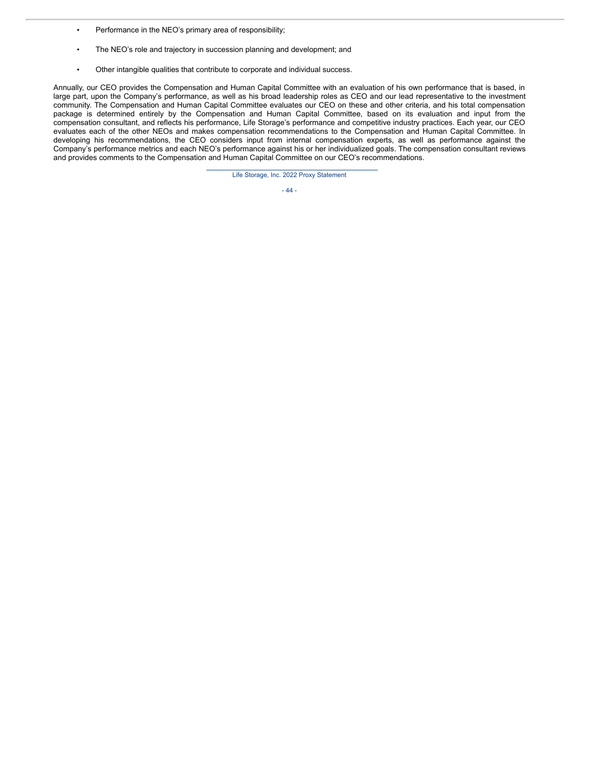- Performance in the NEO's primary area of responsibility;
- The NEO's role and trajectory in succession planning and development; and
- Other intangible qualities that contribute to corporate and individual success.

Annually, our CEO provides the Compensation and Human Capital Committee with an evaluation of his own performance that is based, in large part, upon the Company's performance, as well as his broad leadership roles as CEO and our lead representative to the investment community. The Compensation and Human Capital Committee evaluates our CEO on these and other criteria, and his total compensation package is determined entirely by the Compensation and Human Capital Committee, based on its evaluation and input from the compensation consultant, and reflects his performance, Life Storage's performance and competitive industry practices. Each year, our CEO evaluates each of the other NEOs and makes compensation recommendations to the Compensation and Human Capital Committee. In developing his recommendations, the CEO considers input from internal compensation experts, as well as performance against the Company's performance metrics and each NEO's performance against his or her individualized goals. The compensation consultant reviews and provides comments to the Compensation and Human Capital Committee on our CEO's recommendations.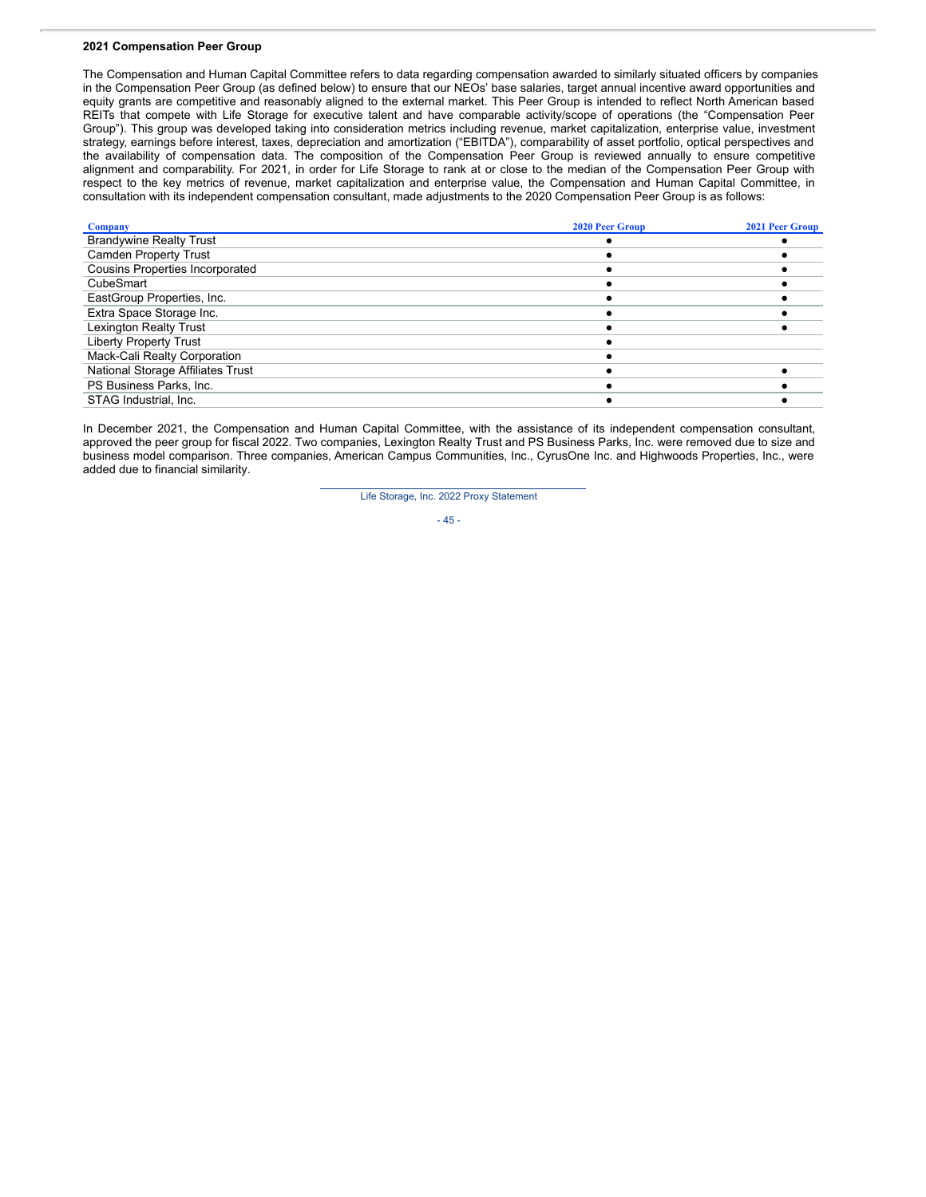#### 2021 Compensation Peer Group

The Compensation and Human Capital Committee refers to data regarding compensation awarded to similarly situated officers by companies in the Compensation Peer Group (as defined below) to ensure that our NEOs' base salaries, target annual incentive award opportunities and equity grants are competitive and reasonably aligned to the external market. This Peer Group is intended to reflect North American based REITs that compete with Life Storage for executive talent and have comparable activity/scope of operations (the "Compensation Peer Group"). This group was developed taking into consideration metrics including revenue, market capitalization, enterprise value, investment strategy, earnings before interest, taxes, depreciation and amortization ("EBITDA"), comparability of asset portfolio, optical perspectives and the availability of compensation data. The composition of the Compensation Peer Group is reviewed annually to ensure competitive alignment and comparability. For 2021, in order for Life Storage to rank at or close to the median of the Compensation Peer Group with respect to the key metrics of revenue, market capitalization and enterprise value, the Compensation and Human Capital Committee, in consultation with its independent compensation consultant, made adjustments to the 2020 Compensation Peer Group is as follows:

| Company | 2020 Peer Group | 2021 Peer Group |
|---|---|---|
| Brandywine Realty Trust | ● | ● |
| Camden Property Trust | ● | ● |
| Cousins Properties Incorporated | ● | ● |
| CubeSmart | ● | ● |
| EastGroup Properties, Inc. | ● | ● |
| Extra Space Storage Inc. | ● | ● |
| Lexington Realty Trust | ● | ● |
| Liberty Property Trust | ● | |
| Mack-Cali Realty Corporation | ● | |
| National Storage Affiliates Trust | ● | ● |
| PS Business Parks, Inc. | ● | ● |
| STAG Industrial, Inc. | ● | ● |

In December 2021, the Compensation and Human Capital Committee, with the assistance of its independent compensation consultant, approved the peer group for fiscal 2022. Two companies, Lexington Realty Trust and PS Business Parks, Inc. were removed due to size and business model comparison. Three companies, American Campus Communities, Inc., CyrusOne Inc. and Highwoods Properties, Inc., were added due to financial similarity.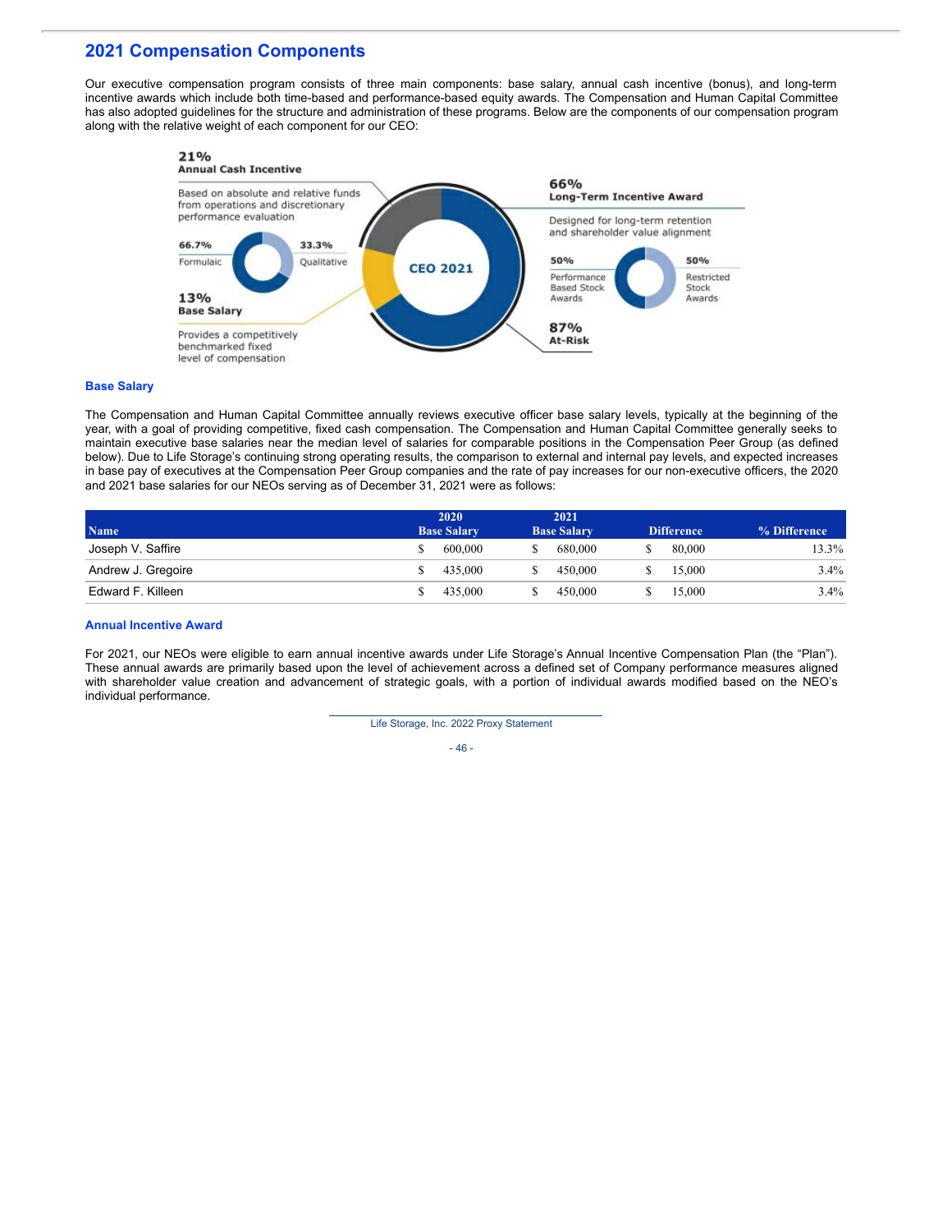## 2021 Compensation Components

Our executive compensation program consists of three main components: base salary, annual cash incentive (bonus), and long-term incentive awards which include both time-based and performance-based equity awards. The Compensation and Human Capital Committee has also adopted guidelines for the structure and administration of these programs. Below are the components of our compensation program along with the relative weight of each component for our CEO:

**21%**
**Annual Cash Incentive**

Based on absolute and relative funds from operations and discretionary performance evaluation

**66.7%** Formulaic

**33.3%** Qualitative

**13%**
**Base Salary**

Provides a competitively benchmarked fixed level of compensation

**CEO 2021**

**66%**
**Long-Term Incentive Award**

Designed for long-term retention and shareholder value alignment

**50%** Performance Based Stock Awards

**50%** Restricted Stock Awards

**87%**
**At-Risk**

### Base Salary

The Compensation and Human Capital Committee annually reviews executive officer base salary levels, typically at the beginning of the year, with a goal of providing competitive, fixed cash compensation. The Compensation and Human Capital Committee generally seeks to maintain executive base salaries near the median level of salaries for comparable positions in the Compensation Peer Group (as defined below). Due to Life Storage's continuing strong operating results, the comparison to external and internal pay levels, and expected increases in base pay of executives at the Compensation Peer Group companies and the rate of pay increases for our non-executive officers, the 2020 and 2021 base salaries for our NEOs serving as of December 31, 2021 were as follows:

| Name | 2020 Base Salary | 2021 Base Salary | Difference | % Difference |
|---|---|---|---|---|
| Joseph V. Saffire | $ 600,000 | $ 680,000 | $ 80,000 | 13.3% |
| Andrew J. Gregoire | $ 435,000 | $ 450,000 | $ 15,000 | 3.4% |
| Edward F. Killeen | $ 435,000 | $ 450,000 | $ 15,000 | 3.4% |

### Annual Incentive Award

For 2021, our NEOs were eligible to earn annual incentive awards under Life Storage's Annual Incentive Compensation Plan (the "Plan"). These annual awards are primarily based upon the level of achievement across a defined set of Company performance measures aligned with shareholder value creation and advancement of strategic goals, with a portion of individual awards modified based on the NEO's individual performance.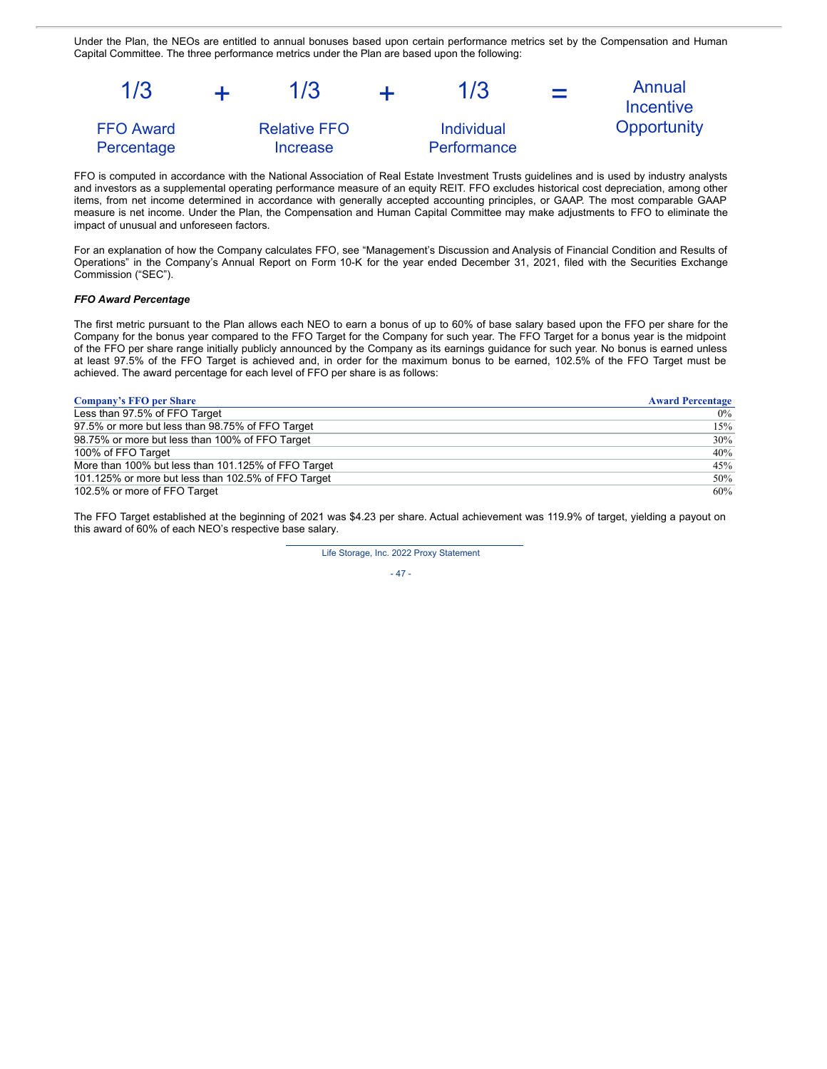Under the Plan, the NEOs are entitled to annual bonuses based upon certain performance metrics set by the Compensation and Human Capital Committee. The three performance metrics under the Plan are based upon the following:

| 1/3 | + | 1/3 | + | 1/3 | = | Annual Incentive Opportunity |
|---|---|---|---|---|---|---|
| FFO Award Percentage | | Relative FFO Increase | | Individual Performance | | |

FFO is computed in accordance with the National Association of Real Estate Investment Trusts guidelines and is used by industry analysts and investors as a supplemental operating performance measure of an equity REIT. FFO excludes historical cost depreciation, among other items, from net income determined in accordance with generally accepted accounting principles, or GAAP. The most comparable GAAP measure is net income. Under the Plan, the Compensation and Human Capital Committee may make adjustments to FFO to eliminate the impact of unusual and unforeseen factors.

For an explanation of how the Company calculates FFO, see "Management's Discussion and Analysis of Financial Condition and Results of Operations" in the Company's Annual Report on Form 10-K for the year ended December 31, 2021, filed with the Securities Exchange Commission ("SEC").

***FFO Award Percentage***

The first metric pursuant to the Plan allows each NEO to earn a bonus of up to 60% of base salary based upon the FFO per share for the Company for the bonus year compared to the FFO Target for the Company for such year. The FFO Target for a bonus year is the midpoint of the FFO per share range initially publicly announced by the Company as its earnings guidance for such year. No bonus is earned unless at least 97.5% of the FFO Target is achieved and, in order for the maximum bonus to be earned, 102.5% of the FFO Target must be achieved. The award percentage for each level of FFO per share is as follows:

| Company's FFO per Share | Award Percentage |
|---|---|
| Less than 97.5% of FFO Target | 0% |
| 97.5% or more but less than 98.75% of FFO Target | 15% |
| 98.75% or more but less than 100% of FFO Target | 30% |
| 100% of FFO Target | 40% |
| More than 100% but less than 101.125% of FFO Target | 45% |
| 101.125% or more but less than 102.5% of FFO Target | 50% |
| 102.5% or more of FFO Target | 60% |

The FFO Target established at the beginning of 2021 was $4.23 per share. Actual achievement was 119.9% of target, yielding a payout on this award of 60% of each NEO's respective base salary.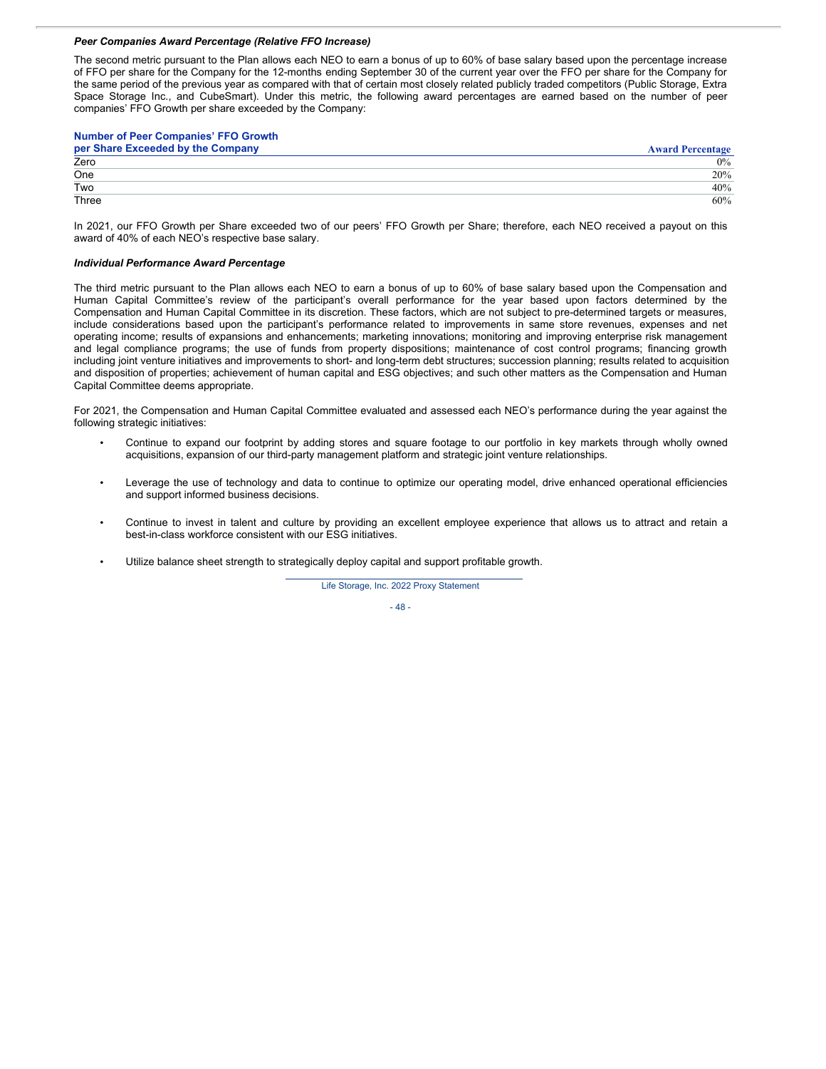***Peer Companies Award Percentage (Relative FFO Increase)***

The second metric pursuant to the Plan allows each NEO to earn a bonus of up to 60% of base salary based upon the percentage increase of FFO per share for the Company for the 12-months ending September 30 of the current year over the FFO per share for the Company for the same period of the previous year as compared with that of certain most closely related publicly traded competitors (Public Storage, Extra Space Storage Inc., and CubeSmart). Under this metric, the following award percentages are earned based on the number of peer companies' FFO Growth per share exceeded by the Company:

| Number of Peer Companies' FFO Growth per Share Exceeded by the Company | Award Percentage |
| --- | --- |
| Zero | 0% |
| One | 20% |
| Two | 40% |
| Three | 60% |

In 2021, our FFO Growth per Share exceeded two of our peers' FFO Growth per Share; therefore, each NEO received a payout on this award of 40% of each NEO's respective base salary.

***Individual Performance Award Percentage***

The third metric pursuant to the Plan allows each NEO to earn a bonus of up to 60% of base salary based upon the Compensation and Human Capital Committee's review of the participant's overall performance for the year based upon factors determined by the Compensation and Human Capital Committee in its discretion. These factors, which are not subject to pre-determined targets or measures, include considerations based upon the participant's performance related to improvements in same store revenues, expenses and net operating income; results of expansions and enhancements; marketing innovations; monitoring and improving enterprise risk management and legal compliance programs; the use of funds from property dispositions; maintenance of cost control programs; financing growth including joint venture initiatives and improvements to short- and long-term debt structures; succession planning; results related to acquisition and disposition of properties; achievement of human capital and ESG objectives; and such other matters as the Compensation and Human Capital Committee deems appropriate.

For 2021, the Compensation and Human Capital Committee evaluated and assessed each NEO's performance during the year against the following strategic initiatives:

- Continue to expand our footprint by adding stores and square footage to our portfolio in key markets through wholly owned acquisitions, expansion of our third-party management platform and strategic joint venture relationships.
- Leverage the use of technology and data to continue to optimize our operating model, drive enhanced operational efficiencies and support informed business decisions.
- Continue to invest in talent and culture by providing an excellent employee experience that allows us to attract and retain a best-in-class workforce consistent with our ESG initiatives.
- Utilize balance sheet strength to strategically deploy capital and support profitable growth.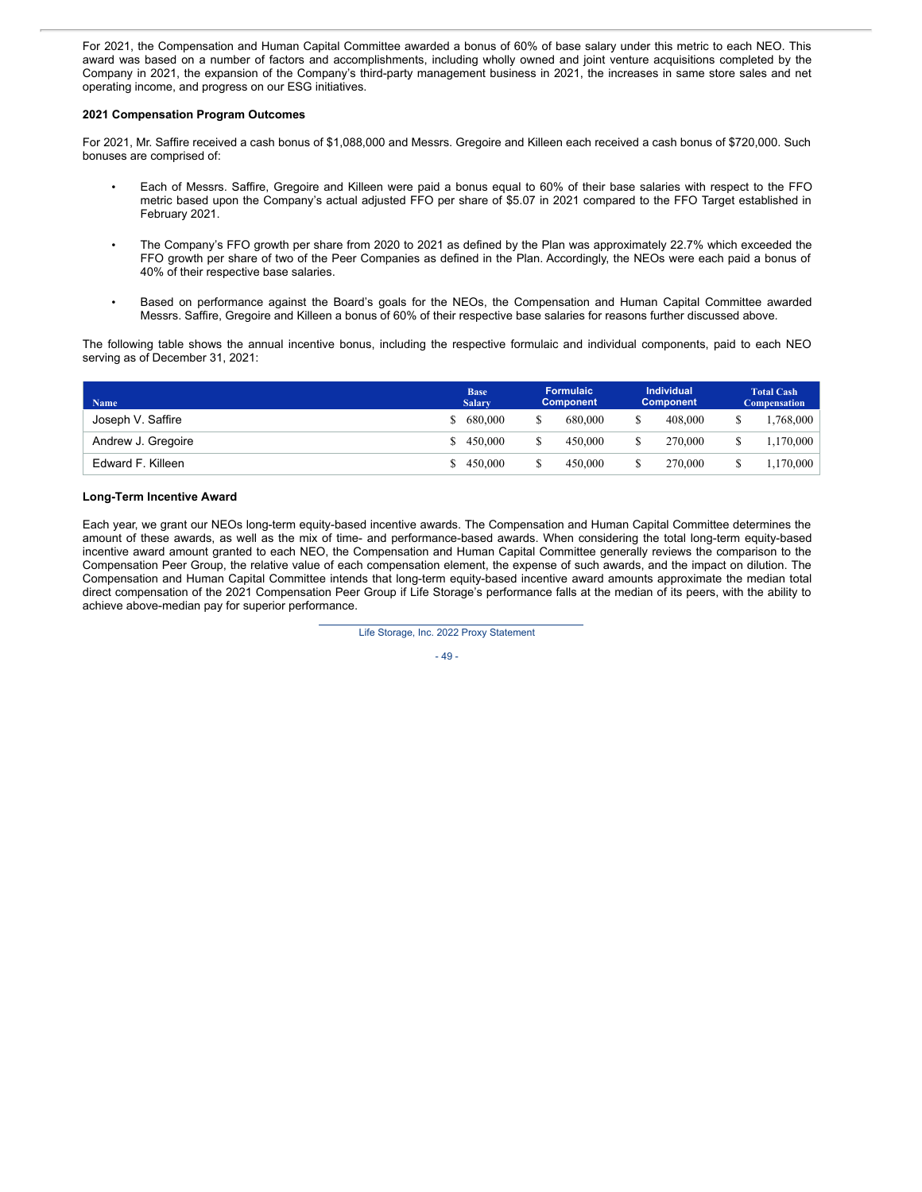For 2021, the Compensation and Human Capital Committee awarded a bonus of 60% of base salary under this metric to each NEO. This award was based on a number of factors and accomplishments, including wholly owned and joint venture acquisitions completed by the Company in 2021, the expansion of the Company's third-party management business in 2021, the increases in same store sales and net operating income, and progress on our ESG initiatives.

**2021 Compensation Program Outcomes**

For 2021, Mr. Saffire received a cash bonus of $1,088,000 and Messrs. Gregoire and Killeen each received a cash bonus of $720,000. Such bonuses are comprised of:

- Each of Messrs. Saffire, Gregoire and Killeen were paid a bonus equal to 60% of their base salaries with respect to the FFO metric based upon the Company's actual adjusted FFO per share of $5.07 in 2021 compared to the FFO Target established in February 2021.

- The Company's FFO growth per share from 2020 to 2021 as defined by the Plan was approximately 22.7% which exceeded the FFO growth per share of two of the Peer Companies as defined in the Plan. Accordingly, the NEOs were each paid a bonus of 40% of their respective base salaries.

- Based on performance against the Board's goals for the NEOs, the Compensation and Human Capital Committee awarded Messrs. Saffire, Gregoire and Killeen a bonus of 60% of their respective base salaries for reasons further discussed above.

The following table shows the annual incentive bonus, including the respective formulaic and individual components, paid to each NEO serving as of December 31, 2021:

| Name | Base Salary | Formulaic Component | Individual Component | Total Cash Compensation |
|---|---|---|---|---|
| Joseph V. Saffire | $ 680,000 | $ 680,000 | $ 408,000 | $ 1,768,000 |
| Andrew J. Gregoire | $ 450,000 | $ 450,000 | $ 270,000 | $ 1,170,000 |
| Edward F. Killeen | $ 450,000 | $ 450,000 | $ 270,000 | $ 1,170,000 |

**Long-Term Incentive Award**

Each year, we grant our NEOs long-term equity-based incentive awards. The Compensation and Human Capital Committee determines the amount of these awards, as well as the mix of time- and performance-based awards. When considering the total long-term equity-based incentive award amount granted to each NEO, the Compensation and Human Capital Committee generally reviews the comparison to the Compensation Peer Group, the relative value of each compensation element, the expense of such awards, and the impact on dilution. The Compensation and Human Capital Committee intends that long-term equity-based incentive award amounts approximate the median total direct compensation of the 2021 Compensation Peer Group if Life Storage's performance falls at the median of its peers, with the ability to achieve above-median pay for superior performance.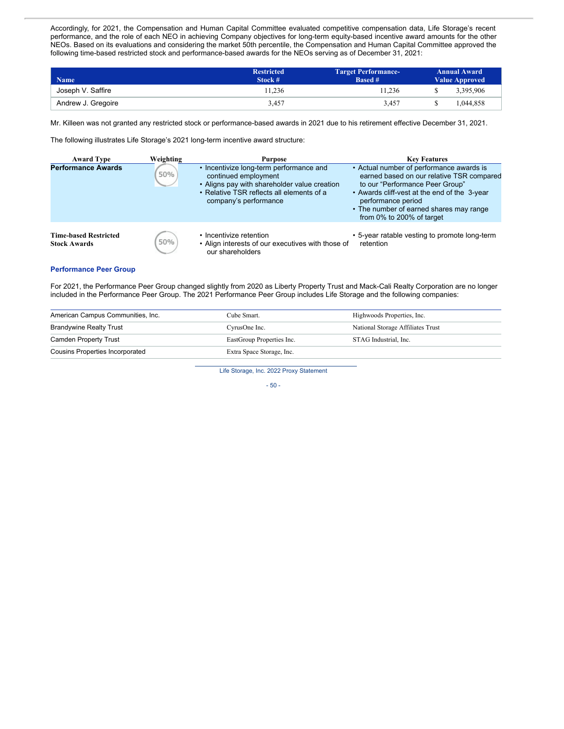Accordingly, for 2021, the Compensation and Human Capital Committee evaluated competitive compensation data, Life Storage's recent performance, and the role of each NEO in achieving Company objectives for long-term equity-based incentive award amounts for the other NEOs. Based on its evaluations and considering the market 50th percentile, the Compensation and Human Capital Committee approved the following time-based restricted stock and performance-based awards for the NEOs serving as of December 31, 2021:

| Name | Restricted Stock # | Target Performance-Based # | Annual Award Value Approved |
|---|---|---|---|
| Joseph V. Saffire | 11,236 | 11,236 | $ 3,395,906 |
| Andrew J. Gregoire | 3,457 | 3,457 | $ 1,044,858 |

Mr. Killeen was not granted any restricted stock or performance-based awards in 2021 due to his retirement effective December 31, 2021.

The following illustrates Life Storage's 2021 long-term incentive award structure:

| Award Type | Weighting | Purpose | Key Features |
|---|---|---|---|
| **Performance Awards** | 50% | • Incentivize long-term performance and continued employment<br>• Aligns pay with shareholder value creation<br>• Relative TSR reflects all elements of a company's performance | • Actual number of performance awards is earned based on our relative TSR compared to our "Performance Peer Group"<br>• Awards cliff-vest at the end of the 3-year performance period<br>• The number of earned shares may range from 0% to 200% of target |
| **Time-based Restricted Stock Awards** | 50% | • Incentivize retention<br>• Align interests of our executives with those of our shareholders | • 5-year ratable vesting to promote long-term retention |

### Performance Peer Group

For 2021, the Performance Peer Group changed slightly from 2020 as Liberty Property Trust and Mack-Cali Realty Corporation are no longer included in the Performance Peer Group. The 2021 Performance Peer Group includes Life Storage and the following companies:

| | | |
|---|---|---|
| American Campus Communities, Inc. | Cube Smart. | Highwoods Properties, Inc. |
| Brandywine Realty Trust | CyrusOne Inc. | National Storage Affiliates Trust |
| Camden Property Trust | EastGroup Properties Inc. | STAG Industrial, Inc. |
| Cousins Properties Incorporated | Extra Space Storage, Inc. | |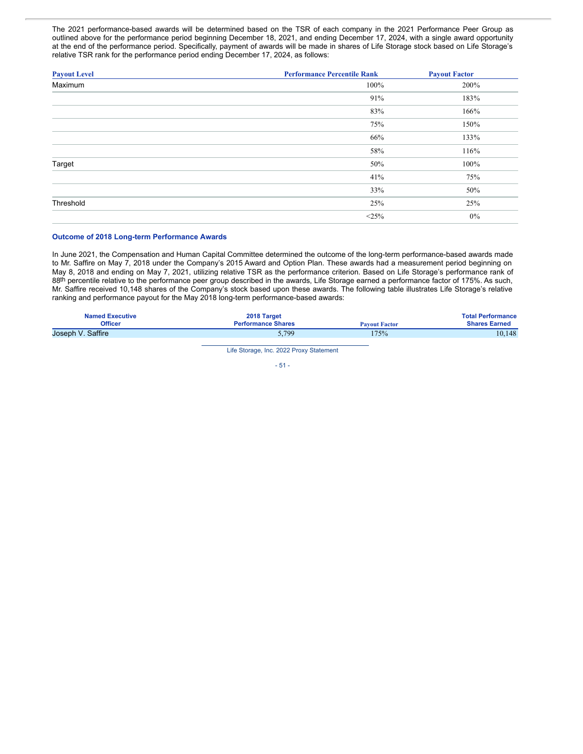The 2021 performance-based awards will be determined based on the TSR of each company in the 2021 Performance Peer Group as outlined above for the performance period beginning December 18, 2021, and ending December 17, 2024, with a single award opportunity at the end of the performance period. Specifically, payment of awards will be made in shares of Life Storage stock based on Life Storage's relative TSR rank for the performance period ending December 17, 2024, as follows:

| Payout Level | Performance Percentile Rank | Payout Factor |
|---|---|---|
| Maximum | 100% | 200% |
| | 91% | 183% |
| | 83% | 166% |
| | 75% | 150% |
| | 66% | 133% |
| | 58% | 116% |
| Target | 50% | 100% |
| | 41% | 75% |
| | 33% | 50% |
| Threshold | 25% | 25% |
| | <25% | 0% |

### Outcome of 2018 Long-term Performance Awards

In June 2021, the Compensation and Human Capital Committee determined the outcome of the long-term performance-based awards made to Mr. Saffire on May 7, 2018 under the Company's 2015 Award and Option Plan. These awards had a measurement period beginning on May 8, 2018 and ending on May 7, 2021, utilizing relative TSR as the performance criterion. Based on Life Storage's performance rank of 88th percentile relative to the performance peer group described in the awards, Life Storage earned a performance factor of 175%. As such, Mr. Saffire received 10,148 shares of the Company's stock based upon these awards. The following table illustrates Life Storage's relative ranking and performance payout for the May 2018 long-term performance-based awards:

| Named Executive Officer | 2018 Target Performance Shares | Payout Factor | Total Performance Shares Earned |
|---|---|---|---|
| Joseph V. Saffire | 5,799 | 175% | 10,148 |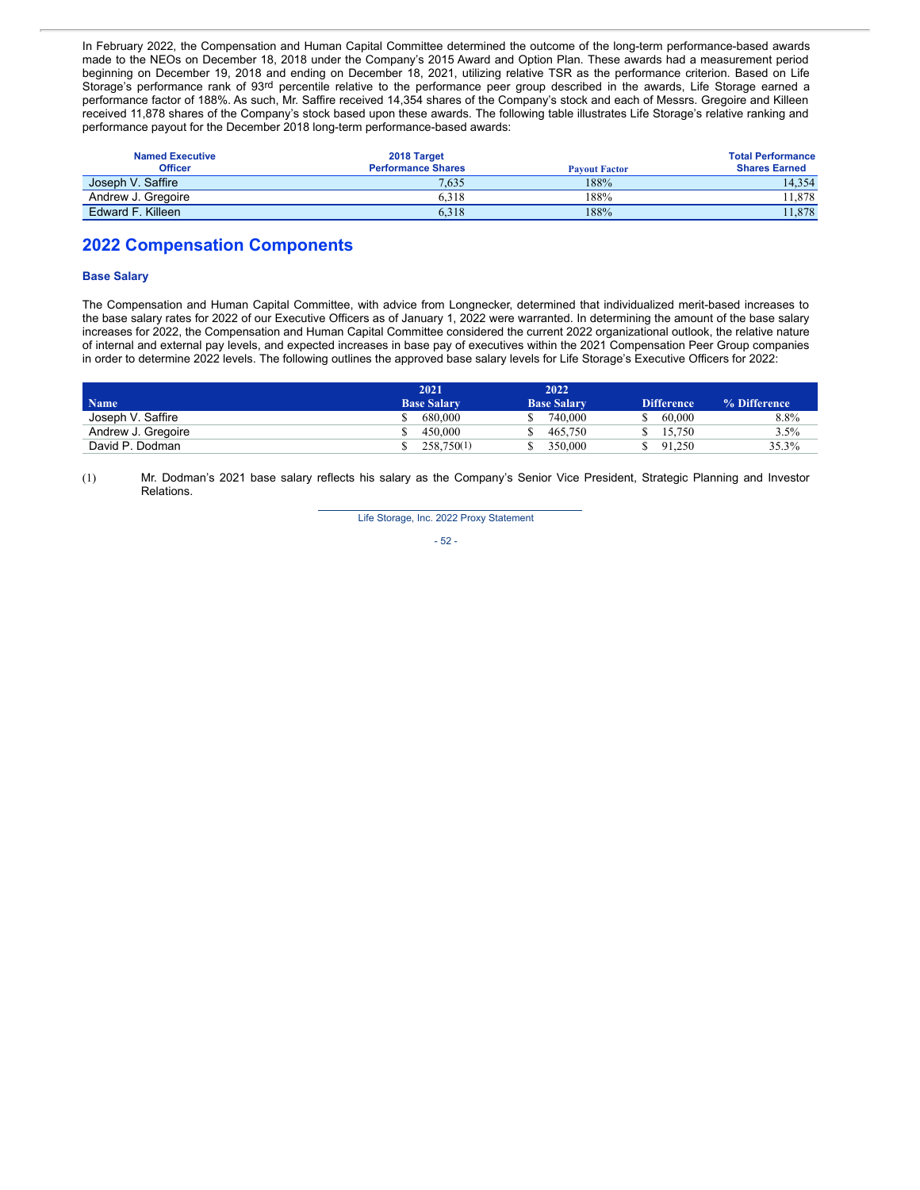In February 2022, the Compensation and Human Capital Committee determined the outcome of the long-term performance-based awards made to the NEOs on December 18, 2018 under the Company's 2015 Award and Option Plan. These awards had a measurement period beginning on December 19, 2018 and ending on December 18, 2021, utilizing relative TSR as the performance criterion. Based on Life Storage's performance rank of 93rd percentile relative to the performance peer group described in the awards, Life Storage earned a performance factor of 188%. As such, Mr. Saffire received 14,354 shares of the Company's stock and each of Messrs. Gregoire and Killeen received 11,878 shares of the Company's stock based upon these awards. The following table illustrates Life Storage's relative ranking and performance payout for the December 2018 long-term performance-based awards:

| Named Executive Officer | 2018 Target Performance Shares | Payout Factor | Total Performance Shares Earned |
|---|---|---|---|
| Joseph V. Saffire | 7,635 | 188% | 14,354 |
| Andrew J. Gregoire | 6,318 | 188% | 11,878 |
| Edward F. Killeen | 6,318 | 188% | 11,878 |

## 2022 Compensation Components

### Base Salary

The Compensation and Human Capital Committee, with advice from Longnecker, determined that individualized merit-based increases to the base salary rates for 2022 of our Executive Officers as of January 1, 2022 were warranted. In determining the amount of the base salary increases for 2022, the Compensation and Human Capital Committee considered the current 2022 organizational outlook, the relative nature of internal and external pay levels, and expected increases in base pay of executives within the 2021 Compensation Peer Group companies in order to determine 2022 levels. The following outlines the approved base salary levels for Life Storage's Executive Officers for 2022:

| Name | 2021 Base Salary | 2022 Base Salary | Difference | % Difference |
|---|---|---|---|---|
| Joseph V. Saffire | $ 680,000 | $ 740,000 | $ 60,000 | 8.8% |
| Andrew J. Gregoire | $ 450,000 | $ 465,750 | $ 15,750 | 3.5% |
| David P. Dodman | $ 258,750(1) | $ 350,000 | $ 91,250 | 35.3% |

(1) Mr. Dodman's 2021 base salary reflects his salary as the Company's Senior Vice President, Strategic Planning and Investor Relations.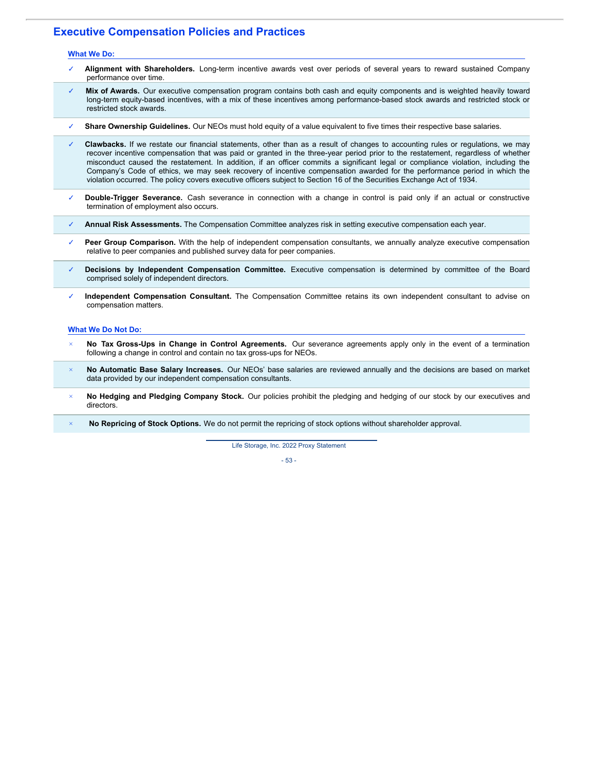## Executive Compensation Policies and Practices

### What We Do:

- ✓ **Alignment with Shareholders.** Long-term incentive awards vest over periods of several years to reward sustained Company performance over time.
- ✓ **Mix of Awards.** Our executive compensation program contains both cash and equity components and is weighted heavily toward long-term equity-based incentives, with a mix of these incentives among performance-based stock awards and restricted stock or restricted stock awards.
- ✓ **Share Ownership Guidelines.** Our NEOs must hold equity of a value equivalent to five times their respective base salaries.
- ✓ **Clawbacks.** If we restate our financial statements, other than as a result of changes to accounting rules or regulations, we may recover incentive compensation that was paid or granted in the three-year period prior to the restatement, regardless of whether misconduct caused the restatement. In addition, if an officer commits a significant legal or compliance violation, including the Company's Code of ethics, we may seek recovery of incentive compensation awarded for the performance period in which the violation occurred. The policy covers executive officers subject to Section 16 of the Securities Exchange Act of 1934.
- ✓ **Double-Trigger Severance.** Cash severance in connection with a change in control is paid only if an actual or constructive termination of employment also occurs.
- ✓ **Annual Risk Assessments.** The Compensation Committee analyzes risk in setting executive compensation each year.
- ✓ **Peer Group Comparison.** With the help of independent compensation consultants, we annually analyze executive compensation relative to peer companies and published survey data for peer companies.
- ✓ **Decisions by Independent Compensation Committee.** Executive compensation is determined by committee of the Board comprised solely of independent directors.
- ✓ **Independent Compensation Consultant.** The Compensation Committee retains its own independent consultant to advise on compensation matters.

### What We Do Not Do:

- × **No Tax Gross-Ups in Change in Control Agreements.** Our severance agreements apply only in the event of a termination following a change in control and contain no tax gross-ups for NEOs.
- × **No Automatic Base Salary Increases.** Our NEOs' base salaries are reviewed annually and the decisions are based on market data provided by our independent compensation consultants.
- × **No Hedging and Pledging Company Stock.** Our policies prohibit the pledging and hedging of our stock by our executives and directors.
- × **No Repricing of Stock Options.** We do not permit the repricing of stock options without shareholder approval.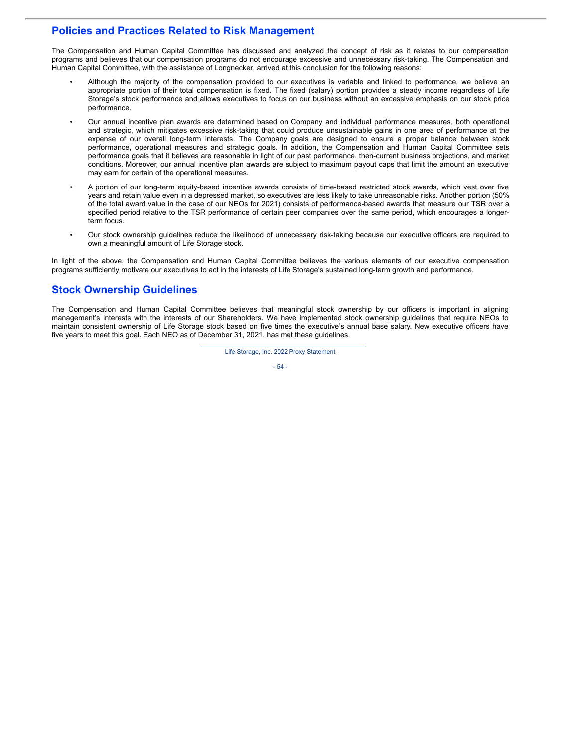## Policies and Practices Related to Risk Management

The Compensation and Human Capital Committee has discussed and analyzed the concept of risk as it relates to our compensation programs and believes that our compensation programs do not encourage excessive and unnecessary risk-taking. The Compensation and Human Capital Committee, with the assistance of Longnecker, arrived at this conclusion for the following reasons:

- Although the majority of the compensation provided to our executives is variable and linked to performance, we believe an appropriate portion of their total compensation is fixed. The fixed (salary) portion provides a steady income regardless of Life Storage's stock performance and allows executives to focus on our business without an excessive emphasis on our stock price performance.
- Our annual incentive plan awards are determined based on Company and individual performance measures, both operational and strategic, which mitigates excessive risk-taking that could produce unsustainable gains in one area of performance at the expense of our overall long-term interests. The Company goals are designed to ensure a proper balance between stock performance, operational measures and strategic goals. In addition, the Compensation and Human Capital Committee sets performance goals that it believes are reasonable in light of our past performance, then-current business projections, and market conditions. Moreover, our annual incentive plan awards are subject to maximum payout caps that limit the amount an executive may earn for certain of the operational measures.
- A portion of our long-term equity-based incentive awards consists of time-based restricted stock awards, which vest over five years and retain value even in a depressed market, so executives are less likely to take unreasonable risks. Another portion (50% of the total award value in the case of our NEOs for 2021) consists of performance-based awards that measure our TSR over a specified period relative to the TSR performance of certain peer companies over the same period, which encourages a longer-term focus.
- Our stock ownership guidelines reduce the likelihood of unnecessary risk-taking because our executive officers are required to own a meaningful amount of Life Storage stock.

In light of the above, the Compensation and Human Capital Committee believes the various elements of our executive compensation programs sufficiently motivate our executives to act in the interests of Life Storage's sustained long-term growth and performance.

## Stock Ownership Guidelines

The Compensation and Human Capital Committee believes that meaningful stock ownership by our officers is important in aligning management's interests with the interests of our Shareholders. We have implemented stock ownership guidelines that require NEOs to maintain consistent ownership of Life Storage stock based on five times the executive's annual base salary. New executive officers have five years to meet this goal. Each NEO as of December 31, 2021, has met these guidelines.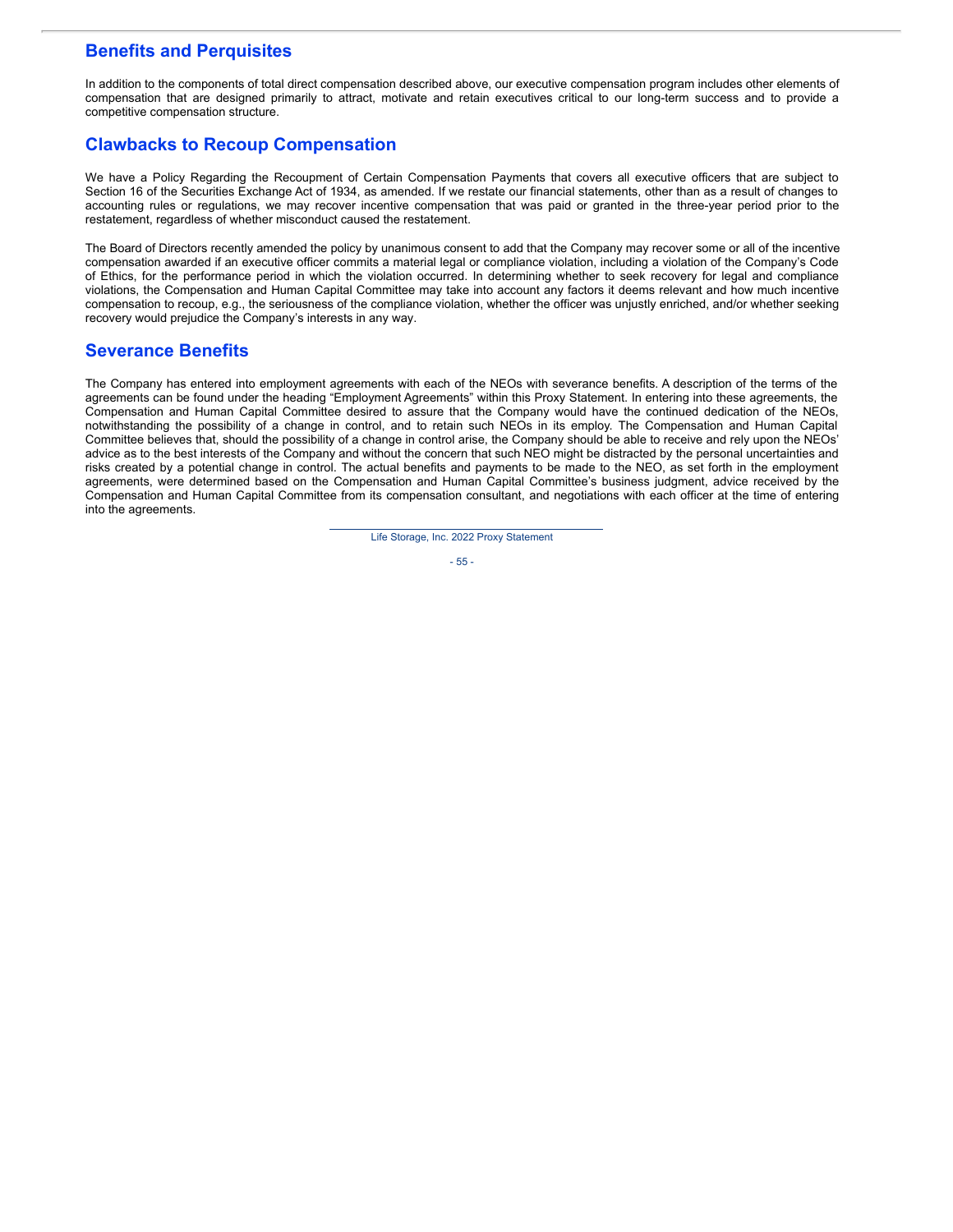## Benefits and Perquisites

In addition to the components of total direct compensation described above, our executive compensation program includes other elements of compensation that are designed primarily to attract, motivate and retain executives critical to our long-term success and to provide a competitive compensation structure.

## Clawbacks to Recoup Compensation

We have a Policy Regarding the Recoupment of Certain Compensation Payments that covers all executive officers that are subject to Section 16 of the Securities Exchange Act of 1934, as amended. If we restate our financial statements, other than as a result of changes to accounting rules or regulations, we may recover incentive compensation that was paid or granted in the three-year period prior to the restatement, regardless of whether misconduct caused the restatement.

The Board of Directors recently amended the policy by unanimous consent to add that the Company may recover some or all of the incentive compensation awarded if an executive officer commits a material legal or compliance violation, including a violation of the Company's Code of Ethics, for the performance period in which the violation occurred. In determining whether to seek recovery for legal and compliance violations, the Compensation and Human Capital Committee may take into account any factors it deems relevant and how much incentive compensation to recoup, e.g., the seriousness of the compliance violation, whether the officer was unjustly enriched, and/or whether seeking recovery would prejudice the Company's interests in any way.

## Severance Benefits

The Company has entered into employment agreements with each of the NEOs with severance benefits. A description of the terms of the agreements can be found under the heading "Employment Agreements" within this Proxy Statement. In entering into these agreements, the Compensation and Human Capital Committee desired to assure that the Company would have the continued dedication of the NEOs, notwithstanding the possibility of a change in control, and to retain such NEOs in its employ. The Compensation and Human Capital Committee believes that, should the possibility of a change in control arise, the Company should be able to receive and rely upon the NEOs' advice as to the best interests of the Company and without the concern that such NEO might be distracted by the personal uncertainties and risks created by a potential change in control. The actual benefits and payments to be made to the NEO, as set forth in the employment agreements, were determined based on the Compensation and Human Capital Committee's business judgment, advice received by the Compensation and Human Capital Committee from its compensation consultant, and negotiations with each officer at the time of entering into the agreements.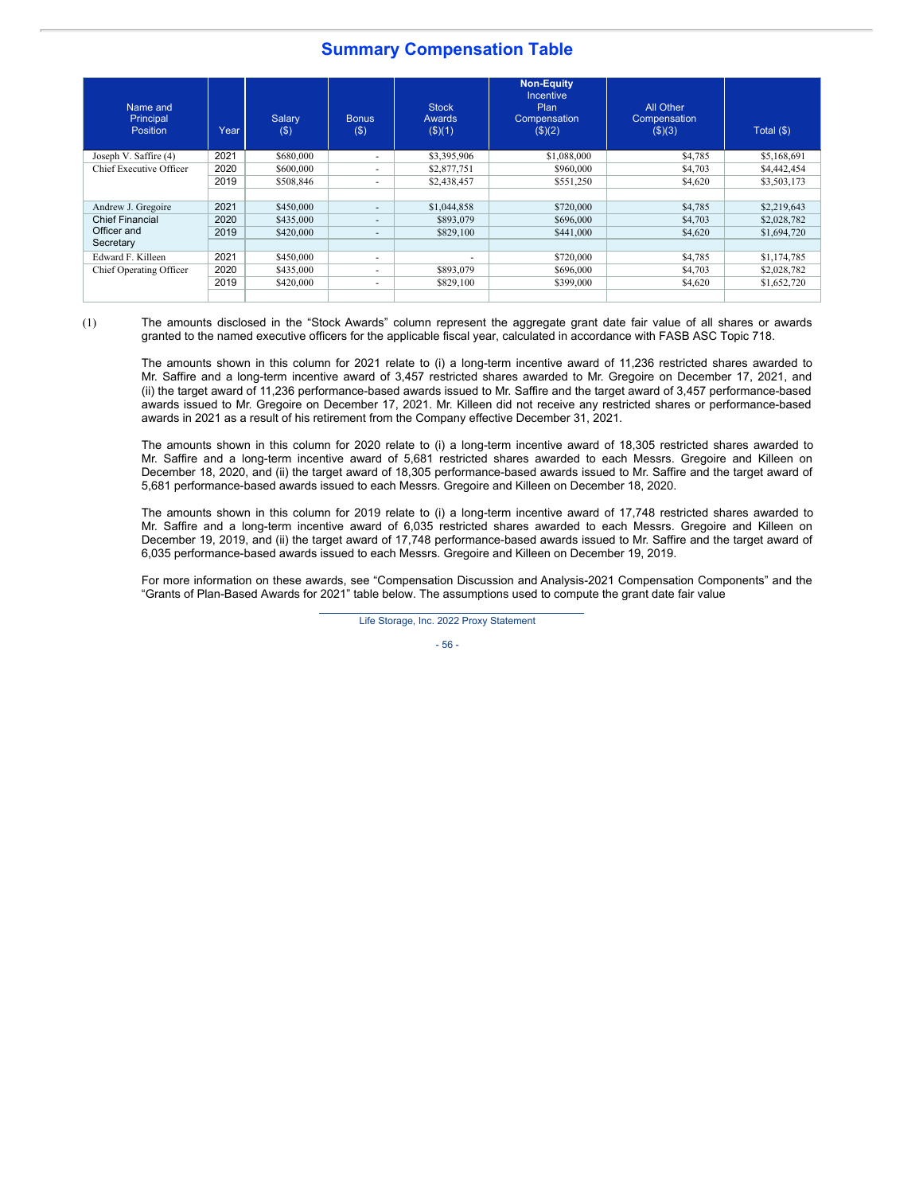## Summary Compensation Table

| Name and Principal Position | Year | Salary ($) | Bonus ($) | Stock Awards ($)(1) | Non-Equity Incentive Plan Compensation ($)(2) | All Other Compensation ($)(3) | Total ($) |
|---|---|---|---|---|---|---|---|
| Joseph V. Saffire (4) | 2021 | $680,000 | - | $3,395,906 | $1,088,000 | $4,785 | $5,168,691 |
| Chief Executive Officer | 2020 | $600,000 | - | $2,877,751 | $960,000 | $4,703 | $4,442,454 |
| | 2019 | $508,846 | - | $2,438,457 | $551,250 | $4,620 | $3,503,173 |
| Andrew J. Gregoire | 2021 | $450,000 | - | $1,044,858 | $720,000 | $4,785 | $2,219,643 |
| Chief Financial Officer and Secretary | 2020 | $435,000 | - | $893,079 | $696,000 | $4,703 | $2,028,782 |
| | 2019 | $420,000 | - | $829,100 | $441,000 | $4,620 | $1,694,720 |
| Edward F. Killeen | 2021 | $450,000 | - | - | $720,000 | $4,785 | $1,174,785 |
| Chief Operating Officer | 2020 | $435,000 | - | $893,079 | $696,000 | $4,703 | $2,028,782 |
| | 2019 | $420,000 | - | $829,100 | $399,000 | $4,620 | $1,652,720 |

(1) The amounts disclosed in the "Stock Awards" column represent the aggregate grant date fair value of all shares or awards granted to the named executive officers for the applicable fiscal year, calculated in accordance with FASB ASC Topic 718.

The amounts shown in this column for 2021 relate to (i) a long-term incentive award of 11,236 restricted shares awarded to Mr. Saffire and a long-term incentive award of 3,457 restricted shares awarded to Mr. Gregoire on December 17, 2021, and (ii) the target award of 11,236 performance-based awards issued to Mr. Saffire and the target award of 3,457 performance-based awards issued to Mr. Gregoire on December 17, 2021. Mr. Killeen did not receive any restricted shares or performance-based awards in 2021 as a result of his retirement from the Company effective December 31, 2021.

The amounts shown in this column for 2020 relate to (i) a long-term incentive award of 18,305 restricted shares awarded to Mr. Saffire and a long-term incentive award of 5,681 restricted shares awarded to each Messrs. Gregoire and Killeen on December 18, 2020, and (ii) the target award of 18,305 performance-based awards issued to Mr. Saffire and the target award of 5,681 performance-based awards issued to each Messrs. Gregoire and Killeen on December 18, 2020.

The amounts shown in this column for 2019 relate to (i) a long-term incentive award of 17,748 restricted shares awarded to Mr. Saffire and a long-term incentive award of 6,035 restricted shares awarded to each Messrs. Gregoire and Killeen on December 19, 2019, and (ii) the target award of 17,748 performance-based awards issued to Mr. Saffire and the target award of 6,035 performance-based awards issued to each Messrs. Gregoire and Killeen on December 19, 2019.

For more information on these awards, see "Compensation Discussion and Analysis-2021 Compensation Components" and the "Grants of Plan-Based Awards for 2021" table below. The assumptions used to compute the grant date fair value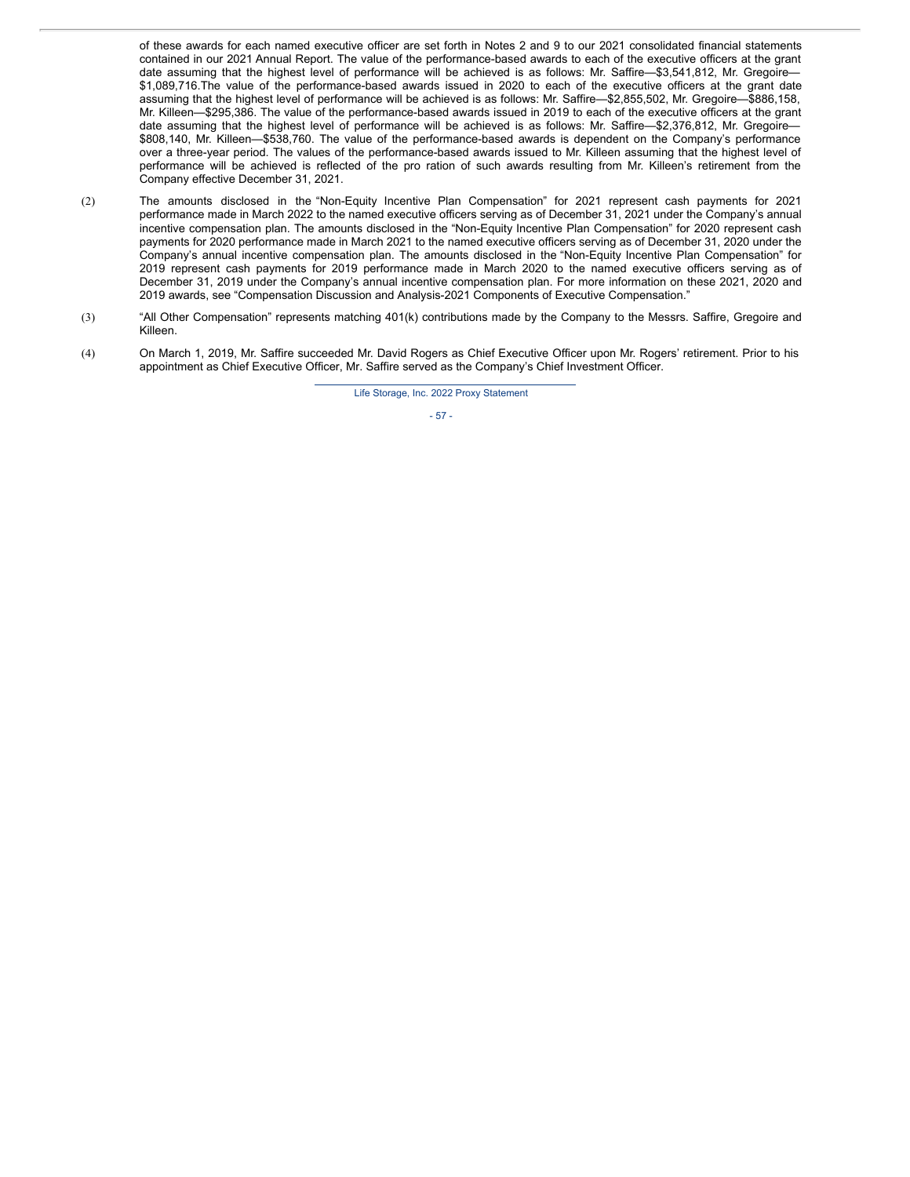of these awards for each named executive officer are set forth in Notes 2 and 9 to our 2021 consolidated financial statements contained in our 2021 Annual Report. The value of the performance-based awards to each of the executive officers at the grant date assuming that the highest level of performance will be achieved is as follows: Mr. Saffire—$3,541,812, Mr. Gregoire—$1,089,716.The value of the performance-based awards issued in 2020 to each of the executive officers at the grant date assuming that the highest level of performance will be achieved is as follows: Mr. Saffire—$2,855,502, Mr. Gregoire—$886,158, Mr. Killeen—$295,386. The value of the performance-based awards issued in 2019 to each of the executive officers at the grant date assuming that the highest level of performance will be achieved is as follows: Mr. Saffire—$2,376,812, Mr. Gregoire—$808,140, Mr. Killeen—$538,760. The value of the performance-based awards is dependent on the Company's performance over a three-year period. The values of the performance-based awards issued to Mr. Killeen assuming that the highest level of performance will be achieved is reflected of the pro ration of such awards resulting from Mr. Killeen's retirement from the Company effective December 31, 2021.

(2) The amounts disclosed in the "Non-Equity Incentive Plan Compensation" for 2021 represent cash payments for 2021 performance made in March 2022 to the named executive officers serving as of December 31, 2021 under the Company's annual incentive compensation plan. The amounts disclosed in the "Non-Equity Incentive Plan Compensation" for 2020 represent cash payments for 2020 performance made in March 2021 to the named executive officers serving as of December 31, 2020 under the Company's annual incentive compensation plan. The amounts disclosed in the "Non-Equity Incentive Plan Compensation" for 2019 represent cash payments for 2019 performance made in March 2020 to the named executive officers serving as of December 31, 2019 under the Company's annual incentive compensation plan. For more information on these 2021, 2020 and 2019 awards, see "Compensation Discussion and Analysis-2021 Components of Executive Compensation."

(3) "All Other Compensation" represents matching 401(k) contributions made by the Company to the Messrs. Saffire, Gregoire and Killeen.

(4) On March 1, 2019, Mr. Saffire succeeded Mr. David Rogers as Chief Executive Officer upon Mr. Rogers' retirement. Prior to his appointment as Chief Executive Officer, Mr. Saffire served as the Company's Chief Investment Officer.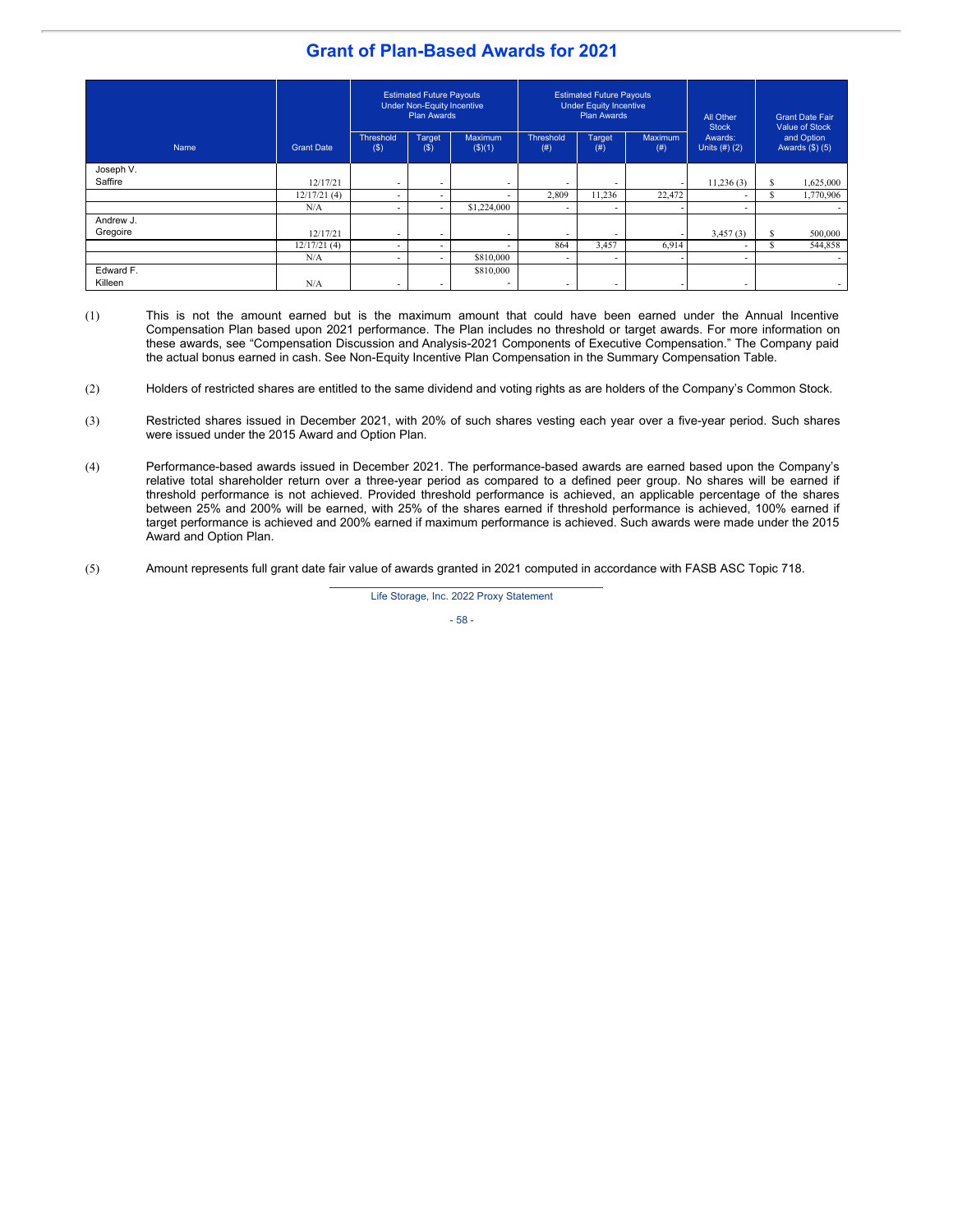## Grant of Plan-Based Awards for 2021

| Name | Grant Date | Estimated Future Payouts Under Non-Equity Incentive Plan Awards | | | Estimated Future Payouts Under Equity Incentive Plan Awards | | | All Other Stock Awards: Units (#) (2) | Grant Date Fair Value of Stock and Option Awards ($) (5) |
|---|---|---|---|---|---|---|---|---|---|
| | | Threshold ($) | Target ($) | Maximum ($)(1) | Threshold (#) | Target (#) | Maximum (#) | | |
| Joseph V. Saffire | 12/17/21 | - | - | - | - | - | - | 11,236 (3) | $ 1,625,000 |
| | 12/17/21 (4) | - | - | - | 2,809 | 11,236 | 22,472 | - | $ 1,770,906 |
| | N/A | - | - | $1,224,000 | - | - | - | - | - |
| Andrew J. Gregoire | 12/17/21 | - | - | - | - | - | - | 3,457 (3) | $ 500,000 |
| | 12/17/21 (4) | - | - | - | 864 | 3,457 | 6,914 | - | $ 544,858 |
| | N/A | - | - | $810,000 | - | - | - | - | - |
| Edward F. Killeen | N/A | - | - | $810,000 | - | - | - | - | - |

(1) This is not the amount earned but is the maximum amount that could have been earned under the Annual Incentive Compensation Plan based upon 2021 performance. The Plan includes no threshold or target awards. For more information on these awards, see "Compensation Discussion and Analysis-2021 Components of Executive Compensation." The Company paid the actual bonus earned in cash. See Non-Equity Incentive Plan Compensation in the Summary Compensation Table.

(2) Holders of restricted shares are entitled to the same dividend and voting rights as are holders of the Company's Common Stock.

(3) Restricted shares issued in December 2021, with 20% of such shares vesting each year over a five-year period. Such shares were issued under the 2015 Award and Option Plan.

(4) Performance-based awards issued in December 2021. The performance-based awards are earned based upon the Company's relative total shareholder return over a three-year period as compared to a defined peer group. No shares will be earned if threshold performance is not achieved. Provided threshold performance is achieved, an applicable percentage of the shares between 25% and 200% will be earned, with 25% of the shares earned if threshold performance is achieved, 100% earned if target performance is achieved and 200% earned if maximum performance is achieved. Such awards were made under the 2015 Award and Option Plan.

(5) Amount represents full grant date fair value of awards granted in 2021 computed in accordance with FASB ASC Topic 718.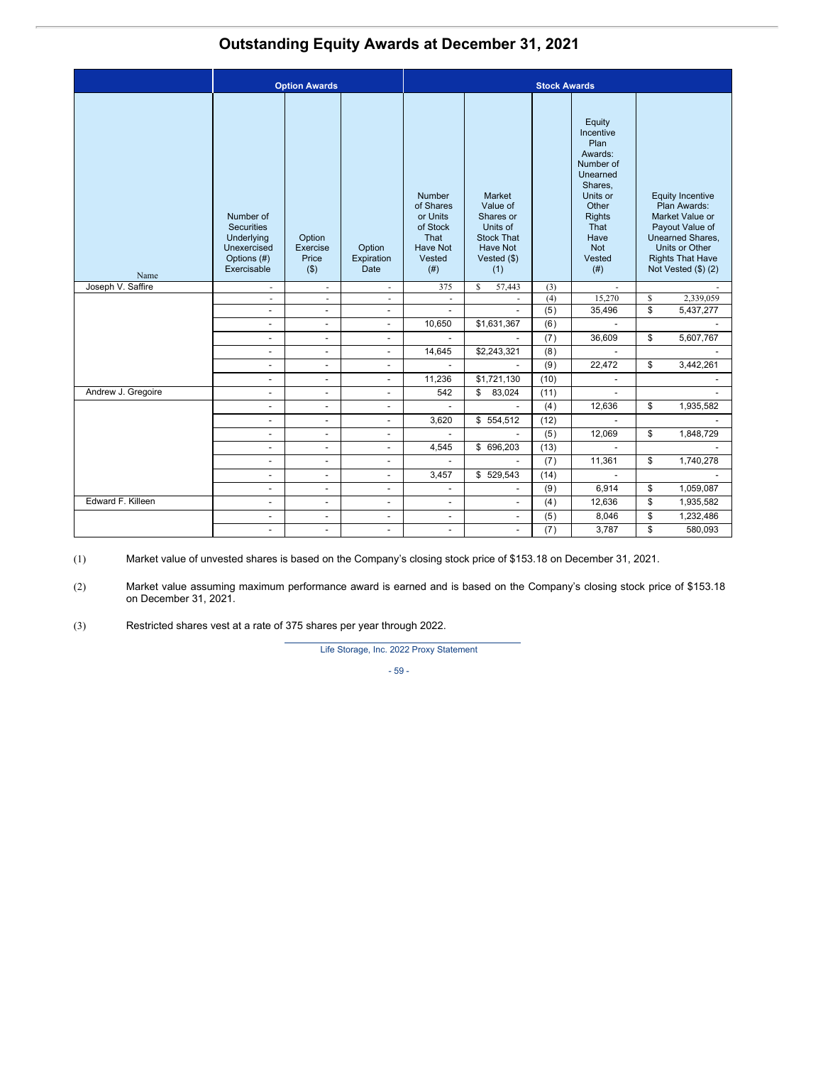# Outstanding Equity Awards at December 31, 2021

| Name | Option Awards | | | Stock Awards | | | | |
|---|---|---|---|---|---|---|---|---|
| | Number of Securities Underlying Unexercised Options (#) Exercisable | Option Exercise Price ($) | Option Expiration Date | Number of Shares or Units of Stock That Have Not Vested (#) | Market Value of Shares or Units of Stock That Have Not Vested ($) (1) | | Equity Incentive Plan Awards: Number of Unearned Shares, Units or Other Rights That Have Not Vested (#) | Equity Incentive Plan Awards: Market Value or Payout Value of Unearned Shares, Units or Other Rights That Have Not Vested ($) (2) |
| Joseph V. Saffire | - | - | - | 375 | $ 57,443 | (3) | - | - |
| | - | - | - | - | - | (4) | 15,270 | $ 2,339,059 |
| | - | - | - | - | - | (5) | 35,496 | $ 5,437,277 |
| | - | - | - | 10,650 | $1,631,367 | (6) | - | - |
| | - | - | - | - | - | (7) | 36,609 | $ 5,607,767 |
| | - | - | - | 14,645 | $2,243,321 | (8) | - | - |
| | - | - | - | - | - | (9) | 22,472 | $ 3,442,261 |
| | - | - | - | 11,236 | $1,721,130 | (10) | - | - |
| Andrew J. Gregoire | - | - | - | 542 | $ 83,024 | (11) | - | - |
| | - | - | - | - | - | (4) | 12,636 | $ 1,935,582 |
| | - | - | - | 3,620 | $ 554,512 | (12) | - | - |
| | - | - | - | - | - | (5) | 12,069 | $ 1,848,729 |
| | - | - | - | 4,545 | $ 696,203 | (13) | - | - |
| | - | - | - | - | - | (7) | 11,361 | $ 1,740,278 |
| | - | - | - | 3,457 | $ 529,543 | (14) | - | - |
| | - | - | - | - | - | (9) | 6,914 | $ 1,059,087 |
| Edward F. Killeen | - | - | - | - | - | (4) | 12,636 | $ 1,935,582 |
| | - | - | - | - | - | (5) | 8,046 | $ 1,232,486 |
| | - | - | - | - | - | (7) | 3,787 | $ 580,093 |

(1) Market value of unvested shares is based on the Company's closing stock price of $153.18 on December 31, 2021.

(2) Market value assuming maximum performance award is earned and is based on the Company's closing stock price of $153.18 on December 31, 2021.

(3) Restricted shares vest at a rate of 375 shares per year through 2022.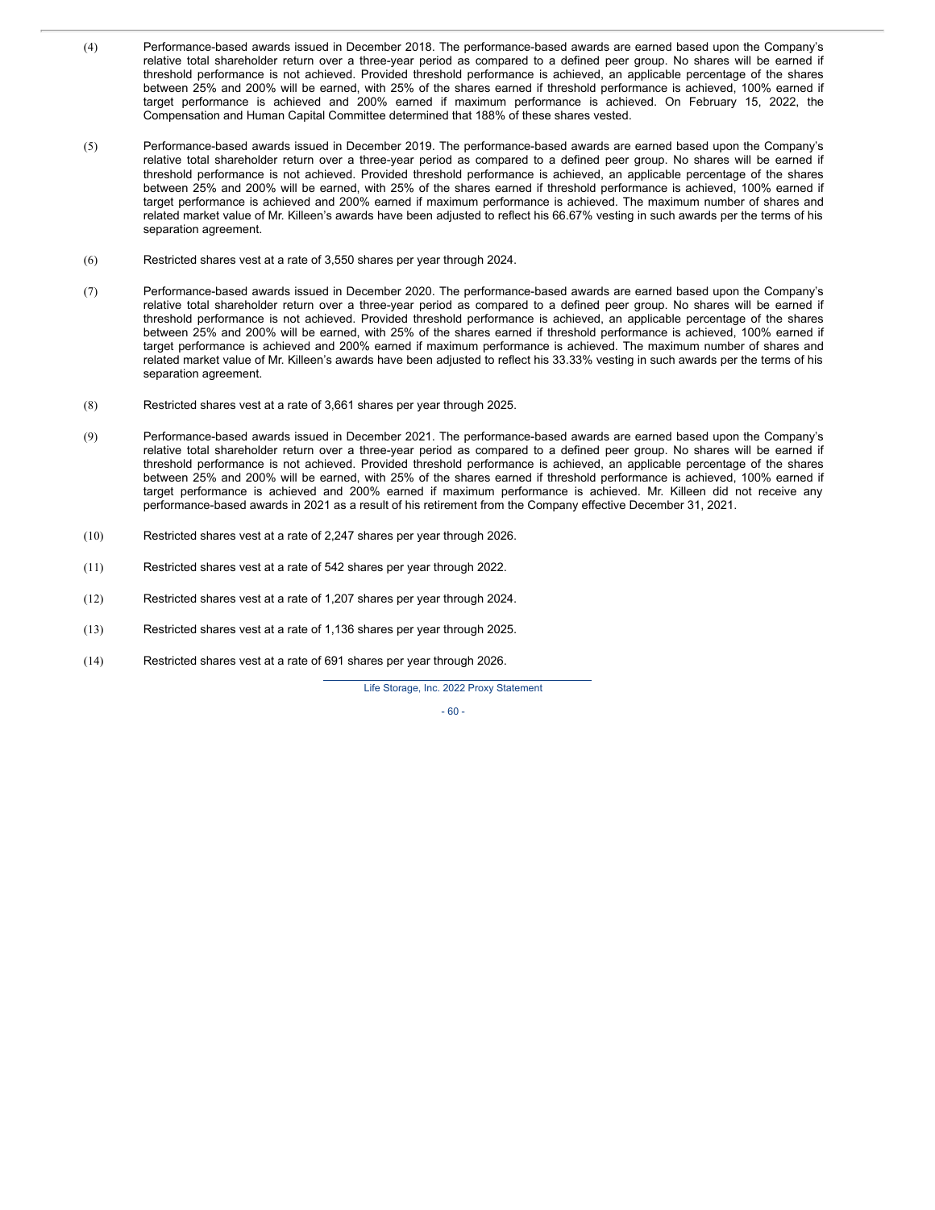(4) Performance-based awards issued in December 2018. The performance-based awards are earned based upon the Company's relative total shareholder return over a three-year period as compared to a defined peer group. No shares will be earned if threshold performance is not achieved. Provided threshold performance is achieved, an applicable percentage of the shares between 25% and 200% will be earned, with 25% of the shares earned if threshold performance is achieved, 100% earned if target performance is achieved and 200% earned if maximum performance is achieved. On February 15, 2022, the Compensation and Human Capital Committee determined that 188% of these shares vested.

(5) Performance-based awards issued in December 2019. The performance-based awards are earned based upon the Company's relative total shareholder return over a three-year period as compared to a defined peer group. No shares will be earned if threshold performance is not achieved. Provided threshold performance is achieved, an applicable percentage of the shares between 25% and 200% will be earned, with 25% of the shares earned if threshold performance is achieved, 100% earned if target performance is achieved and 200% earned if maximum performance is achieved. The maximum number of shares and related market value of Mr. Killeen's awards have been adjusted to reflect his 66.67% vesting in such awards per the terms of his separation agreement.

(6) Restricted shares vest at a rate of 3,550 shares per year through 2024.

(7) Performance-based awards issued in December 2020. The performance-based awards are earned based upon the Company's relative total shareholder return over a three-year period as compared to a defined peer group. No shares will be earned if threshold performance is not achieved. Provided threshold performance is achieved, an applicable percentage of the shares between 25% and 200% will be earned, with 25% of the shares earned if threshold performance is achieved, 100% earned if target performance is achieved and 200% earned if maximum performance is achieved. The maximum number of shares and related market value of Mr. Killeen's awards have been adjusted to reflect his 33.33% vesting in such awards per the terms of his separation agreement.

(8) Restricted shares vest at a rate of 3,661 shares per year through 2025.

(9) Performance-based awards issued in December 2021. The performance-based awards are earned based upon the Company's relative total shareholder return over a three-year period as compared to a defined peer group. No shares will be earned if threshold performance is not achieved. Provided threshold performance is achieved, an applicable percentage of the shares between 25% and 200% will be earned, with 25% of the shares earned if threshold performance is achieved, 100% earned if target performance is achieved and 200% earned if maximum performance is achieved. Mr. Killeen did not receive any performance-based awards in 2021 as a result of his retirement from the Company effective December 31, 2021.

(10) Restricted shares vest at a rate of 2,247 shares per year through 2026.

(11) Restricted shares vest at a rate of 542 shares per year through 2022.

(12) Restricted shares vest at a rate of 1,207 shares per year through 2024.

(13) Restricted shares vest at a rate of 1,136 shares per year through 2025.

(14) Restricted shares vest at a rate of 691 shares per year through 2026.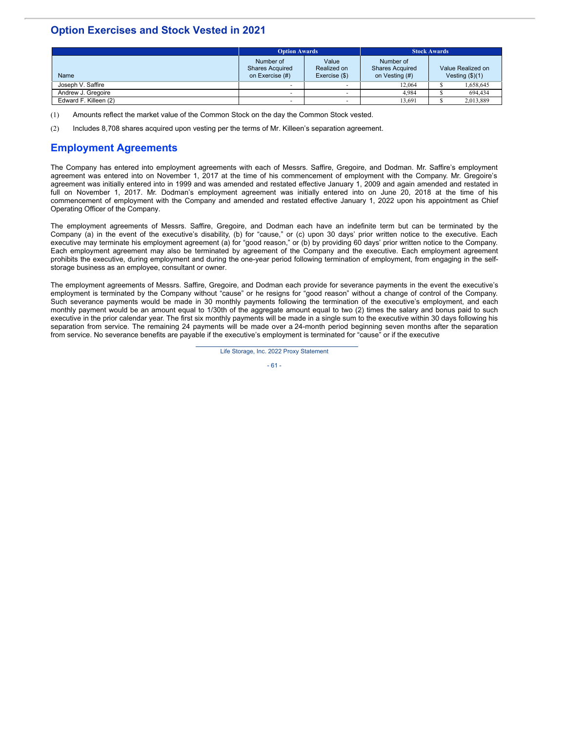## Option Exercises and Stock Vested in 2021

| | Option Awards | | Stock Awards | |
|---|---|---|---|---|
| Name | Number of Shares Acquired on Exercise (#) | Value Realized on Exercise ($) | Number of Shares Acquired on Vesting (#) | Value Realized on Vesting ($)(1) |
| Joseph V. Saffire | - | - | 12,064 | $ 1,658,645 |
| Andrew J. Gregoire | - | - | 4,984 | $ 694,434 |
| Edward F. Killeen (2) | - | - | 13,691 | $ 2,013,889 |

(1) Amounts reflect the market value of the Common Stock on the day the Common Stock vested.

(2) Includes 8,708 shares acquired upon vesting per the terms of Mr. Killeen's separation agreement.

## Employment Agreements

The Company has entered into employment agreements with each of Messrs. Saffire, Gregoire, and Dodman. Mr. Saffire's employment agreement was entered into on November 1, 2017 at the time of his commencement of employment with the Company. Mr. Gregoire's agreement was initially entered into in 1999 and was amended and restated effective January 1, 2009 and again amended and restated in full on November 1, 2017. Mr. Dodman's employment agreement was initially entered into on June 20, 2018 at the time of his commencement of employment with the Company and amended and restated effective January 1, 2022 upon his appointment as Chief Operating Officer of the Company.

The employment agreements of Messrs. Saffire, Gregoire, and Dodman each have an indefinite term but can be terminated by the Company (a) in the event of the executive's disability, (b) for "cause," or (c) upon 30 days' prior written notice to the executive. Each executive may terminate his employment agreement (a) for "good reason," or (b) by providing 60 days' prior written notice to the Company. Each employment agreement may also be terminated by agreement of the Company and the executive. Each employment agreement prohibits the executive, during employment and during the one-year period following termination of employment, from engaging in the self-storage business as an employee, consultant or owner.

The employment agreements of Messrs. Saffire, Gregoire, and Dodman each provide for severance payments in the event the executive's employment is terminated by the Company without "cause" or he resigns for "good reason" without a change of control of the Company. Such severance payments would be made in 30 monthly payments following the termination of the executive's employment, and each monthly payment would be an amount equal to 1/30th of the aggregate amount equal to two (2) times the salary and bonus paid to such executive in the prior calendar year. The first six monthly payments will be made in a single sum to the executive within 30 days following his separation from service. The remaining 24 payments will be made over a 24-month period beginning seven months after the separation from service. No severance benefits are payable if the executive's employment is terminated for "cause" or if the executive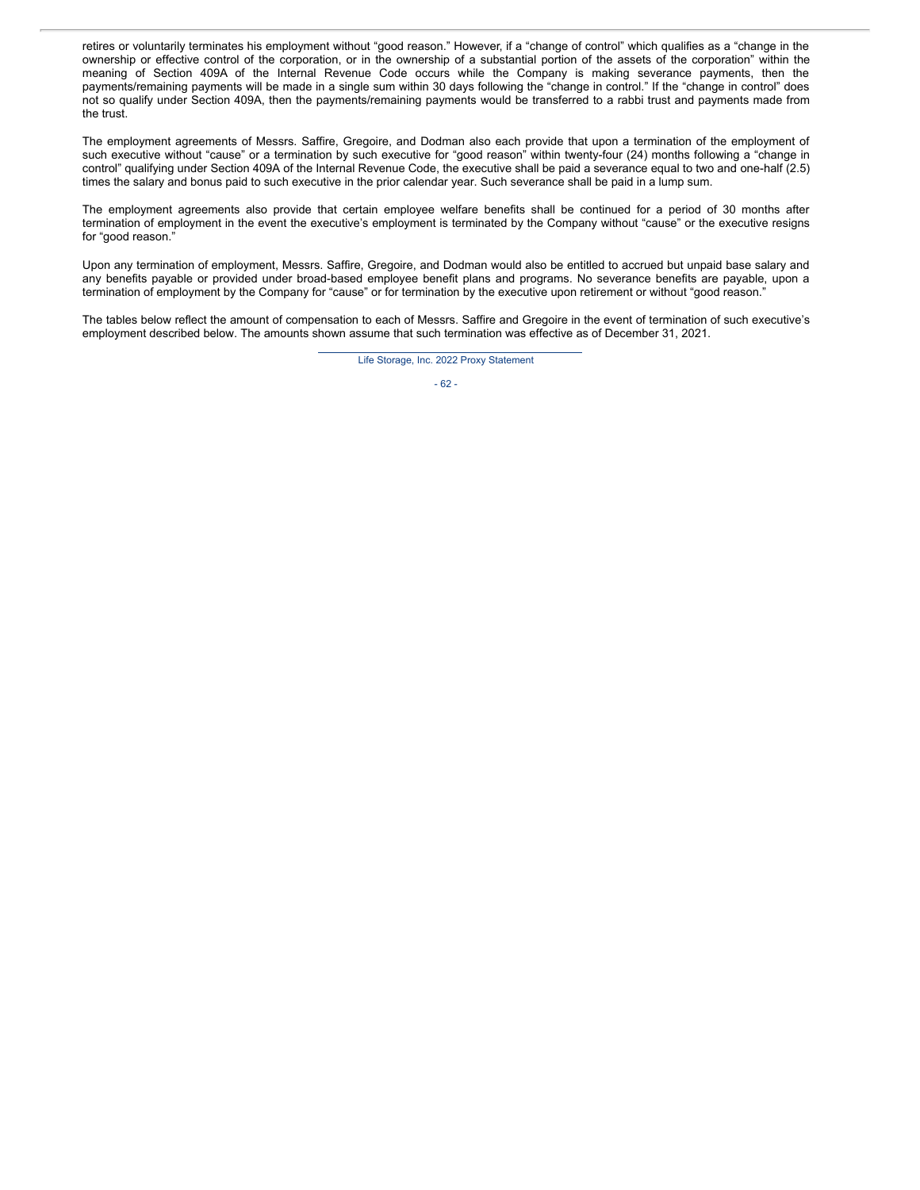retires or voluntarily terminates his employment without "good reason." However, if a "change of control" which qualifies as a "change in the ownership or effective control of the corporation, or in the ownership of a substantial portion of the assets of the corporation" within the meaning of Section 409A of the Internal Revenue Code occurs while the Company is making severance payments, then the payments/remaining payments will be made in a single sum within 30 days following the "change in control." If the "change in control" does not so qualify under Section 409A, then the payments/remaining payments would be transferred to a rabbi trust and payments made from the trust.

The employment agreements of Messrs. Saffire, Gregoire, and Dodman also each provide that upon a termination of the employment of such executive without "cause" or a termination by such executive for "good reason" within twenty-four (24) months following a "change in control" qualifying under Section 409A of the Internal Revenue Code, the executive shall be paid a severance equal to two and one-half (2.5) times the salary and bonus paid to such executive in the prior calendar year. Such severance shall be paid in a lump sum.

The employment agreements also provide that certain employee welfare benefits shall be continued for a period of 30 months after termination of employment in the event the executive's employment is terminated by the Company without "cause" or the executive resigns for "good reason."

Upon any termination of employment, Messrs. Saffire, Gregoire, and Dodman would also be entitled to accrued but unpaid base salary and any benefits payable or provided under broad-based employee benefit plans and programs. No severance benefits are payable, upon a termination of employment by the Company for "cause" or for termination by the executive upon retirement or without "good reason."

The tables below reflect the amount of compensation to each of Messrs. Saffire and Gregoire in the event of termination of such executive's employment described below. The amounts shown assume that such termination was effective as of December 31, 2021.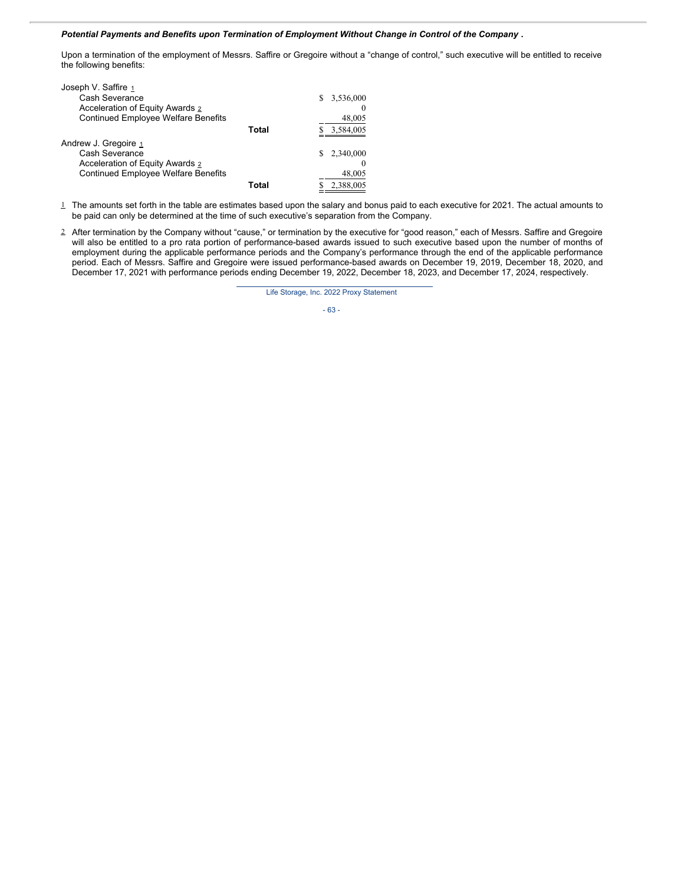***Potential Payments and Benefits upon Termination of Employment Without Change in Control of the Company .***

Upon a termination of the employment of Messrs. Saffire or Gregoire without a "change of control," such executive will be entitled to receive the following benefits:

| | | |
|---|---|---|
| Joseph V. Saffire [1] | | |
| Cash Severance | | $ 3,536,000 |
| Acceleration of Equity Awards [2] | | 0 |
| Continued Employee Welfare Benefits | | 48,005 |
| | **Total** | $ 3,584,005 |
| Andrew J. Gregoire [1] | | |
| Cash Severance | | $ 2,340,000 |
| Acceleration of Equity Awards [2] | | 0 |
| Continued Employee Welfare Benefits | | 48,005 |
| | **Total** | $ 2,388,005 |

[1] The amounts set forth in the table are estimates based upon the salary and bonus paid to each executive for 2021. The actual amounts to be paid can only be determined at the time of such executive's separation from the Company.

[2] After termination by the Company without "cause," or termination by the executive for "good reason," each of Messrs. Saffire and Gregoire will also be entitled to a pro rata portion of performance-based awards issued to such executive based upon the number of months of employment during the applicable performance periods and the Company's performance through the end of the applicable performance period. Each of Messrs. Saffire and Gregoire were issued performance-based awards on December 19, 2019, December 18, 2020, and December 17, 2021 with performance periods ending December 19, 2022, December 18, 2023, and December 17, 2024, respectively.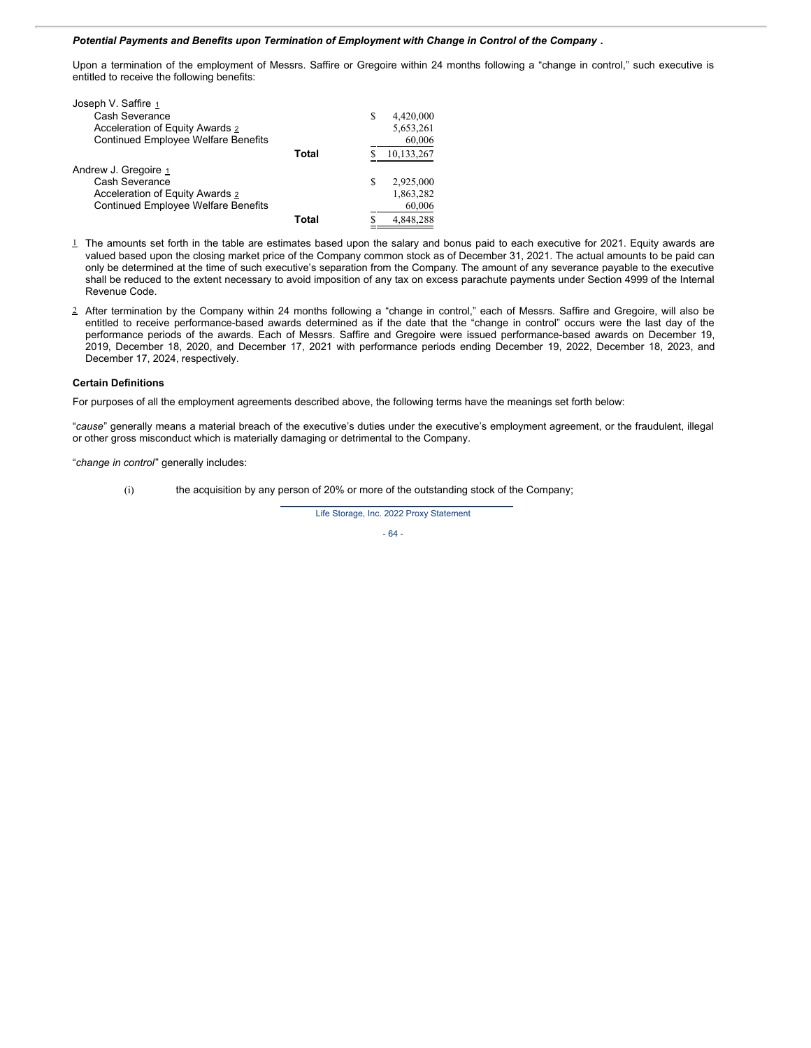***Potential Payments and Benefits upon Termination of Employment with Change in Control of the Company .***

Upon a termination of the employment of Messrs. Saffire or Gregoire within 24 months following a "change in control," such executive is entitled to receive the following benefits:

| | | |
|---|---|---|
| Joseph V. Saffire [1] | | |
| Cash Severance | | $ 4,420,000 |
| Acceleration of Equity Awards [2] | | 5,653,261 |
| Continued Employee Welfare Benefits | | 60,006 |
| | **Total** | $ 10,133,267 |
| Andrew J. Gregoire [1] | | |
| Cash Severance | | $ 2,925,000 |
| Acceleration of Equity Awards [2] | | 1,863,282 |
| Continued Employee Welfare Benefits | | 60,006 |
| | **Total** | $ 4,848,288 |

[1] The amounts set forth in the table are estimates based upon the salary and bonus paid to each executive for 2021. Equity awards are valued based upon the closing market price of the Company common stock as of December 31, 2021. The actual amounts to be paid can only be determined at the time of such executive's separation from the Company. The amount of any severance payable to the executive shall be reduced to the extent necessary to avoid imposition of any tax on excess parachute payments under Section 4999 of the Internal Revenue Code.

[2] After termination by the Company within 24 months following a "change in control," each of Messrs. Saffire and Gregoire, will also be entitled to receive performance-based awards determined as if the date that the "change in control" occurs were the last day of the performance periods of the awards. Each of Messrs. Saffire and Gregoire were issued performance-based awards on December 19, 2019, December 18, 2020, and December 17, 2021 with performance periods ending December 19, 2022, December 18, 2023, and December 17, 2024, respectively.

**Certain Definitions**

For purposes of all the employment agreements described above, the following terms have the meanings set forth below:

"*cause*" generally means a material breach of the executive's duties under the executive's employment agreement, or the fraudulent, illegal or other gross misconduct which is materially damaging or detrimental to the Company.

"*change in control*" generally includes:

(i) the acquisition by any person of 20% or more of the outstanding stock of the Company;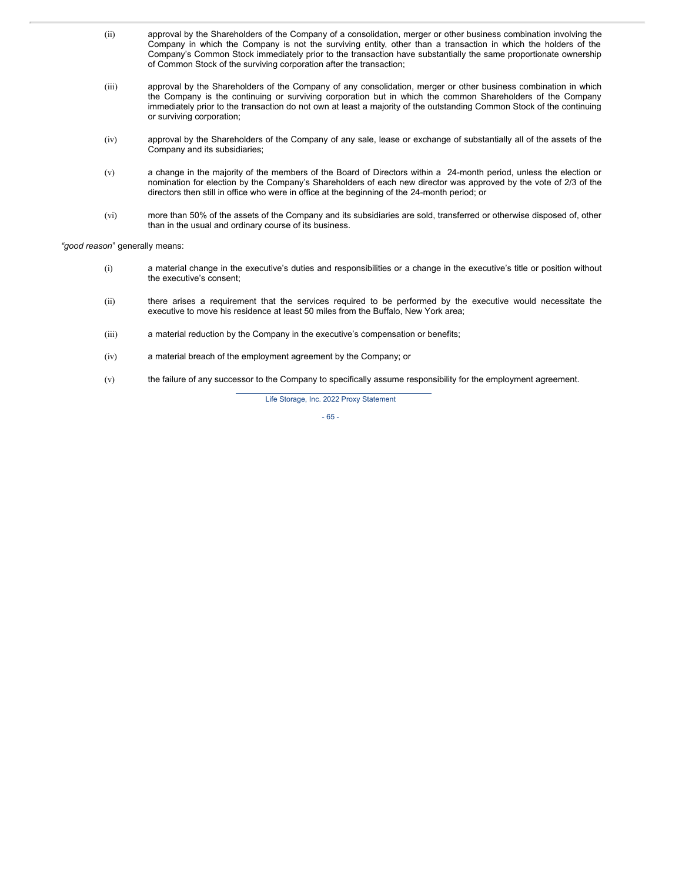(ii) approval by the Shareholders of the Company of a consolidation, merger or other business combination involving the Company in which the Company is not the surviving entity, other than a transaction in which the holders of the Company's Common Stock immediately prior to the transaction have substantially the same proportionate ownership of Common Stock of the surviving corporation after the transaction;

(iii) approval by the Shareholders of the Company of any consolidation, merger or other business combination in which the Company is the continuing or surviving corporation but in which the common Shareholders of the Company immediately prior to the transaction do not own at least a majority of the outstanding Common Stock of the continuing or surviving corporation;

(iv) approval by the Shareholders of the Company of any sale, lease or exchange of substantially all of the assets of the Company and its subsidiaries;

(v) a change in the majority of the members of the Board of Directors within a 24-month period, unless the election or nomination for election by the Company's Shareholders of each new director was approved by the vote of 2/3 of the directors then still in office who were in office at the beginning of the 24-month period; or

(vi) more than 50% of the assets of the Company and its subsidiaries are sold, transferred or otherwise disposed of, other than in the usual and ordinary course of its business.

"*good reason*" generally means:

(i) a material change in the executive's duties and responsibilities or a change in the executive's title or position without the executive's consent;

(ii) there arises a requirement that the services required to be performed by the executive would necessitate the executive to move his residence at least 50 miles from the Buffalo, New York area;

(iii) a material reduction by the Company in the executive's compensation or benefits;

(iv) a material breach of the employment agreement by the Company; or

(v) the failure of any successor to the Company to specifically assume responsibility for the employment agreement.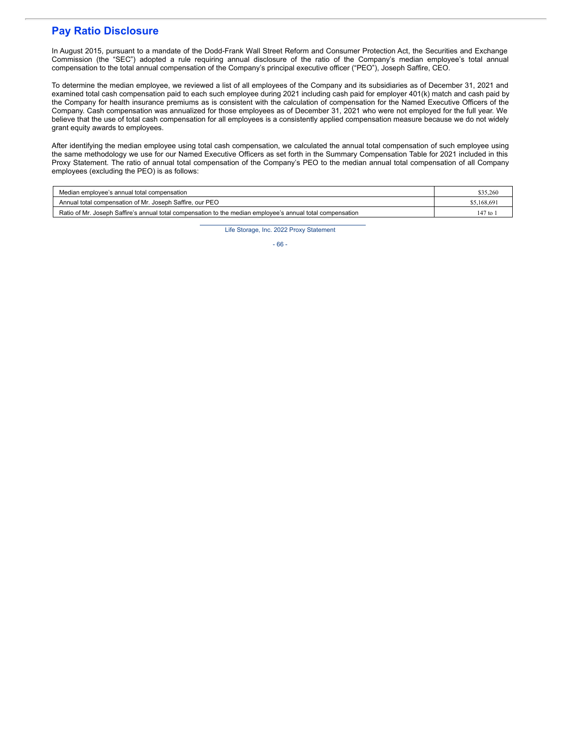## Pay Ratio Disclosure

In August 2015, pursuant to a mandate of the Dodd-Frank Wall Street Reform and Consumer Protection Act, the Securities and Exchange Commission (the "SEC") adopted a rule requiring annual disclosure of the ratio of the Company's median employee's total annual compensation to the total annual compensation of the Company's principal executive officer ("PEO"), Joseph Saffire, CEO.

To determine the median employee, we reviewed a list of all employees of the Company and its subsidiaries as of December 31, 2021 and examined total cash compensation paid to each such employee during 2021 including cash paid for employer 401(k) match and cash paid by the Company for health insurance premiums as is consistent with the calculation of compensation for the Named Executive Officers of the Company. Cash compensation was annualized for those employees as of December 31, 2021 who were not employed for the full year. We believe that the use of total cash compensation for all employees is a consistently applied compensation measure because we do not widely grant equity awards to employees.

After identifying the median employee using total cash compensation, we calculated the annual total compensation of such employee using the same methodology we use for our Named Executive Officers as set forth in the Summary Compensation Table for 2021 included in this Proxy Statement. The ratio of annual total compensation of the Company's PEO to the median annual total compensation of all Company employees (excluding the PEO) is as follows:

| | |
|---|---|
| Median employee's annual total compensation | $35,260 |
| Annual total compensation of Mr. Joseph Saffire, our PEO | $5,168,691 |
| Ratio of Mr. Joseph Saffire's annual total compensation to the median employee's annual total compensation | 147 to 1 |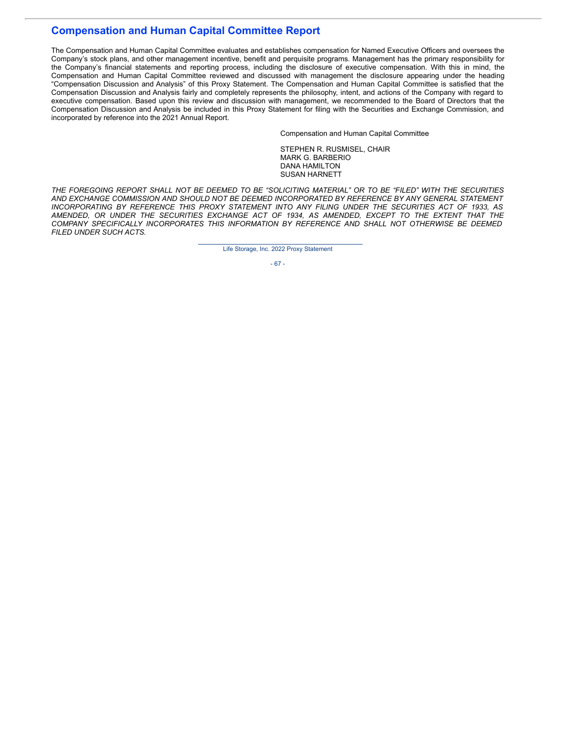## Compensation and Human Capital Committee Report

The Compensation and Human Capital Committee evaluates and establishes compensation for Named Executive Officers and oversees the Company's stock plans, and other management incentive, benefit and perquisite programs. Management has the primary responsibility for the Company's financial statements and reporting process, including the disclosure of executive compensation. With this in mind, the Compensation and Human Capital Committee reviewed and discussed with management the disclosure appearing under the heading "Compensation Discussion and Analysis" of this Proxy Statement. The Compensation and Human Capital Committee is satisfied that the Compensation Discussion and Analysis fairly and completely represents the philosophy, intent, and actions of the Company with regard to executive compensation. Based upon this review and discussion with management, we recommended to the Board of Directors that the Compensation Discussion and Analysis be included in this Proxy Statement for filing with the Securities and Exchange Commission, and incorporated by reference into the 2021 Annual Report.

Compensation and Human Capital Committee

STEPHEN R. RUSMISEL, CHAIR
MARK G. BARBERIO
DANA HAMILTON
SUSAN HARNETT

*THE FOREGOING REPORT SHALL NOT BE DEEMED TO BE "SOLICITING MATERIAL" OR TO BE "FILED" WITH THE SECURITIES AND EXCHANGE COMMISSION AND SHOULD NOT BE DEEMED INCORPORATED BY REFERENCE BY ANY GENERAL STATEMENT INCORPORATING BY REFERENCE THIS PROXY STATEMENT INTO ANY FILING UNDER THE SECURITIES ACT OF 1933, AS AMENDED, OR UNDER THE SECURITIES EXCHANGE ACT OF 1934, AS AMENDED, EXCEPT TO THE EXTENT THAT THE COMPANY SPECIFICALLY INCORPORATES THIS INFORMATION BY REFERENCE AND SHALL NOT OTHERWISE BE DEEMED FILED UNDER SUCH ACTS.*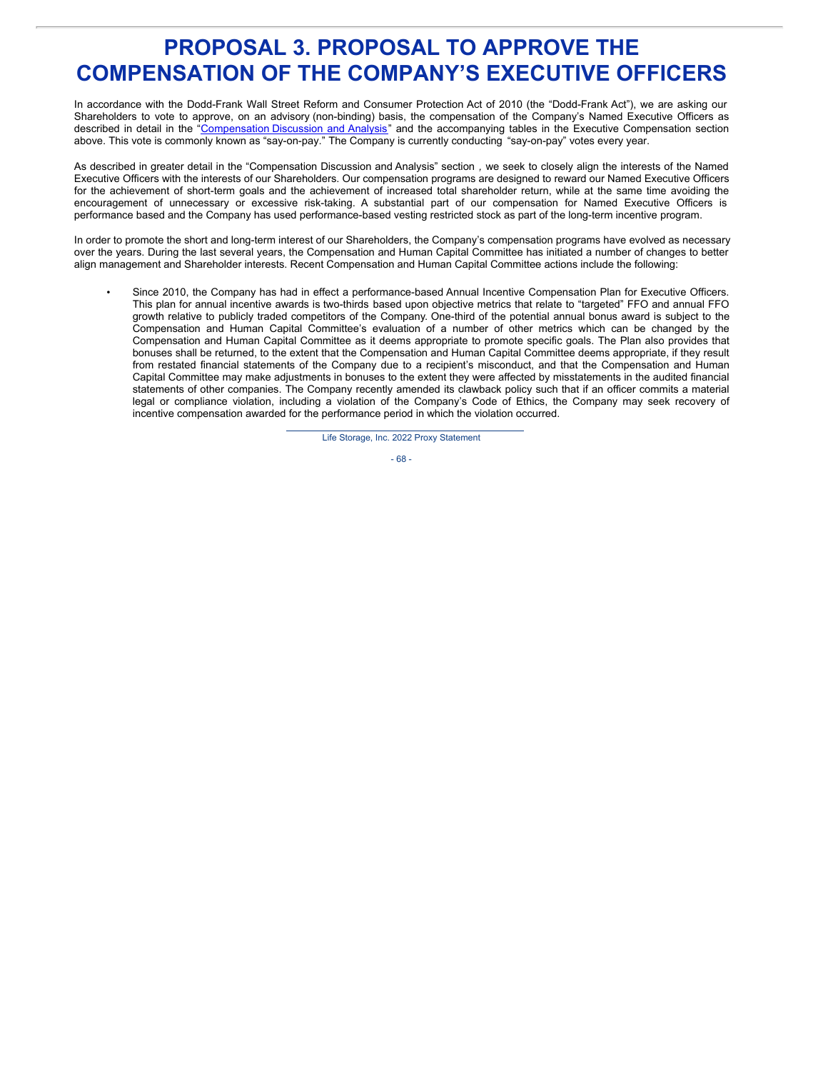# PROPOSAL 3. PROPOSAL TO APPROVE THE COMPENSATION OF THE COMPANY'S EXECUTIVE OFFICERS

In accordance with the Dodd-Frank Wall Street Reform and Consumer Protection Act of 2010 (the "Dodd-Frank Act"), we are asking our Shareholders to vote to approve, on an advisory (non-binding) basis, the compensation of the Company's Named Executive Officers as described in detail in the "Compensation Discussion and Analysis" and the accompanying tables in the Executive Compensation section above. This vote is commonly known as "say-on-pay." The Company is currently conducting "say-on-pay" votes every year.

As described in greater detail in the "Compensation Discussion and Analysis" section , we seek to closely align the interests of the Named Executive Officers with the interests of our Shareholders. Our compensation programs are designed to reward our Named Executive Officers for the achievement of short-term goals and the achievement of increased total shareholder return, while at the same time avoiding the encouragement of unnecessary or excessive risk-taking. A substantial part of our compensation for Named Executive Officers is performance based and the Company has used performance-based vesting restricted stock as part of the long-term incentive program.

In order to promote the short and long-term interest of our Shareholders, the Company's compensation programs have evolved as necessary over the years. During the last several years, the Compensation and Human Capital Committee has initiated a number of changes to better align management and Shareholder interests. Recent Compensation and Human Capital Committee actions include the following:

- Since 2010, the Company has had in effect a performance-based Annual Incentive Compensation Plan for Executive Officers. This plan for annual incentive awards is two-thirds based upon objective metrics that relate to "targeted" FFO and annual FFO growth relative to publicly traded competitors of the Company. One-third of the potential annual bonus award is subject to the Compensation and Human Capital Committee's evaluation of a number of other metrics which can be changed by the Compensation and Human Capital Committee as it deems appropriate to promote specific goals. The Plan also provides that bonuses shall be returned, to the extent that the Compensation and Human Capital Committee deems appropriate, if they result from restated financial statements of the Company due to a recipient's misconduct, and that the Compensation and Human Capital Committee may make adjustments in bonuses to the extent they were affected by misstatements in the audited financial statements of other companies. The Company recently amended its clawback policy such that if an officer commits a material legal or compliance violation, including a violation of the Company's Code of Ethics, the Company may seek recovery of incentive compensation awarded for the performance period in which the violation occurred.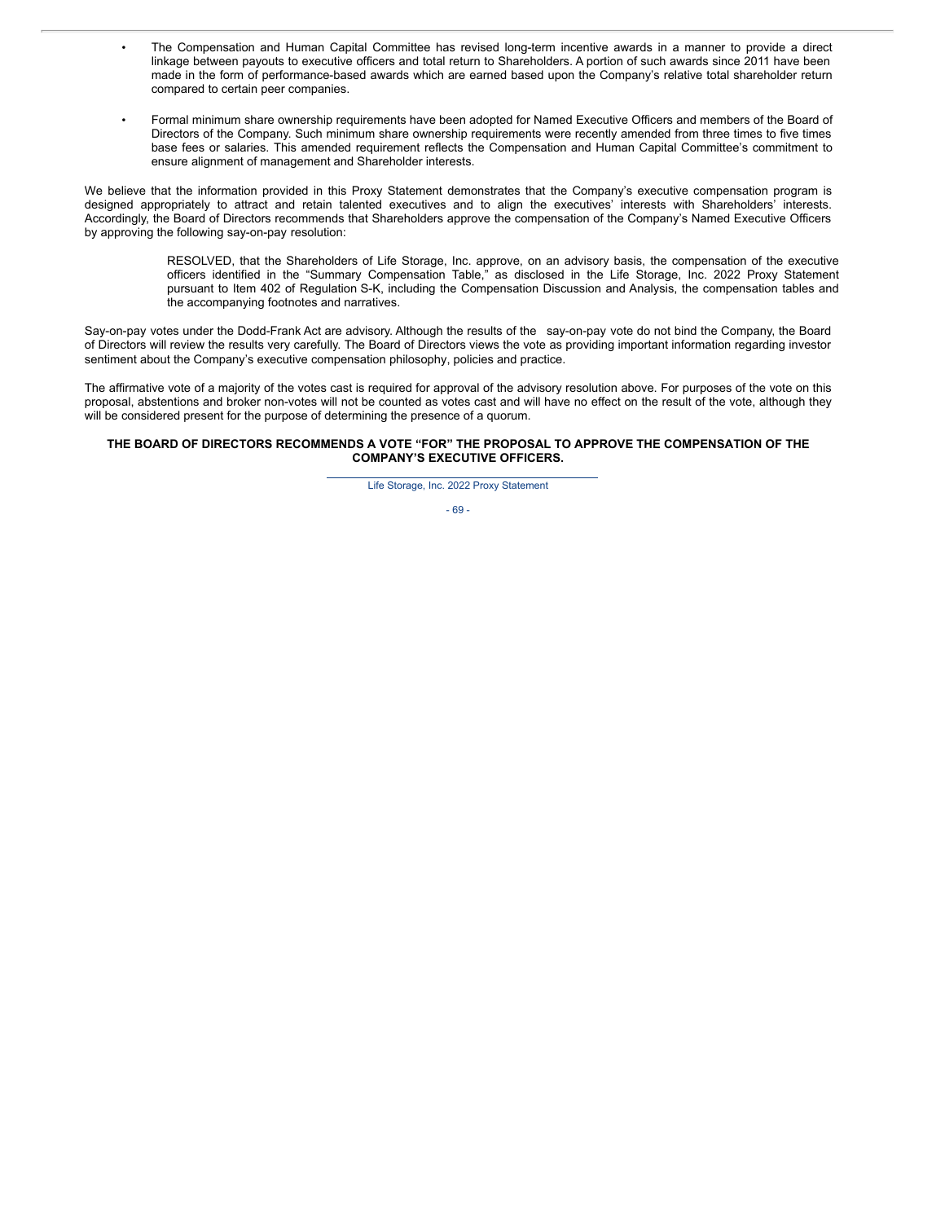- The Compensation and Human Capital Committee has revised long-term incentive awards in a manner to provide a direct linkage between payouts to executive officers and total return to Shareholders. A portion of such awards since 2011 have been made in the form of performance-based awards which are earned based upon the Company's relative total shareholder return compared to certain peer companies.

- Formal minimum share ownership requirements have been adopted for Named Executive Officers and members of the Board of Directors of the Company. Such minimum share ownership requirements were recently amended from three times to five times base fees or salaries. This amended requirement reflects the Compensation and Human Capital Committee's commitment to ensure alignment of management and Shareholder interests.

We believe that the information provided in this Proxy Statement demonstrates that the Company's executive compensation program is designed appropriately to attract and retain talented executives and to align the executives' interests with Shareholders' interests. Accordingly, the Board of Directors recommends that Shareholders approve the compensation of the Company's Named Executive Officers by approving the following say-on-pay resolution:

> RESOLVED, that the Shareholders of Life Storage, Inc. approve, on an advisory basis, the compensation of the executive officers identified in the "Summary Compensation Table," as disclosed in the Life Storage, Inc. 2022 Proxy Statement pursuant to Item 402 of Regulation S-K, including the Compensation Discussion and Analysis, the compensation tables and the accompanying footnotes and narratives.

Say-on-pay votes under the Dodd-Frank Act are advisory. Although the results of the say-on-pay vote do not bind the Company, the Board of Directors will review the results very carefully. The Board of Directors views the vote as providing important information regarding investor sentiment about the Company's executive compensation philosophy, policies and practice.

The affirmative vote of a majority of the votes cast is required for approval of the advisory resolution above. For purposes of the vote on this proposal, abstentions and broker non-votes will not be counted as votes cast and will have no effect on the result of the vote, although they will be considered present for the purpose of determining the presence of a quorum.

**THE BOARD OF DIRECTORS RECOMMENDS A VOTE "FOR" THE PROPOSAL TO APPROVE THE COMPENSATION OF THE COMPANY'S EXECUTIVE OFFICERS.**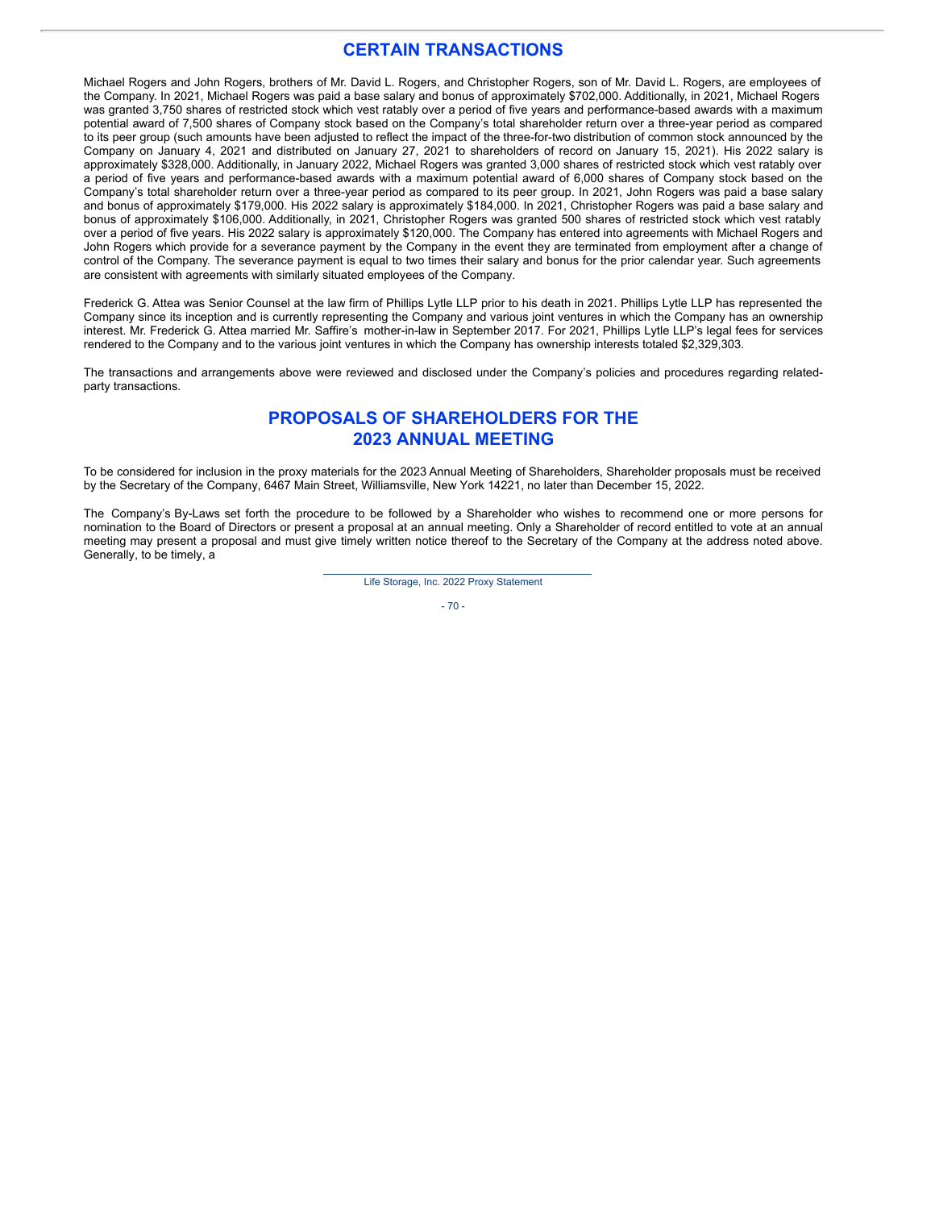# CERTAIN TRANSACTIONS

Michael Rogers and John Rogers, brothers of Mr. David L. Rogers, and Christopher Rogers, son of Mr. David L. Rogers, are employees of the Company. In 2021, Michael Rogers was paid a base salary and bonus of approximately $702,000. Additionally, in 2021, Michael Rogers was granted 3,750 shares of restricted stock which vest ratably over a period of five years and performance-based awards with a maximum potential award of 7,500 shares of Company stock based on the Company's total shareholder return over a three-year period as compared to its peer group (such amounts have been adjusted to reflect the impact of the three-for-two distribution of common stock announced by the Company on January 4, 2021 and distributed on January 27, 2021 to shareholders of record on January 15, 2021). His 2022 salary is approximately $328,000. Additionally, in January 2022, Michael Rogers was granted 3,000 shares of restricted stock which vest ratably over a period of five years and performance-based awards with a maximum potential award of 6,000 shares of Company stock based on the Company's total shareholder return over a three-year period as compared to its peer group. In 2021, John Rogers was paid a base salary and bonus of approximately $179,000. His 2022 salary is approximately $184,000. In 2021, Christopher Rogers was paid a base salary and bonus of approximately $106,000. Additionally, in 2021, Christopher Rogers was granted 500 shares of restricted stock which vest ratably over a period of five years. His 2022 salary is approximately $120,000. The Company has entered into agreements with Michael Rogers and John Rogers which provide for a severance payment by the Company in the event they are terminated from employment after a change of control of the Company. The severance payment is equal to two times their salary and bonus for the prior calendar year. Such agreements are consistent with agreements with similarly situated employees of the Company.

Frederick G. Attea was Senior Counsel at the law firm of Phillips Lytle LLP prior to his death in 2021. Phillips Lytle LLP has represented the Company since its inception and is currently representing the Company and various joint ventures in which the Company has an ownership interest. Mr. Frederick G. Attea married Mr. Saffire's mother-in-law in September 2017. For 2021, Phillips Lytle LLP's legal fees for services rendered to the Company and to the various joint ventures in which the Company has ownership interests totaled $2,329,303.

The transactions and arrangements above were reviewed and disclosed under the Company's policies and procedures regarding related-party transactions.

# PROPOSALS OF SHAREHOLDERS FOR THE 2023 ANNUAL MEETING

To be considered for inclusion in the proxy materials for the 2023 Annual Meeting of Shareholders, Shareholder proposals must be received by the Secretary of the Company, 6467 Main Street, Williamsville, New York 14221, no later than December 15, 2022.

The Company's By-Laws set forth the procedure to be followed by a Shareholder who wishes to recommend one or more persons for nomination to the Board of Directors or present a proposal at an annual meeting. Only a Shareholder of record entitled to vote at an annual meeting may present a proposal and must give timely written notice thereof to the Secretary of the Company at the address noted above. Generally, to be timely, a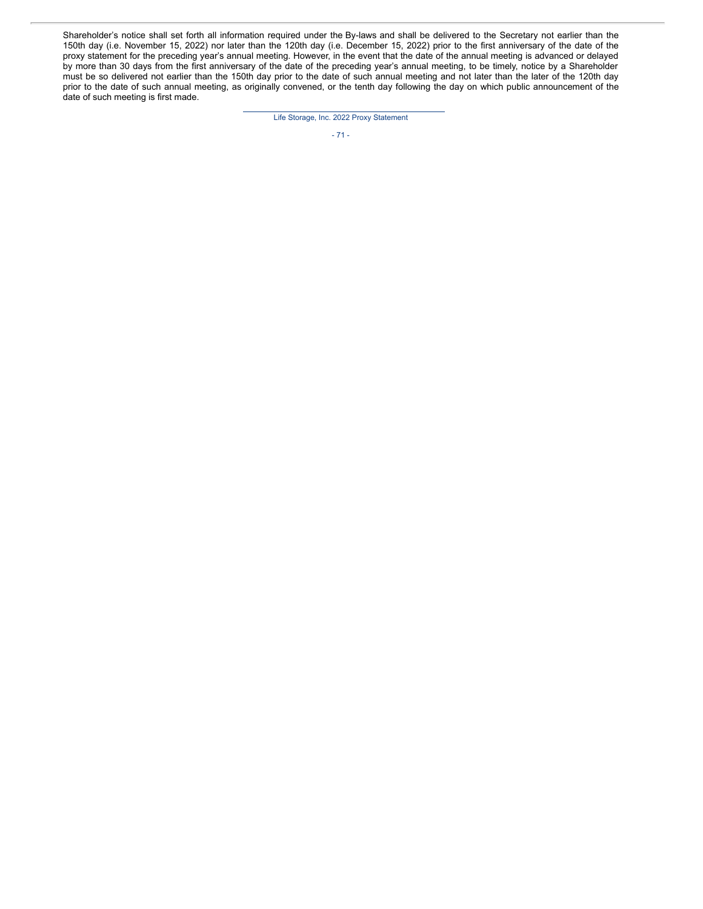Shareholder’s notice shall set forth all information required under the By-laws and shall be delivered to the Secretary not earlier than the 150th day (i.e. November 15, 2022) nor later than the 120th day (i.e. December 15, 2022) prior to the first anniversary of the date of the proxy statement for the preceding year’s annual meeting. However, in the event that the date of the annual meeting is advanced or delayed by more than 30 days from the first anniversary of the date of the preceding year’s annual meeting, to be timely, notice by a Shareholder must be so delivered not earlier than the 150th day prior to the date of such annual meeting and not later than the later of the 120th day prior to the date of such annual meeting, as originally convened, or the tenth day following the day on which public announcement of the date of such meeting is first made.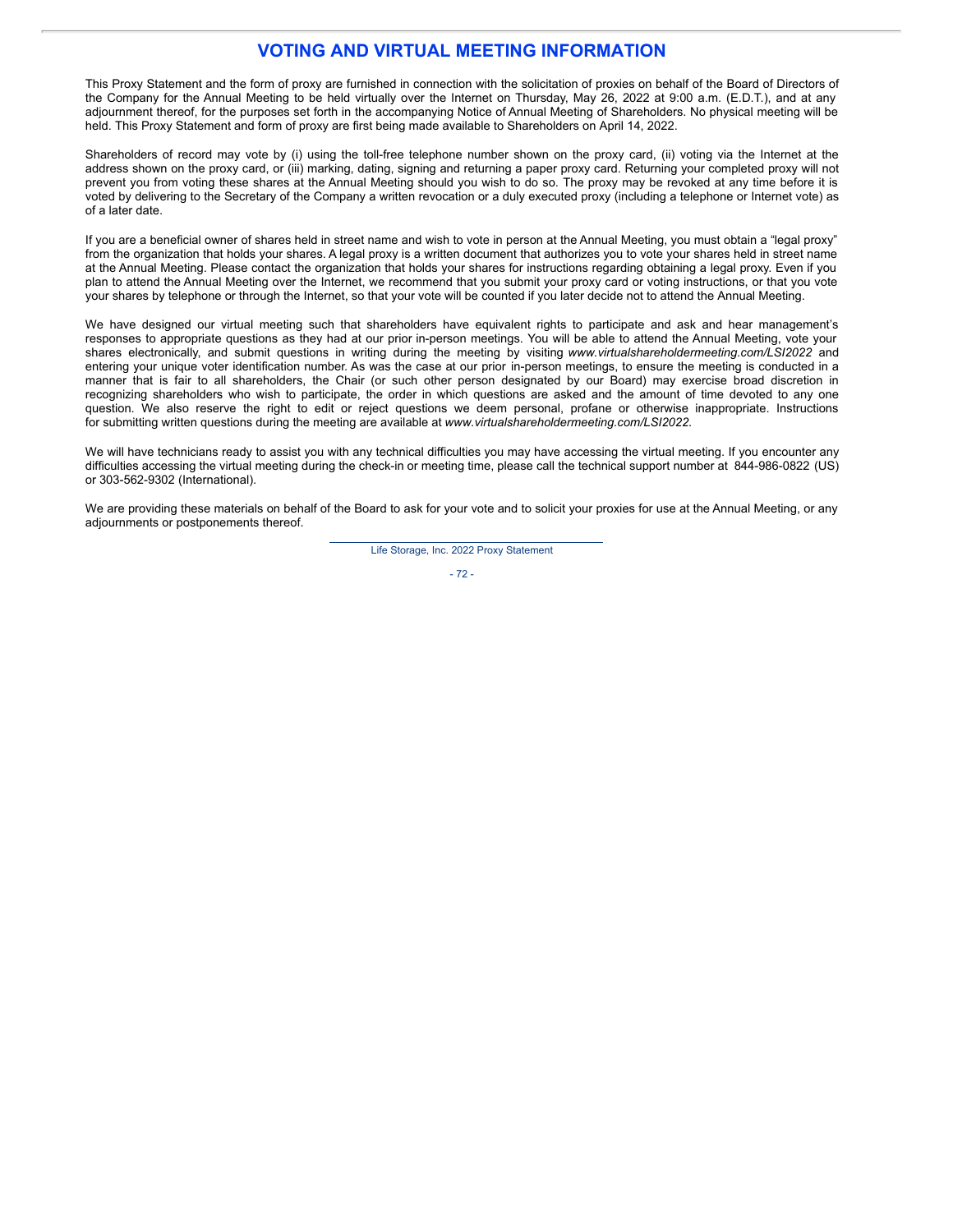# VOTING AND VIRTUAL MEETING INFORMATION

This Proxy Statement and the form of proxy are furnished in connection with the solicitation of proxies on behalf of the Board of Directors of the Company for the Annual Meeting to be held virtually over the Internet on Thursday, May 26, 2022 at 9:00 a.m. (E.D.T.), and at any adjournment thereof, for the purposes set forth in the accompanying Notice of Annual Meeting of Shareholders. No physical meeting will be held. This Proxy Statement and form of proxy are first being made available to Shareholders on April 14, 2022.

Shareholders of record may vote by (i) using the toll-free telephone number shown on the proxy card, (ii) voting via the Internet at the address shown on the proxy card, or (iii) marking, dating, signing and returning a paper proxy card. Returning your completed proxy will not prevent you from voting these shares at the Annual Meeting should you wish to do so. The proxy may be revoked at any time before it is voted by delivering to the Secretary of the Company a written revocation or a duly executed proxy (including a telephone or Internet vote) as of a later date.

If you are a beneficial owner of shares held in street name and wish to vote in person at the Annual Meeting, you must obtain a "legal proxy" from the organization that holds your shares. A legal proxy is a written document that authorizes you to vote your shares held in street name at the Annual Meeting. Please contact the organization that holds your shares for instructions regarding obtaining a legal proxy. Even if you plan to attend the Annual Meeting over the Internet, we recommend that you submit your proxy card or voting instructions, or that you vote your shares by telephone or through the Internet, so that your vote will be counted if you later decide not to attend the Annual Meeting.

We have designed our virtual meeting such that shareholders have equivalent rights to participate and ask and hear management's responses to appropriate questions as they had at our prior in-person meetings. You will be able to attend the Annual Meeting, vote your shares electronically, and submit questions in writing during the meeting by visiting *www.virtualshareholdermeeting.com/LSI2022* and entering your unique voter identification number. As was the case at our prior in-person meetings, to ensure the meeting is conducted in a manner that is fair to all shareholders, the Chair (or such other person designated by our Board) may exercise broad discretion in recognizing shareholders who wish to participate, the order in which questions are asked and the amount of time devoted to any one question. We also reserve the right to edit or reject questions we deem personal, profane or otherwise inappropriate. Instructions for submitting written questions during the meeting are available at *www.virtualshareholdermeeting.com/LSI2022*.

We will have technicians ready to assist you with any technical difficulties you may have accessing the virtual meeting. If you encounter any difficulties accessing the virtual meeting during the check-in or meeting time, please call the technical support number at 844-986-0822 (US) or 303-562-9302 (International).

We are providing these materials on behalf of the Board to ask for your vote and to solicit your proxies for use at the Annual Meeting, or any adjournments or postponements thereof.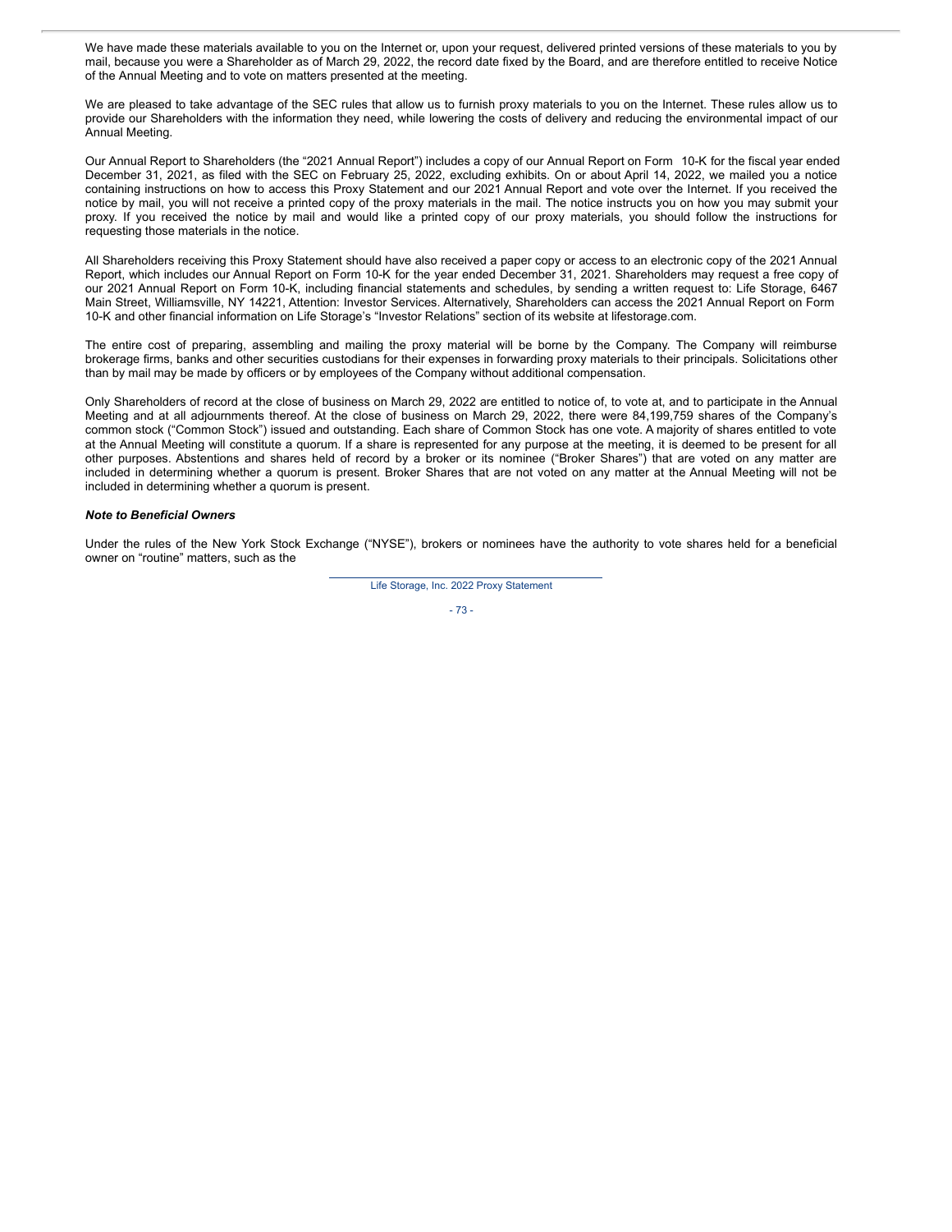We have made these materials available to you on the Internet or, upon your request, delivered printed versions of these materials to you by mail, because you were a Shareholder as of March 29, 2022, the record date fixed by the Board, and are therefore entitled to receive Notice of the Annual Meeting and to vote on matters presented at the meeting.

We are pleased to take advantage of the SEC rules that allow us to furnish proxy materials to you on the Internet. These rules allow us to provide our Shareholders with the information they need, while lowering the costs of delivery and reducing the environmental impact of our Annual Meeting.

Our Annual Report to Shareholders (the "2021 Annual Report") includes a copy of our Annual Report on Form 10-K for the fiscal year ended December 31, 2021, as filed with the SEC on February 25, 2022, excluding exhibits. On or about April 14, 2022, we mailed you a notice containing instructions on how to access this Proxy Statement and our 2021 Annual Report and vote over the Internet. If you received the notice by mail, you will not receive a printed copy of the proxy materials in the mail. The notice instructs you on how you may submit your proxy. If you received the notice by mail and would like a printed copy of our proxy materials, you should follow the instructions for requesting those materials in the notice.

All Shareholders receiving this Proxy Statement should have also received a paper copy or access to an electronic copy of the 2021 Annual Report, which includes our Annual Report on Form 10-K for the year ended December 31, 2021. Shareholders may request a free copy of our 2021 Annual Report on Form 10-K, including financial statements and schedules, by sending a written request to: Life Storage, 6467 Main Street, Williamsville, NY 14221, Attention: Investor Services. Alternatively, Shareholders can access the 2021 Annual Report on Form 10-K and other financial information on Life Storage's "Investor Relations" section of its website at lifestorage.com.

The entire cost of preparing, assembling and mailing the proxy material will be borne by the Company. The Company will reimburse brokerage firms, banks and other securities custodians for their expenses in forwarding proxy materials to their principals. Solicitations other than by mail may be made by officers or by employees of the Company without additional compensation.

Only Shareholders of record at the close of business on March 29, 2022 are entitled to notice of, to vote at, and to participate in the Annual Meeting and at all adjournments thereof. At the close of business on March 29, 2022, there were 84,199,759 shares of the Company's common stock ("Common Stock") issued and outstanding. Each share of Common Stock has one vote. A majority of shares entitled to vote at the Annual Meeting will constitute a quorum. If a share is represented for any purpose at the meeting, it is deemed to be present for all other purposes. Abstentions and shares held of record by a broker or its nominee ("Broker Shares") that are voted on any matter are included in determining whether a quorum is present. Broker Shares that are not voted on any matter at the Annual Meeting will not be included in determining whether a quorum is present.

***Note to Beneficial Owners***

Under the rules of the New York Stock Exchange ("NYSE"), brokers or nominees have the authority to vote shares held for a beneficial owner on "routine" matters, such as the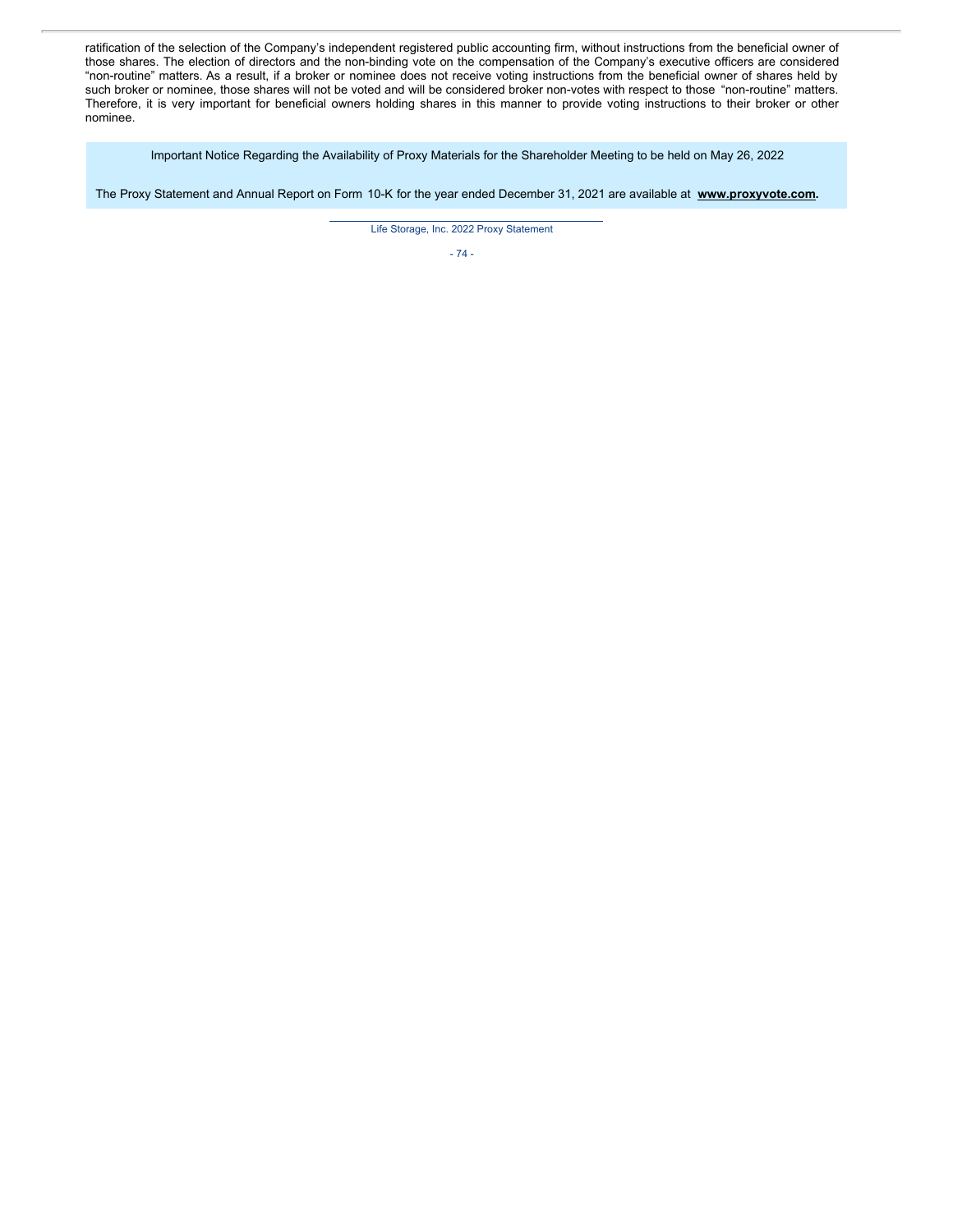ratification of the selection of the Company's independent registered public accounting firm, without instructions from the beneficial owner of those shares. The election of directors and the non-binding vote on the compensation of the Company's executive officers are considered "non-routine" matters. As a result, if a broker or nominee does not receive voting instructions from the beneficial owner of shares held by such broker or nominee, those shares will not be voted and will be considered broker non-votes with respect to those "non-routine" matters. Therefore, it is very important for beneficial owners holding shares in this manner to provide voting instructions to their broker or other nominee.

Important Notice Regarding the Availability of Proxy Materials for the Shareholder Meeting to be held on May 26, 2022

The Proxy Statement and Annual Report on Form 10-K for the year ended December 31, 2021 are available at **www.proxyvote.com.**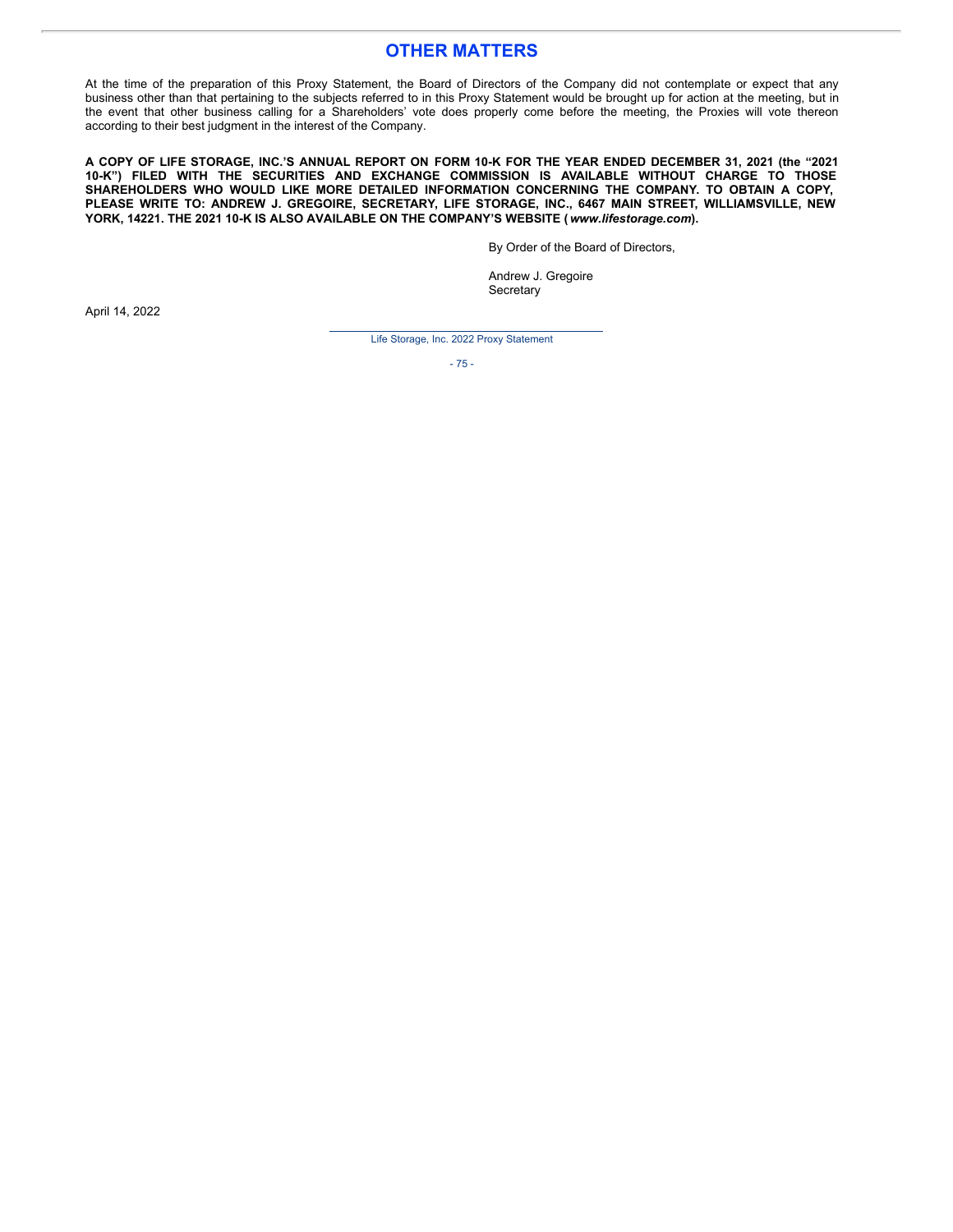# OTHER MATTERS

At the time of the preparation of this Proxy Statement, the Board of Directors of the Company did not contemplate or expect that any business other than that pertaining to the subjects referred to in this Proxy Statement would be brought up for action at the meeting, but in the event that other business calling for a Shareholders' vote does properly come before the meeting, the Proxies will vote thereon according to their best judgment in the interest of the Company.

**A COPY OF LIFE STORAGE, INC.'S ANNUAL REPORT ON FORM 10-K FOR THE YEAR ENDED DECEMBER 31, 2021 (the "2021 10-K") FILED WITH THE SECURITIES AND EXCHANGE COMMISSION IS AVAILABLE WITHOUT CHARGE TO THOSE SHAREHOLDERS WHO WOULD LIKE MORE DETAILED INFORMATION CONCERNING THE COMPANY. TO OBTAIN A COPY, PLEASE WRITE TO: ANDREW J. GREGOIRE, SECRETARY, LIFE STORAGE, INC., 6467 MAIN STREET, WILLIAMSVILLE, NEW YORK, 14221. THE 2021 10-K IS ALSO AVAILABLE ON THE COMPANY'S WEBSITE (*www.lifestorage.com*).**

By Order of the Board of Directors,

Andrew J. Gregoire
Secretary

April 14, 2022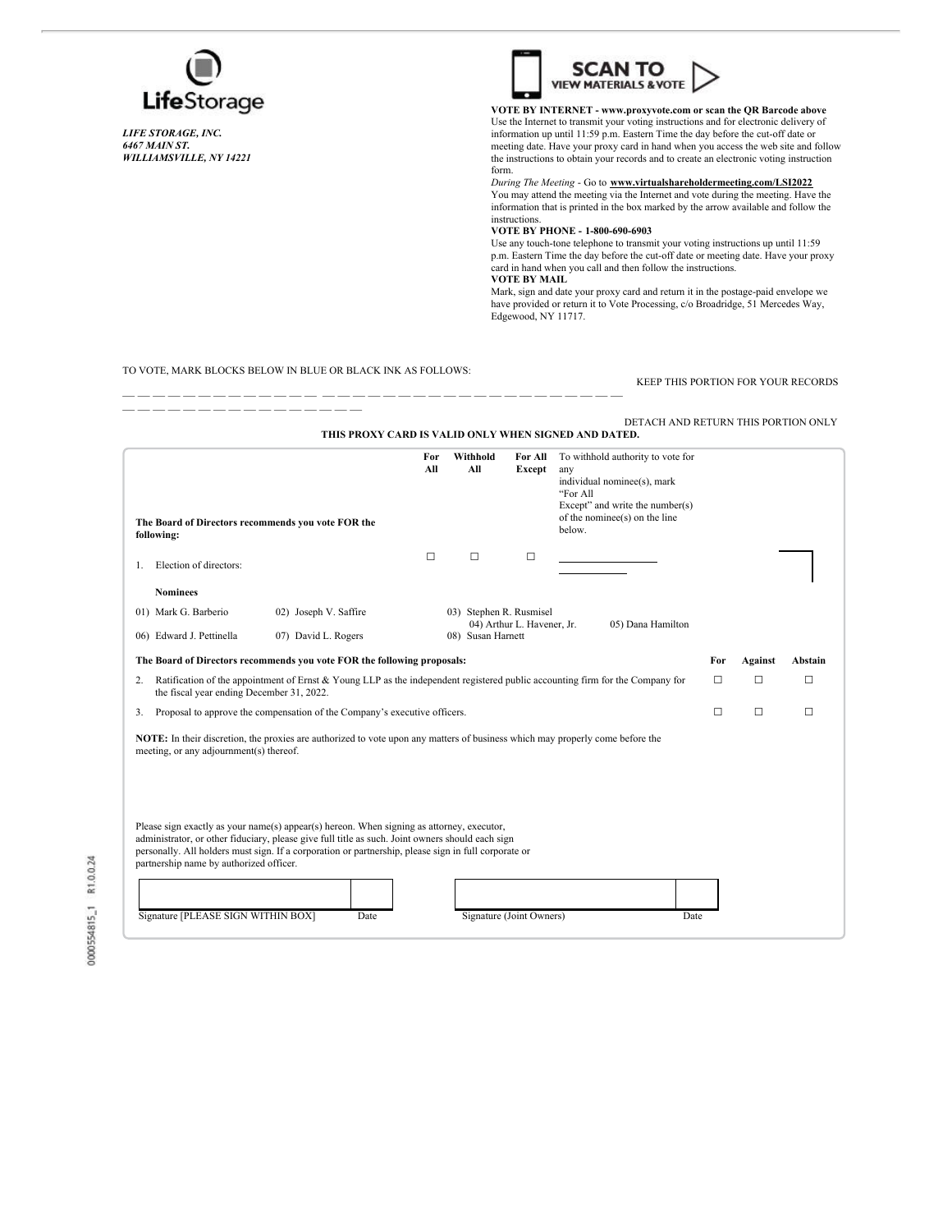**LifeStorage**

*LIFE STORAGE, INC.*
*6467 MAIN ST.*
*WILLIAMSVILLE, NY 14221*

**SCAN TO VIEW MATERIALS & VOTE**

**VOTE BY INTERNET - www.proxyvote.com or scan the QR Barcode above**
Use the Internet to transmit your voting instructions and for electronic delivery of information up until 11:59 p.m. Eastern Time the day before the cut-off date or meeting date. Have your proxy card in hand when you access the web site and follow the instructions to obtain your records and to create an electronic voting instruction form.

*During The Meeting* - Go to **www.virtualshareholdermeeting.com/LSI2022**
You may attend the meeting via the Internet and vote during the meeting. Have the information that is printed in the box marked by the arrow available and follow the instructions.

**VOTE BY PHONE - 1-800-690-6903**
Use any touch-tone telephone to transmit your voting instructions up until 11:59 p.m. Eastern Time the day before the cut-off date or meeting date. Have your proxy card in hand when you call and then follow the instructions.

**VOTE BY MAIL**
Mark, sign and date your proxy card and return it in the postage-paid envelope we have provided or return it to Vote Processing, c/o Broadridge, 51 Mercedes Way, Edgewood, NY 11717.

TO VOTE, MARK BLOCKS BELOW IN BLUE OR BLACK INK AS FOLLOWS:

KEEP THIS PORTION FOR YOUR RECORDS

DETACH AND RETURN THIS PORTION ONLY

**THIS PROXY CARD IS VALID ONLY WHEN SIGNED AND DATED.**

| **The Board of Directors recommends you vote FOR the following:** | **For All** | **Withhold All** | **For All Except** | To withhold authority to vote for any individual nominee(s), mark "For All Except" and write the number(s) of the nominee(s) on the line below. |
|---|---|---|---|---|
| 1. Election of directors: | ☐ | ☐ | ☐ | ______________ |

**Nominees**

01) Mark G. Barberio
02) Joseph V. Saffire
03) Stephen R. Rusmisel
04) Arthur L. Havener, Jr.
05) Dana Hamilton
06) Edward J. Pettinella
07) David L. Rogers
08) Susan Harnett

| **The Board of Directors recommends you vote FOR the following proposals:** | **For** | **Against** | **Abstain** |
|---|---|---|---|
| 2. Ratification of the appointment of Ernst & Young LLP as the independent registered public accounting firm for the Company for the fiscal year ending December 31, 2022. | ☐ | ☐ | ☐ |
| 3. Proposal to approve the compensation of the Company's executive officers. | ☐ | ☐ | ☐ |

**NOTE:** In their discretion, the proxies are authorized to vote upon any matters of business which may properly come before the meeting, or any adjournment(s) thereof.

Please sign exactly as your name(s) appear(s) hereon. When signing as attorney, executor, administrator, or other fiduciary, please give full title as such. Joint owners should each sign personally. All holders must sign. If a corporation or partnership, please sign in full corporate or partnership name by authorized officer.

| Signature [PLEASE SIGN WITHIN BOX] | Date | Signature (Joint Owners) | Date |
|---|---|---|---|
| | | | |

0000554815_1 R1.0.0.24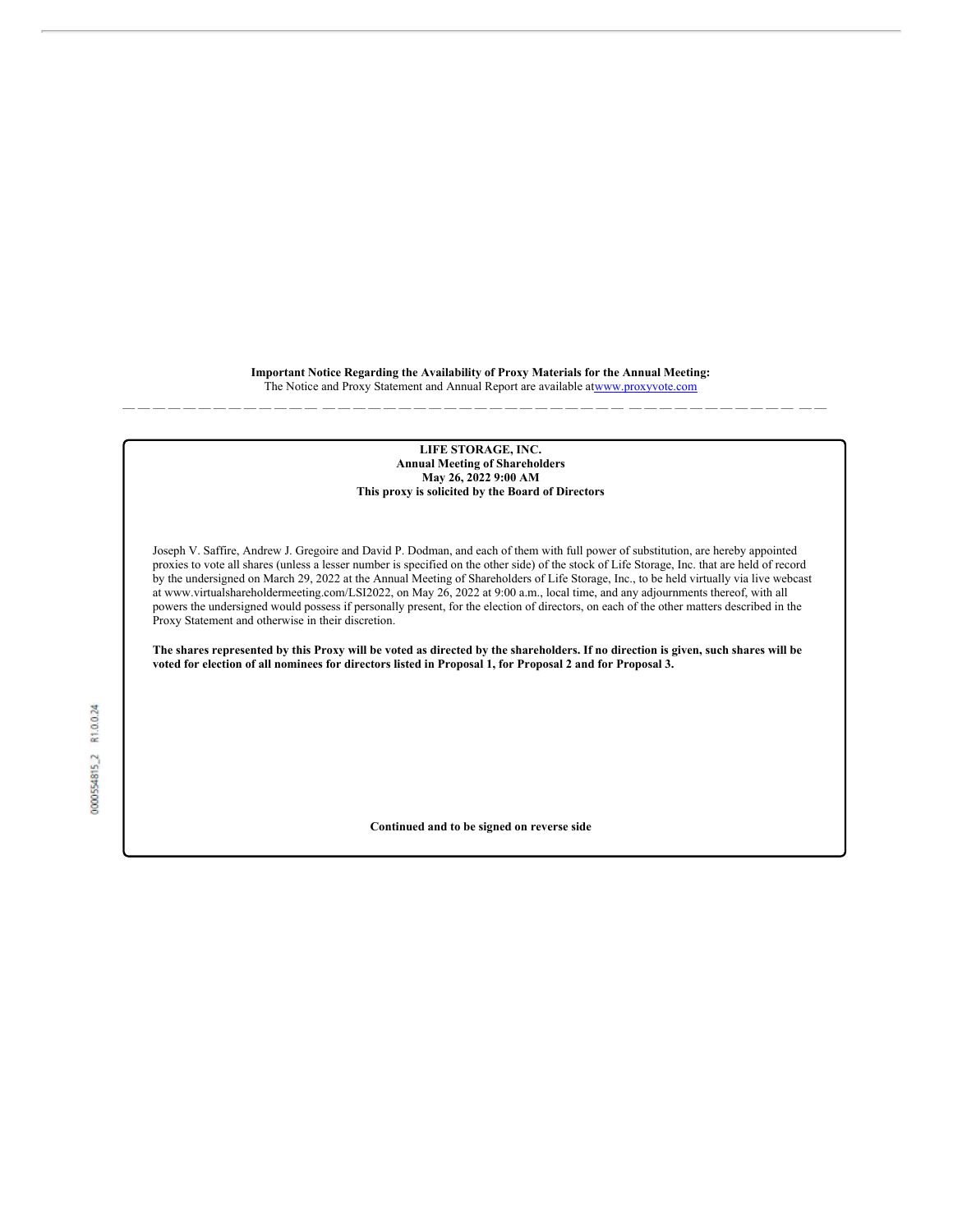**Important Notice Regarding the Availability of Proxy Materials for the Annual Meeting:**
The Notice and Proxy Statement and Annual Report are available at www.proxyvote.com

**LIFE STORAGE, INC.**
**Annual Meeting of Shareholders**
**May 26, 2022 9:00 AM**
**This proxy is solicited by the Board of Directors**

Joseph V. Saffire, Andrew J. Gregoire and David P. Dodman, and each of them with full power of substitution, are hereby appointed proxies to vote all shares (unless a lesser number is specified on the other side) of the stock of Life Storage, Inc. that are held of record by the undersigned on March 29, 2022 at the Annual Meeting of Shareholders of Life Storage, Inc., to be held virtually via live webcast at www.virtualshareholdermeeting.com/LSI2022, on May 26, 2022 at 9:00 a.m., local time, and any adjournments thereof, with all powers the undersigned would possess if personally present, for the election of directors, on each of the other matters described in the Proxy Statement and otherwise in their discretion.

**The shares represented by this Proxy will be voted as directed by the shareholders. If no direction is given, such shares will be voted for election of all nominees for directors listed in Proposal 1, for Proposal 2 and for Proposal 3.**

**Continued and to be signed on reverse side**

0000554815_2 R1.0.0.24